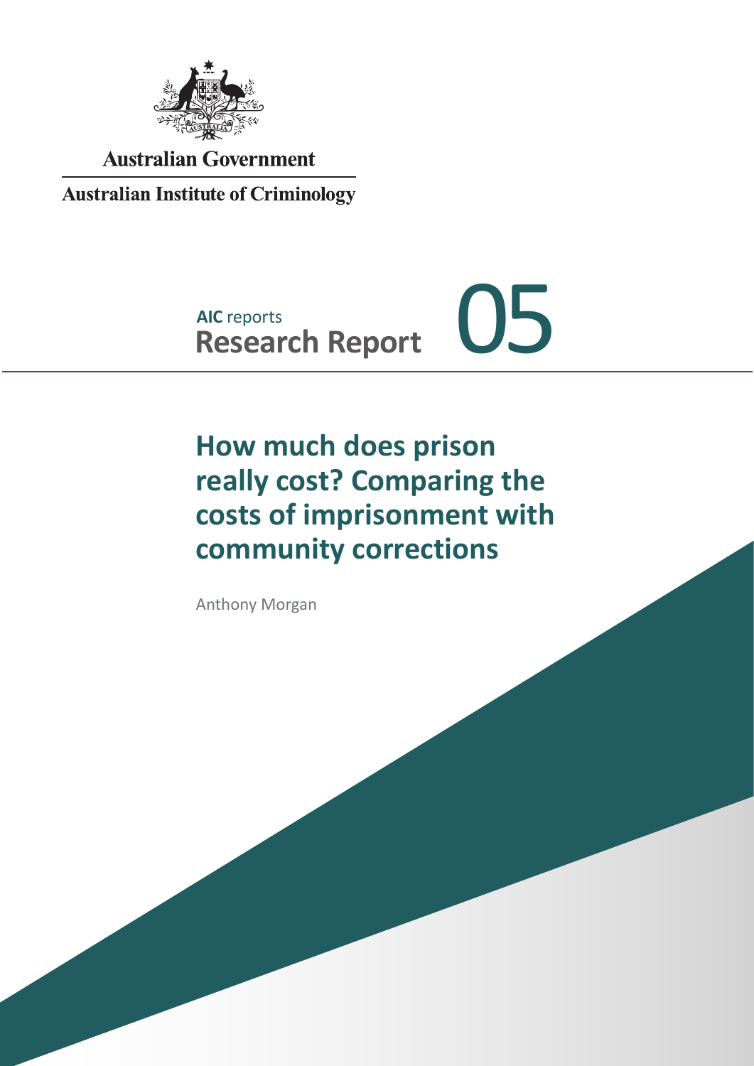Australian Government

Australian Institute of Criminology

**AIC** reports

**Research Report** 05

# How much does prison really cost? Comparing the costs of imprisonment with community corrections

Anthony Morgan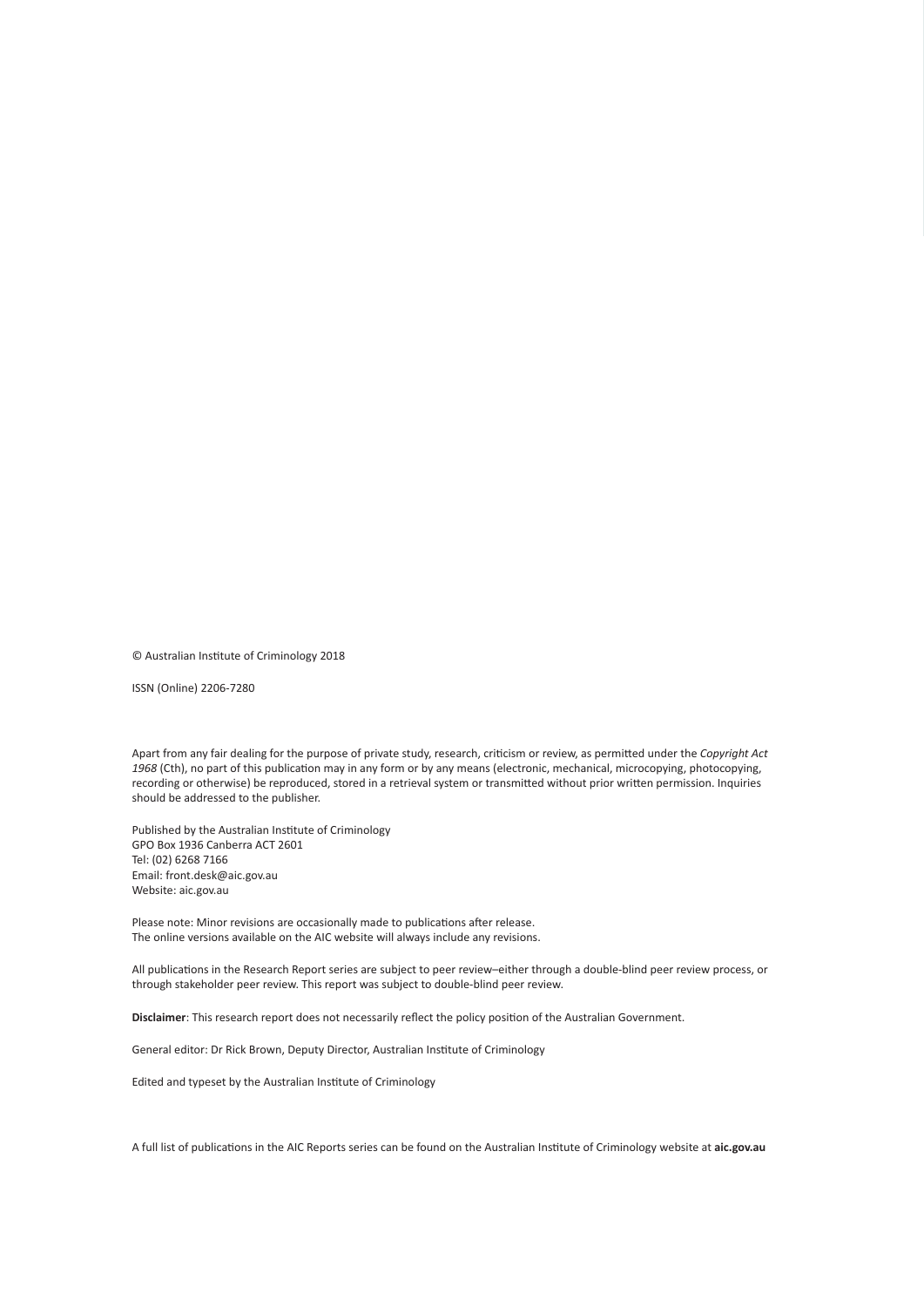© Australian Institute of Criminology 2018

ISSN (Online) 2206-7280

Apart from any fair dealing for the purpose of private study, research, criticism or review, as permitted under the *Copyright Act 1968* (Cth), no part of this publication may in any form or by any means (electronic, mechanical, microcopying, photocopying, recording or otherwise) be reproduced, stored in a retrieval system or transmitted without prior written permission. Inquiries should be addressed to the publisher.

Published by the Australian Institute of Criminology
GPO Box 1936 Canberra ACT 2601
Tel: (02) 6268 7166
Email: front.desk@aic.gov.au
Website: aic.gov.au

Please note: Minor revisions are occasionally made to publications after release.
The online versions available on the AIC website will always include any revisions.

All publications in the Research Report series are subject to peer review–either through a double-blind peer review process, or through stakeholder peer review. This report was subject to double-blind peer review.

**Disclaimer**: This research report does not necessarily reflect the policy position of the Australian Government.

General editor: Dr Rick Brown, Deputy Director, Australian Institute of Criminology

Edited and typeset by the Australian Institute of Criminology

A full list of publications in the AIC Reports series can be found on the Australian Institute of Criminology website at **aic.gov.au**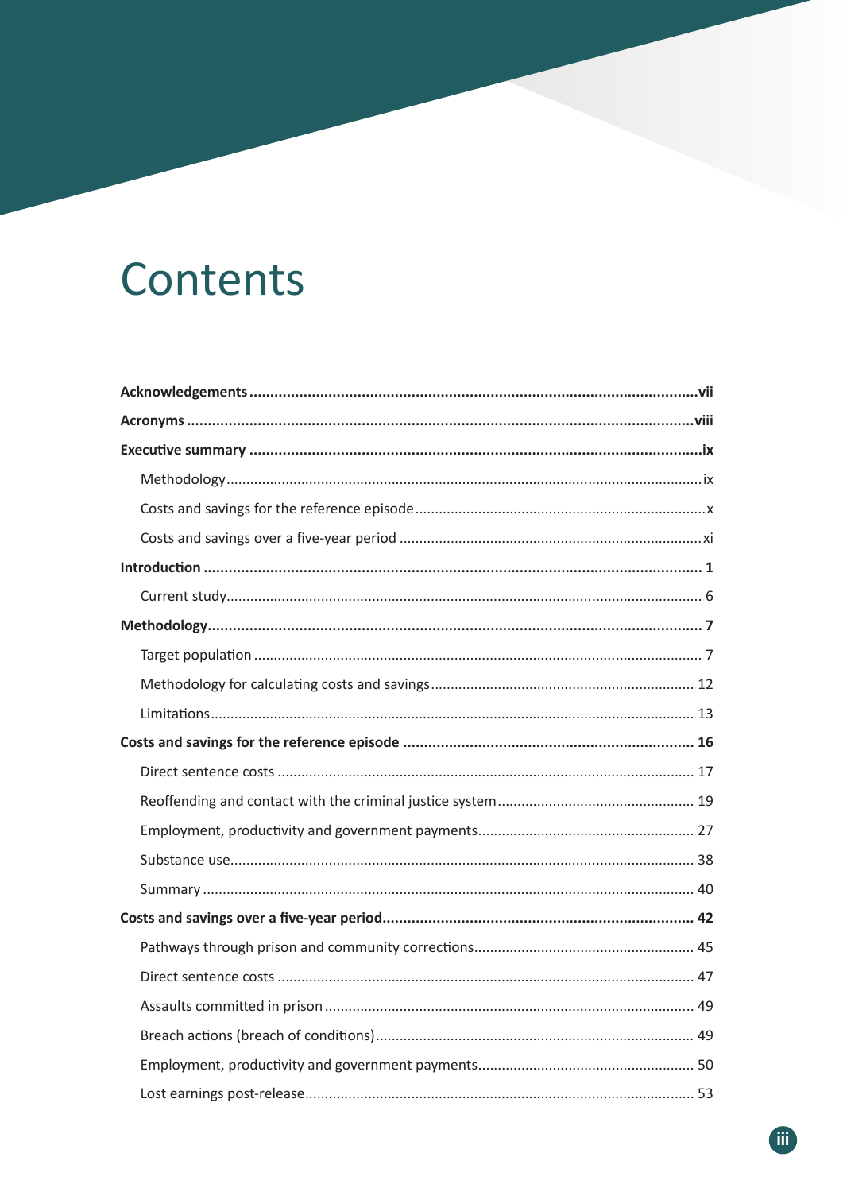# Contents

**Acknowledgements** .......... vii

**Acronyms** .......... viii

**Executive summary** .......... ix

- Methodology .......... ix
- Costs and savings for the reference episode .......... x
- Costs and savings over a five-year period .......... xi

**Introduction** .......... 1

- Current study .......... 6

**Methodology** .......... 7

- Target population .......... 7
- Methodology for calculating costs and savings .......... 12
- Limitations .......... 13

**Costs and savings for the reference episode** .......... 16

- Direct sentence costs .......... 17
- Reoffending and contact with the criminal justice system .......... 19
- Employment, productivity and government payments .......... 27
- Substance use .......... 38
- Summary .......... 40

**Costs and savings over a five-year period** .......... 42

- Pathways through prison and community corrections .......... 45
- Direct sentence costs .......... 47
- Assaults committed in prison .......... 49
- Breach actions (breach of conditions) .......... 49
- Employment, productivity and government payments .......... 50
- Lost earnings post-release .......... 53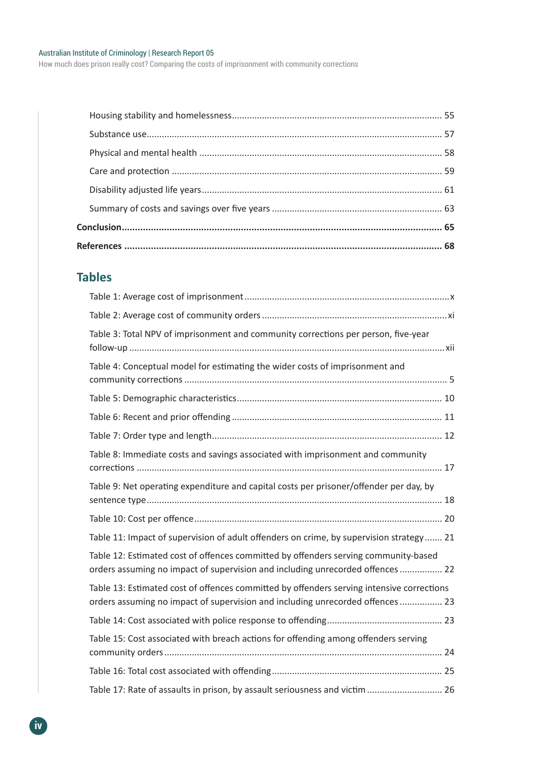Housing stability and homelessness .................................................................................. 55

Substance use ..................................................................................................................... 57

Physical and mental health ............................................................................................... 58

Care and protection ........................................................................................................... 59

Disability adjusted life years ............................................................................................. 61

Summary of costs and savings over five years ................................................................ 63

**Conclusion ........................................................................................................................... 65**

**References ........................................................................................................................... 68**

## Tables

Table 1: Average cost of imprisonment .................................................................................. x

Table 2: Average cost of community orders ........................................................................... xi

Table 3: Total NPV of imprisonment and community corrections per person, five-year follow-up ............................................................................................................................ xii

Table 4: Conceptual model for estimating the wider costs of imprisonment and community corrections ........................................................................................................ 5

Table 5: Demographic characteristics .................................................................................. 10

Table 6: Recent and prior offending .................................................................................... 11

Table 7: Order type and length ............................................................................................ 12

Table 8: Immediate costs and savings associated with imprisonment and community corrections ........................................................................................................................ 17

Table 9: Net operating expenditure and capital costs per prisoner/offender per day, by sentence type ..................................................................................................................... 18

Table 10: Cost per offence .................................................................................................... 20

Table 11: Impact of supervision of adult offenders on crime, by supervision strategy ........ 21

Table 12: Estimated cost of offences committed by offenders serving community-based orders assuming no impact of supervision and including unrecorded offences ................. 22

Table 13: Estimated cost of offences committed by offenders serving intensive corrections orders assuming no impact of supervision and including unrecorded offences ................. 23

Table 14: Cost associated with police response to offending ............................................. 23

Table 15: Cost associated with breach actions for offending among offenders serving community orders ............................................................................................................. 24

Table 16: Total cost associated with offending .................................................................... 25

Table 17: Rate of assaults in prison, by assault seriousness and victim .............................. 26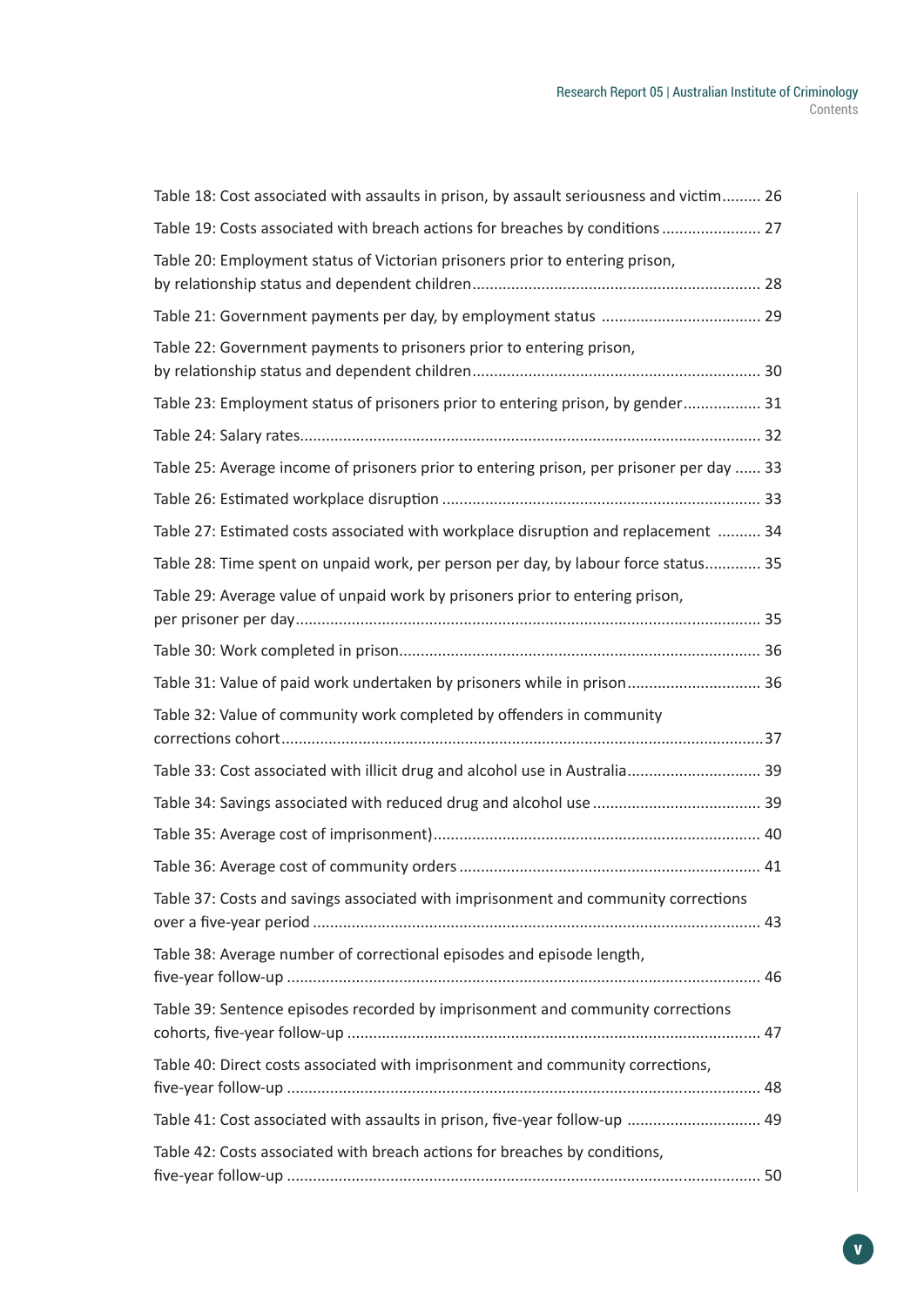Table 18: Cost associated with assaults in prison, by assault seriousness and victim......... 26

Table 19: Costs associated with breach actions for breaches by conditions....................... 27

Table 20: Employment status of Victorian prisoners prior to entering prison, by relationship status and dependent children.................................................................. 28

Table 21: Government payments per day, by employment status .................................... 29

Table 22: Government payments to prisoners prior to entering prison, by relationship status and dependent children.................................................................. 30

Table 23: Employment status of prisoners prior to entering prison, by gender.................. 31

Table 24: Salary rates.......................................................................................................... 32

Table 25: Average income of prisoners prior to entering prison, per prisoner per day ...... 33

Table 26: Estimated workplace disruption ......................................................................... 33

Table 27: Estimated costs associated with workplace disruption and replacement .......... 34

Table 28: Time spent on unpaid work, per person per day, by labour force status............ 35

Table 29: Average value of unpaid work by prisoners prior to entering prison, per prisoner per day.......................................................................................................... 35

Table 30: Work completed in prison................................................................................... 36

Table 31: Value of paid work undertaken by prisoners while in prison.............................. 36

Table 32: Value of community work completed by offenders in community corrections cohort...............................................................................................................37

Table 33: Cost associated with illicit drug and alcohol use in Australia.............................. 39

Table 34: Savings associated with reduced drug and alcohol use ...................................... 39

Table 35: Average cost of imprisonment)........................................................................... 40

Table 36: Average cost of community orders .................................................................... 41

Table 37: Costs and savings associated with imprisonment and community corrections over a five-year period ....................................................................................................... 43

Table 38: Average number of correctional episodes and episode length, five-year follow-up ............................................................................................................ 46

Table 39: Sentence episodes recorded by imprisonment and community corrections cohorts, five-year follow-up ............................................................................................... 47

Table 40: Direct costs associated with imprisonment and community corrections, five-year follow-up ............................................................................................................ 48

Table 41: Cost associated with assaults in prison, five-year follow-up .............................. 49

Table 42: Costs associated with breach actions for breaches by conditions, five-year follow-up ............................................................................................................ 50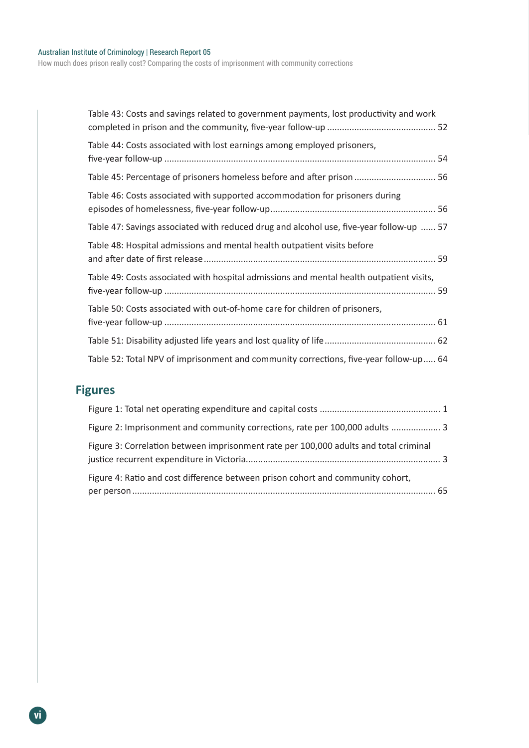Table 43: Costs and savings related to government payments, lost productivity and work completed in prison and the community, five-year follow-up ........................................... 52

Table 44: Costs associated with lost earnings among employed prisoners, five-year follow-up ............................................................................................................ 54

Table 45: Percentage of prisoners homeless before and after prison ................................ 56

Table 46: Costs associated with supported accommodation for prisoners during episodes of homelessness, five-year follow-up................................................................. 56

Table 47: Savings associated with reduced drug and alcohol use, five-year follow-up ...... 57

Table 48: Hospital admissions and mental health outpatient visits before and after date of first release............................................................................................ 59

Table 49: Costs associated with hospital admissions and mental health outpatient visits, five-year follow-up ............................................................................................................ 59

Table 50: Costs associated with out-of-home care for children of prisoners, five-year follow-up ............................................................................................................ 61

Table 51: Disability adjusted life years and lost quality of life ............................................ 62

Table 52: Total NPV of imprisonment and community corrections, five-year follow-up..... 64

## Figures

Figure 1: Total net operating expenditure and capital costs ................................................ 1

Figure 2: Imprisonment and community corrections, rate per 100,000 adults .................... 3

Figure 3: Correlation between imprisonment rate per 100,000 adults and total criminal justice recurrent expenditure in Victoria.............................................................................. 3

Figure 4: Ratio and cost difference between prison cohort and community cohort, per person ......................................................................................................................... 65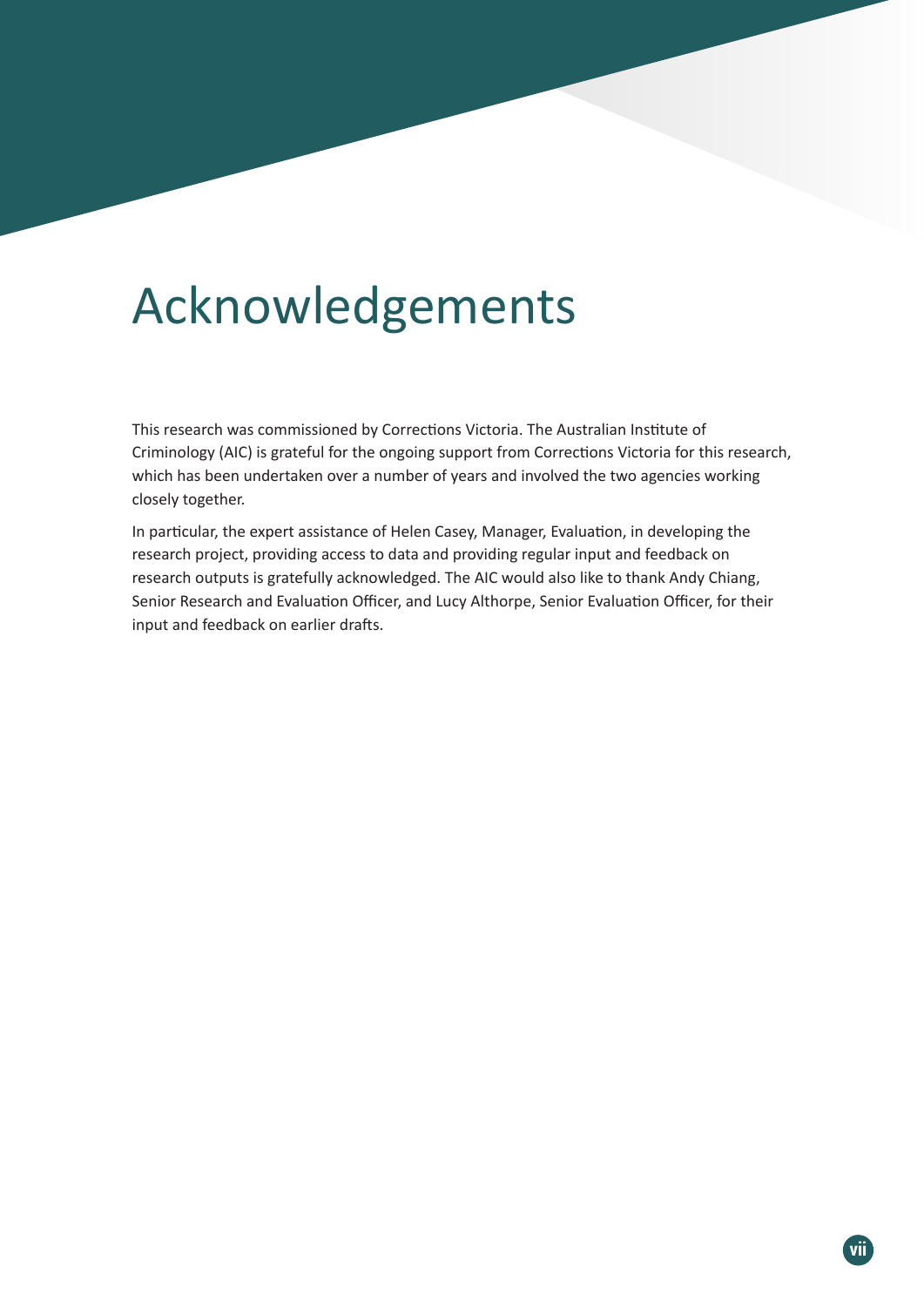# Acknowledgements

This research was commissioned by Corrections Victoria. The Australian Institute of Criminology (AIC) is grateful for the ongoing support from Corrections Victoria for this research, which has been undertaken over a number of years and involved the two agencies working closely together.

In particular, the expert assistance of Helen Casey, Manager, Evaluation, in developing the research project, providing access to data and providing regular input and feedback on research outputs is gratefully acknowledged. The AIC would also like to thank Andy Chiang, Senior Research and Evaluation Officer, and Lucy Althorpe, Senior Evaluation Officer, for their input and feedback on earlier drafts.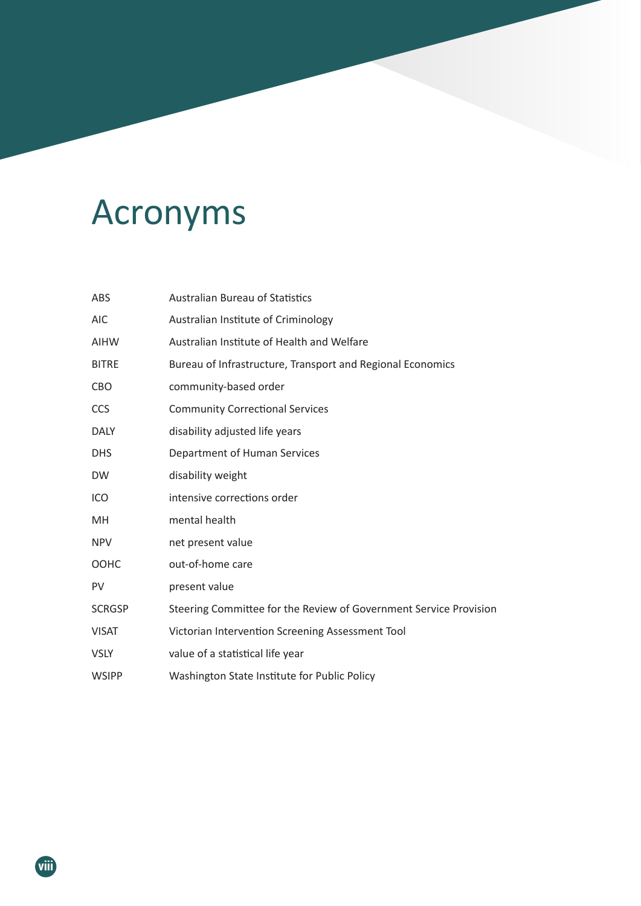# Acronyms

| | |
|---|---|
| ABS | Australian Bureau of Statistics |
| AIC | Australian Institute of Criminology |
| AIHW | Australian Institute of Health and Welfare |
| BITRE | Bureau of Infrastructure, Transport and Regional Economics |
| CBO | community-based order |
| CCS | Community Correctional Services |
| DALY | disability adjusted life years |
| DHS | Department of Human Services |
| DW | disability weight |
| ICO | intensive corrections order |
| MH | mental health |
| NPV | net present value |
| OOHC | out-of-home care |
| PV | present value |
| SCRGSP | Steering Committee for the Review of Government Service Provision |
| VISAT | Victorian Intervention Screening Assessment Tool |
| VSLY | value of a statistical life year |
| WSIPP | Washington State Institute for Public Policy |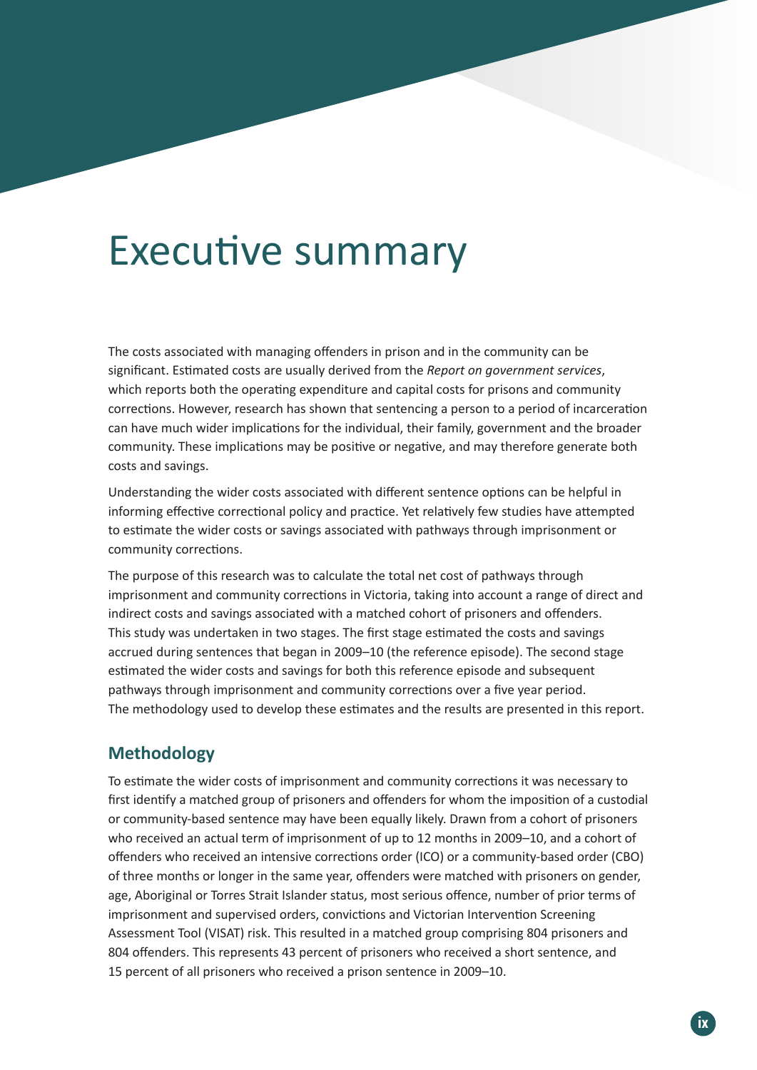# Executive summary

The costs associated with managing offenders in prison and in the community can be significant. Estimated costs are usually derived from the *Report on government services*, which reports both the operating expenditure and capital costs for prisons and community corrections. However, research has shown that sentencing a person to a period of incarceration can have much wider implications for the individual, their family, government and the broader community. These implications may be positive or negative, and may therefore generate both costs and savings.

Understanding the wider costs associated with different sentence options can be helpful in informing effective correctional policy and practice. Yet relatively few studies have attempted to estimate the wider costs or savings associated with pathways through imprisonment or community corrections.

The purpose of this research was to calculate the total net cost of pathways through imprisonment and community corrections in Victoria, taking into account a range of direct and indirect costs and savings associated with a matched cohort of prisoners and offenders. This study was undertaken in two stages. The first stage estimated the costs and savings accrued during sentences that began in 2009–10 (the reference episode). The second stage estimated the wider costs and savings for both this reference episode and subsequent pathways through imprisonment and community corrections over a five year period. The methodology used to develop these estimates and the results are presented in this report.

## Methodology

To estimate the wider costs of imprisonment and community corrections it was necessary to first identify a matched group of prisoners and offenders for whom the imposition of a custodial or community-based sentence may have been equally likely. Drawn from a cohort of prisoners who received an actual term of imprisonment of up to 12 months in 2009–10, and a cohort of offenders who received an intensive corrections order (ICO) or a community-based order (CBO) of three months or longer in the same year, offenders were matched with prisoners on gender, age, Aboriginal or Torres Strait Islander status, most serious offence, number of prior terms of imprisonment and supervised orders, convictions and Victorian Intervention Screening Assessment Tool (VISAT) risk. This resulted in a matched group comprising 804 prisoners and 804 offenders. This represents 43 percent of prisoners who received a short sentence, and 15 percent of all prisoners who received a prison sentence in 2009–10.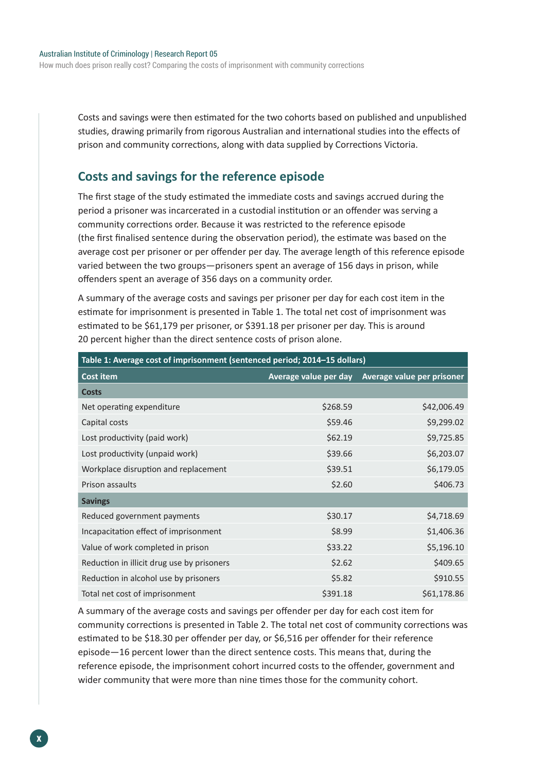Costs and savings were then estimated for the two cohorts based on published and unpublished studies, drawing primarily from rigorous Australian and international studies into the effects of prison and community corrections, along with data supplied by Corrections Victoria.

## Costs and savings for the reference episode

The first stage of the study estimated the immediate costs and savings accrued during the period a prisoner was incarcerated in a custodial institution or an offender was serving a community corrections order. Because it was restricted to the reference episode (the first finalised sentence during the observation period), the estimate was based on the average cost per prisoner or per offender per day. The average length of this reference episode varied between the two groups—prisoners spent an average of 156 days in prison, while offenders spent an average of 356 days on a community order.

A summary of the average costs and savings per prisoner per day for each cost item in the estimate for imprisonment is presented in Table 1. The total net cost of imprisonment was estimated to be $61,179 per prisoner, or $391.18 per prisoner per day. This is around 20 percent higher than the direct sentence costs of prison alone.

**Table 1: Average cost of imprisonment (sentenced period; 2014–15 dollars)**

| Cost item | Average value per day | Average value per prisoner |
|---|---|---|
| **Costs** | | |
| Net operating expenditure | $268.59 | $42,006.49 |
| Capital costs | $59.46 | $9,299.02 |
| Lost productivity (paid work) | $62.19 | $9,725.85 |
| Lost productivity (unpaid work) | $39.66 | $6,203.07 |
| Workplace disruption and replacement | $39.51 | $6,179.05 |
| Prison assaults | $2.60 | $406.73 |
| **Savings** | | |
| Reduced government payments | $30.17 | $4,718.69 |
| Incapacitation effect of imprisonment | $8.99 | $1,406.36 |
| Value of work completed in prison | $33.22 | $5,196.10 |
| Reduction in illicit drug use by prisoners | $2.62 | $409.65 |
| Reduction in alcohol use by prisoners | $5.82 | $910.55 |
| Total net cost of imprisonment | $391.18 | $61,178.86 |

A summary of the average costs and savings per offender per day for each cost item for community corrections is presented in Table 2. The total net cost of community corrections was estimated to be $18.30 per offender per day, or $6,516 per offender for their reference episode—16 percent lower than the direct sentence costs. This means that, during the reference episode, the imprisonment cohort incurred costs to the offender, government and wider community that were more than nine times those for the community cohort.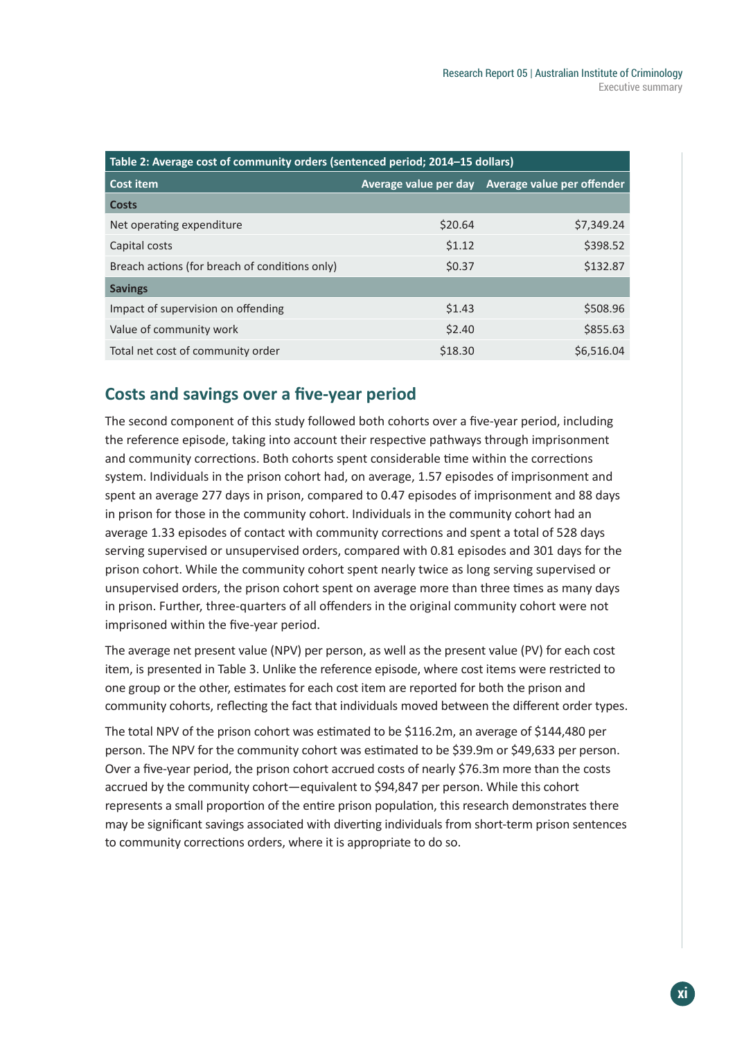Table 2: Average cost of community orders (sentenced period; 2014–15 dollars)

| Cost item | Average value per day | Average value per offender |
|---|---|---|
| **Costs** | | |
| Net operating expenditure | $20.64 | $7,349.24 |
| Capital costs | $1.12 | $398.52 |
| Breach actions (for breach of conditions only) | $0.37 | $132.87 |
| **Savings** | | |
| Impact of supervision on offending | $1.43 | $508.96 |
| Value of community work | $2.40 | $855.63 |
| Total net cost of community order | $18.30 | $6,516.04 |

## Costs and savings over a five-year period

The second component of this study followed both cohorts over a five-year period, including the reference episode, taking into account their respective pathways through imprisonment and community corrections. Both cohorts spent considerable time within the corrections system. Individuals in the prison cohort had, on average, 1.57 episodes of imprisonment and spent an average 277 days in prison, compared to 0.47 episodes of imprisonment and 88 days in prison for those in the community cohort. Individuals in the community cohort had an average 1.33 episodes of contact with community corrections and spent a total of 528 days serving supervised or unsupervised orders, compared with 0.81 episodes and 301 days for the prison cohort. While the community cohort spent nearly twice as long serving supervised or unsupervised orders, the prison cohort spent on average more than three times as many days in prison. Further, three-quarters of all offenders in the original community cohort were not imprisoned within the five-year period.

The average net present value (NPV) per person, as well as the present value (PV) for each cost item, is presented in Table 3. Unlike the reference episode, where cost items were restricted to one group or the other, estimates for each cost item are reported for both the prison and community cohorts, reflecting the fact that individuals moved between the different order types.

The total NPV of the prison cohort was estimated to be $116.2m, an average of $144,480 per person. The NPV for the community cohort was estimated to be $39.9m or $49,633 per person. Over a five-year period, the prison cohort accrued costs of nearly $76.3m more than the costs accrued by the community cohort—equivalent to $94,847 per person. While this cohort represents a small proportion of the entire prison population, this research demonstrates there may be significant savings associated with diverting individuals from short-term prison sentences to community corrections orders, where it is appropriate to do so.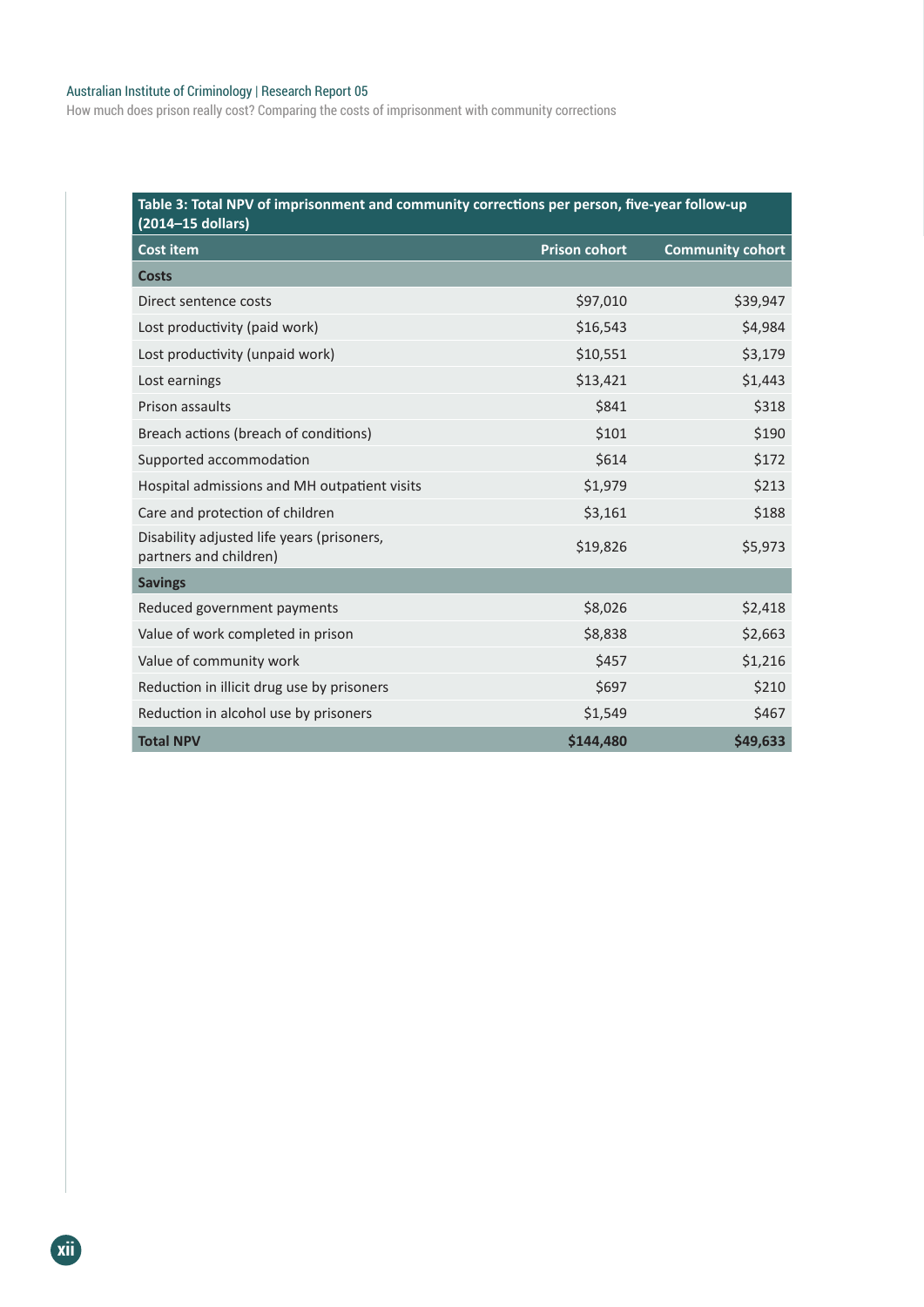**Table 3: Total NPV of imprisonment and community corrections per person, five-year follow-up (2014–15 dollars)**

| Cost item | Prison cohort | Community cohort |
|---|---|---|
| **Costs** | | |
| Direct sentence costs | $97,010 | $39,947 |
| Lost productivity (paid work) | $16,543 | $4,984 |
| Lost productivity (unpaid work) | $10,551 | $3,179 |
| Lost earnings | $13,421 | $1,443 |
| Prison assaults | $841 | $318 |
| Breach actions (breach of conditions) | $101 | $190 |
| Supported accommodation | $614 | $172 |
| Hospital admissions and MH outpatient visits | $1,979 | $213 |
| Care and protection of children | $3,161 | $188 |
| Disability adjusted life years (prisoners, partners and children) | $19,826 | $5,973 |
| **Savings** | | |
| Reduced government payments | $8,026 | $2,418 |
| Value of work completed in prison | $8,838 | $2,663 |
| Value of community work | $457 | $1,216 |
| Reduction in illicit drug use by prisoners | $697 | $210 |
| Reduction in alcohol use by prisoners | $1,549 | $467 |
| **Total NPV** | **$144,480** | **$49,633** |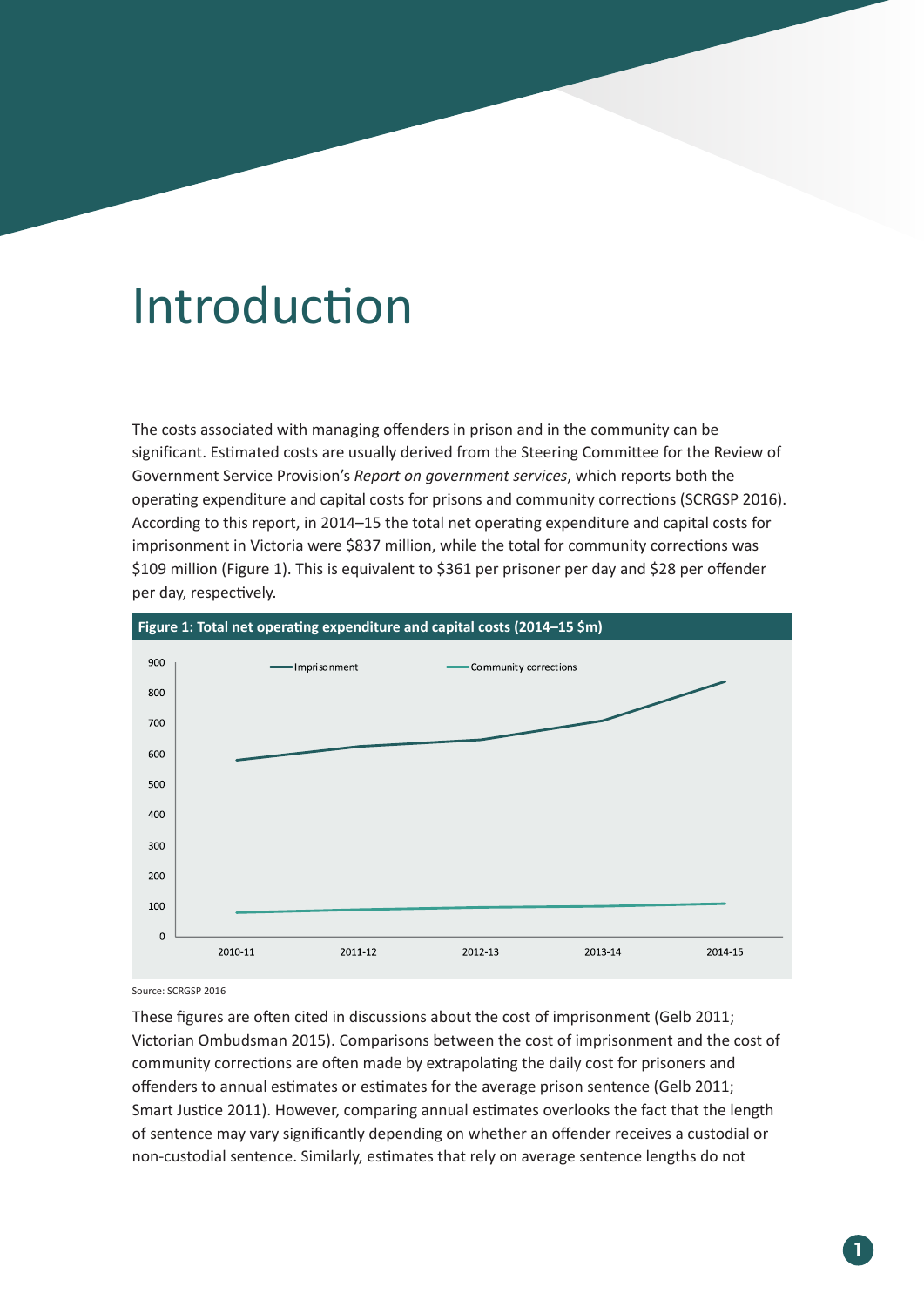# Introduction

The costs associated with managing offenders in prison and in the community can be significant. Estimated costs are usually derived from the Steering Committee for the Review of Government Service Provision's *Report on government services*, which reports both the operating expenditure and capital costs for prisons and community corrections (SCRGSP 2016). According to this report, in 2014–15 the total net operating expenditure and capital costs for imprisonment in Victoria were $837 million, while the total for community corrections was $109 million (Figure 1). This is equivalent to $361 per prisoner per day and $28 per offender per day, respectively.

**Figure 1: Total net operating expenditure and capital costs (2014–15 $m)**

Source: SCRGSP 2016

These figures are often cited in discussions about the cost of imprisonment (Gelb 2011; Victorian Ombudsman 2015). Comparisons between the cost of imprisonment and the cost of community corrections are often made by extrapolating the daily cost for prisoners and offenders to annual estimates or estimates for the average prison sentence (Gelb 2011; Smart Justice 2011). However, comparing annual estimates overlooks the fact that the length of sentence may vary significantly depending on whether an offender receives a custodial or non-custodial sentence. Similarly, estimates that rely on average sentence lengths do not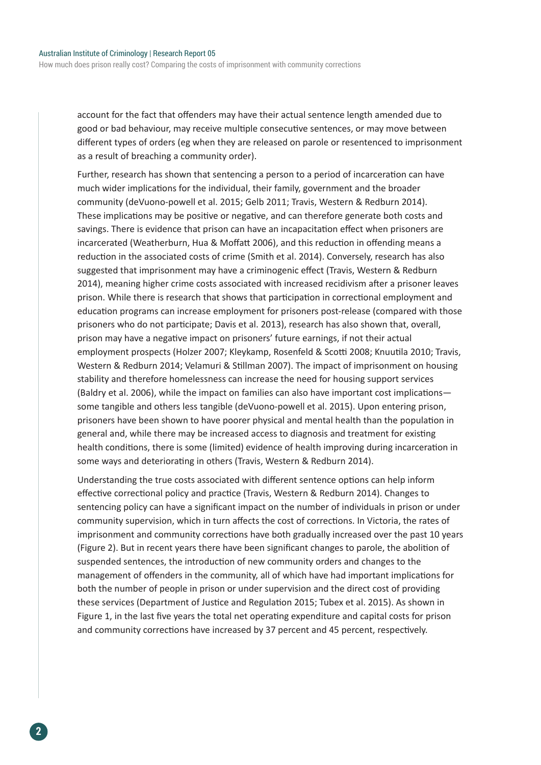account for the fact that offenders may have their actual sentence length amended due to good or bad behaviour, may receive multiple consecutive sentences, or may move between different types of orders (eg when they are released on parole or resentenced to imprisonment as a result of breaching a community order).

Further, research has shown that sentencing a person to a period of incarceration can have much wider implications for the individual, their family, government and the broader community (deVuono-powell et al. 2015; Gelb 2011; Travis, Western & Redburn 2014). These implications may be positive or negative, and can therefore generate both costs and savings. There is evidence that prison can have an incapacitation effect when prisoners are incarcerated (Weatherburn, Hua & Moffatt 2006), and this reduction in offending means a reduction in the associated costs of crime (Smith et al. 2014). Conversely, research has also suggested that imprisonment may have a criminogenic effect (Travis, Western & Redburn 2014), meaning higher crime costs associated with increased recidivism after a prisoner leaves prison. While there is research that shows that participation in correctional employment and education programs can increase employment for prisoners post-release (compared with those prisoners who do not participate; Davis et al. 2013), research has also shown that, overall, prison may have a negative impact on prisoners' future earnings, if not their actual employment prospects (Holzer 2007; Kleykamp, Rosenfeld & Scotti 2008; Knuutila 2010; Travis, Western & Redburn 2014; Velamuri & Stillman 2007). The impact of imprisonment on housing stability and therefore homelessness can increase the need for housing support services (Baldry et al. 2006), while the impact on families can also have important cost implications—some tangible and others less tangible (deVuono-powell et al. 2015). Upon entering prison, prisoners have been shown to have poorer physical and mental health than the population in general and, while there may be increased access to diagnosis and treatment for existing health conditions, there is some (limited) evidence of health improving during incarceration in some ways and deteriorating in others (Travis, Western & Redburn 2014).

Understanding the true costs associated with different sentence options can help inform effective correctional policy and practice (Travis, Western & Redburn 2014). Changes to sentencing policy can have a significant impact on the number of individuals in prison or under community supervision, which in turn affects the cost of corrections. In Victoria, the rates of imprisonment and community corrections have both gradually increased over the past 10 years (Figure 2). But in recent years there have been significant changes to parole, the abolition of suspended sentences, the introduction of new community orders and changes to the management of offenders in the community, all of which have had important implications for both the number of people in prison or under supervision and the direct cost of providing these services (Department of Justice and Regulation 2015; Tubex et al. 2015). As shown in Figure 1, in the last five years the total net operating expenditure and capital costs for prison and community corrections have increased by 37 percent and 45 percent, respectively.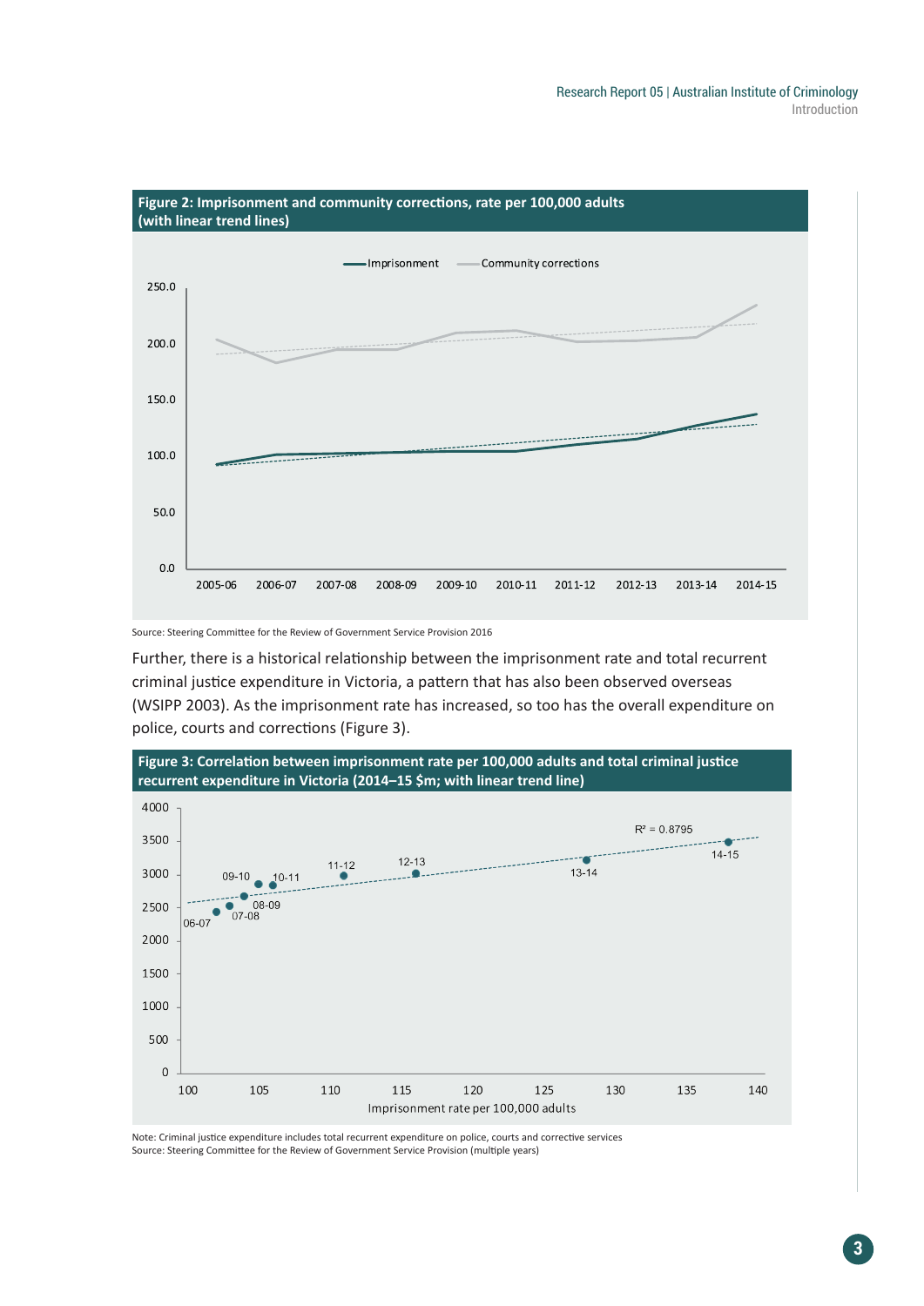**Figure 2: Imprisonment and community corrections, rate per 100,000 adults (with linear trend lines)**

Source: Steering Committee for the Review of Government Service Provision 2016

Further, there is a historical relationship between the imprisonment rate and total recurrent criminal justice expenditure in Victoria, a pattern that has also been observed overseas (WSIPP 2003). As the imprisonment rate has increased, so too has the overall expenditure on police, courts and corrections (Figure 3).

**Figure 3: Correlation between imprisonment rate per 100,000 adults and total criminal justice recurrent expenditure in Victoria (2014–15 $m; with linear trend line)**

Note: Criminal justice expenditure includes total recurrent expenditure on police, courts and corrective services
Source: Steering Committee for the Review of Government Service Provision (multiple years)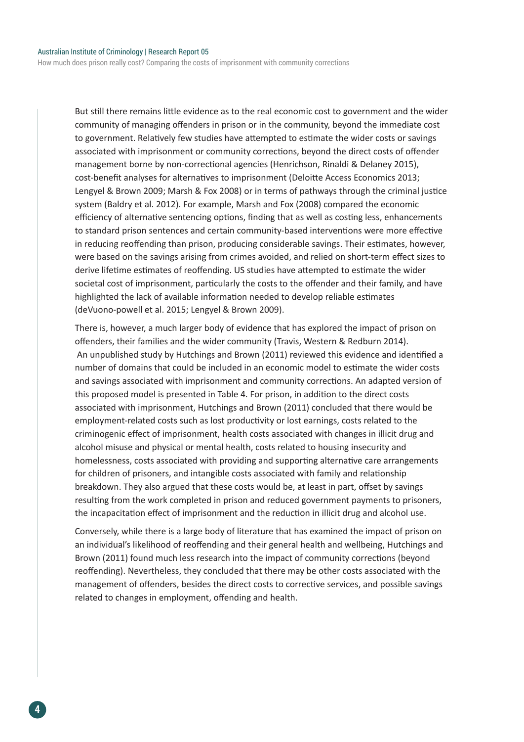But still there remains little evidence as to the real economic cost to government and the wider community of managing offenders in prison or in the community, beyond the immediate cost to government. Relatively few studies have attempted to estimate the wider costs or savings associated with imprisonment or community corrections, beyond the direct costs of offender management borne by non-correctional agencies (Henrichson, Rinaldi & Delaney 2015), cost-benefit analyses for alternatives to imprisonment (Deloitte Access Economics 2013; Lengyel & Brown 2009; Marsh & Fox 2008) or in terms of pathways through the criminal justice system (Baldry et al. 2012). For example, Marsh and Fox (2008) compared the economic efficiency of alternative sentencing options, finding that as well as costing less, enhancements to standard prison sentences and certain community-based interventions were more effective in reducing reoffending than prison, producing considerable savings. Their estimates, however, were based on the savings arising from crimes avoided, and relied on short-term effect sizes to derive lifetime estimates of reoffending. US studies have attempted to estimate the wider societal cost of imprisonment, particularly the costs to the offender and their family, and have highlighted the lack of available information needed to develop reliable estimates (deVuono-powell et al. 2015; Lengyel & Brown 2009).

There is, however, a much larger body of evidence that has explored the impact of prison on offenders, their families and the wider community (Travis, Western & Redburn 2014). An unpublished study by Hutchings and Brown (2011) reviewed this evidence and identified a number of domains that could be included in an economic model to estimate the wider costs and savings associated with imprisonment and community corrections. An adapted version of this proposed model is presented in Table 4. For prison, in addition to the direct costs associated with imprisonment, Hutchings and Brown (2011) concluded that there would be employment-related costs such as lost productivity or lost earnings, costs related to the criminogenic effect of imprisonment, health costs associated with changes in illicit drug and alcohol misuse and physical or mental health, costs related to housing insecurity and homelessness, costs associated with providing and supporting alternative care arrangements for children of prisoners, and intangible costs associated with family and relationship breakdown. They also argued that these costs would be, at least in part, offset by savings resulting from the work completed in prison and reduced government payments to prisoners, the incapacitation effect of imprisonment and the reduction in illicit drug and alcohol use.

Conversely, while there is a large body of literature that has examined the impact of prison on an individual's likelihood of reoffending and their general health and wellbeing, Hutchings and Brown (2011) found much less research into the impact of community corrections (beyond reoffending). Nevertheless, they concluded that there may be other costs associated with the management of offenders, besides the direct costs to corrective services, and possible savings related to changes in employment, offending and health.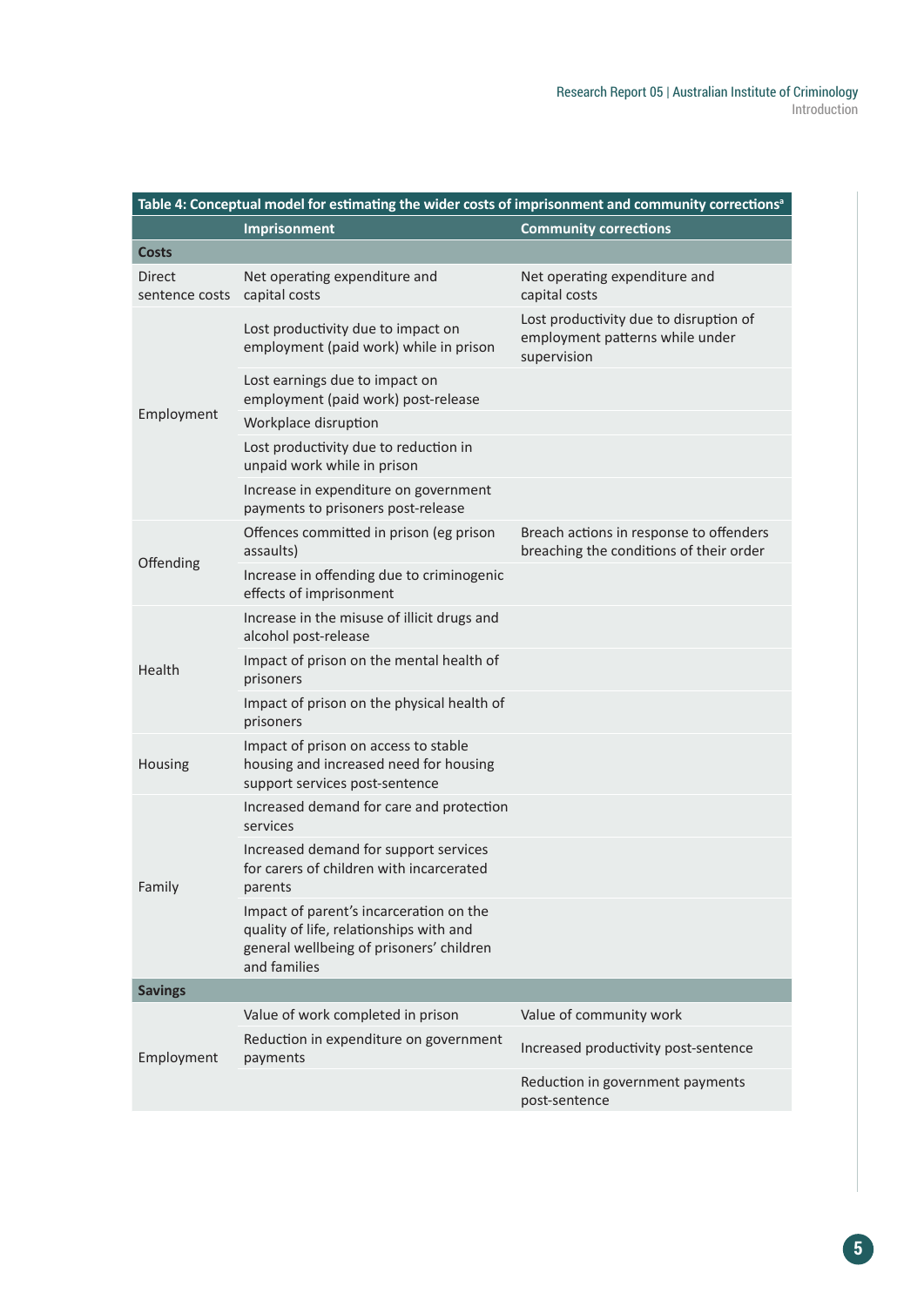Table 4: Conceptual model for estimating the wider costs of imprisonment and community corrections[a]

| | Imprisonment | Community corrections |
|---|---|---|
| **Costs** | | |
| Direct sentence costs | Net operating expenditure and capital costs | Net operating expenditure and capital costs |
| Employment | Lost productivity due to impact on employment (paid work) while in prison | Lost productivity due to disruption of employment patterns while under supervision |
| | Lost earnings due to impact on employment (paid work) post-release | |
| | Workplace disruption | |
| | Lost productivity due to reduction in unpaid work while in prison | |
| | Increase in expenditure on government payments to prisoners post-release | |
| Offending | Offences committed in prison (eg prison assaults) | Breach actions in response to offenders breaching the conditions of their order |
| | Increase in offending due to criminogenic effects of imprisonment | |
| Health | Increase in the misuse of illicit drugs and alcohol post-release | |
| | Impact of prison on the mental health of prisoners | |
| | Impact of prison on the physical health of prisoners | |
| Housing | Impact of prison on access to stable housing and increased need for housing support services post-sentence | |
| Family | Increased demand for care and protection services | |
| | Increased demand for support services for carers of children with incarcerated parents | |
| | Impact of parent's incarceration on the quality of life, relationships with and general wellbeing of prisoners' children and families | |
| **Savings** | | |
| Employment | Value of work completed in prison | Value of community work |
| | Reduction in expenditure on government payments | Increased productivity post-sentence |
| | | Reduction in government payments post-sentence |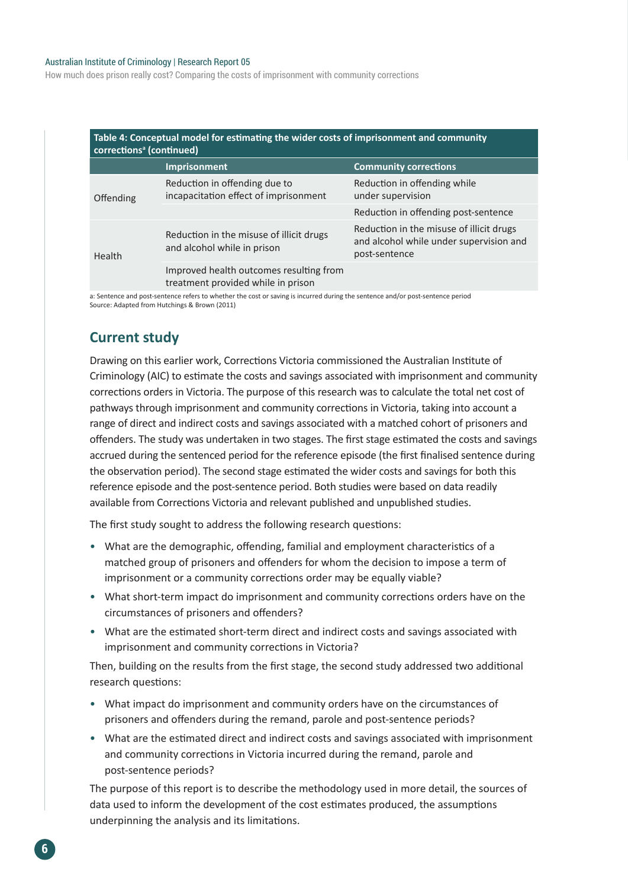Table 4: Conceptual model for estimating the wider costs of imprisonment and community corrections[a] (continued)

| | Imprisonment | Community corrections |
|---|---|---|
| Offending | Reduction in offending due to incapacitation effect of imprisonment | Reduction in offending while under supervision |
| | | Reduction in offending post-sentence |
| Health | Reduction in the misuse of illicit drugs and alcohol while in prison | Reduction in the misuse of illicit drugs and alcohol while under supervision and post-sentence |
| | Improved health outcomes resulting from treatment provided while in prison | |

a: Sentence and post-sentence refers to whether the cost or saving is incurred during the sentence and/or post-sentence period
Source: Adapted from Hutchings & Brown (2011)

## Current study

Drawing on this earlier work, Corrections Victoria commissioned the Australian Institute of Criminology (AIC) to estimate the costs and savings associated with imprisonment and community corrections orders in Victoria. The purpose of this research was to calculate the total net cost of pathways through imprisonment and community corrections in Victoria, taking into account a range of direct and indirect costs and savings associated with a matched cohort of prisoners and offenders. The study was undertaken in two stages. The first stage estimated the costs and savings accrued during the sentenced period for the reference episode (the first finalised sentence during the observation period). The second stage estimated the wider costs and savings for both this reference episode and the post-sentence period. Both studies were based on data readily available from Corrections Victoria and relevant published and unpublished studies.

The first study sought to address the following research questions:

- What are the demographic, offending, familial and employment characteristics of a matched group of prisoners and offenders for whom the decision to impose a term of imprisonment or a community corrections order may be equally viable?
- What short-term impact do imprisonment and community corrections orders have on the circumstances of prisoners and offenders?
- What are the estimated short-term direct and indirect costs and savings associated with imprisonment and community corrections in Victoria?

Then, building on the results from the first stage, the second study addressed two additional research questions:

- What impact do imprisonment and community orders have on the circumstances of prisoners and offenders during the remand, parole and post-sentence periods?
- What are the estimated direct and indirect costs and savings associated with imprisonment and community corrections in Victoria incurred during the remand, parole and post-sentence periods?

The purpose of this report is to describe the methodology used in more detail, the sources of data used to inform the development of the cost estimates produced, the assumptions underpinning the analysis and its limitations.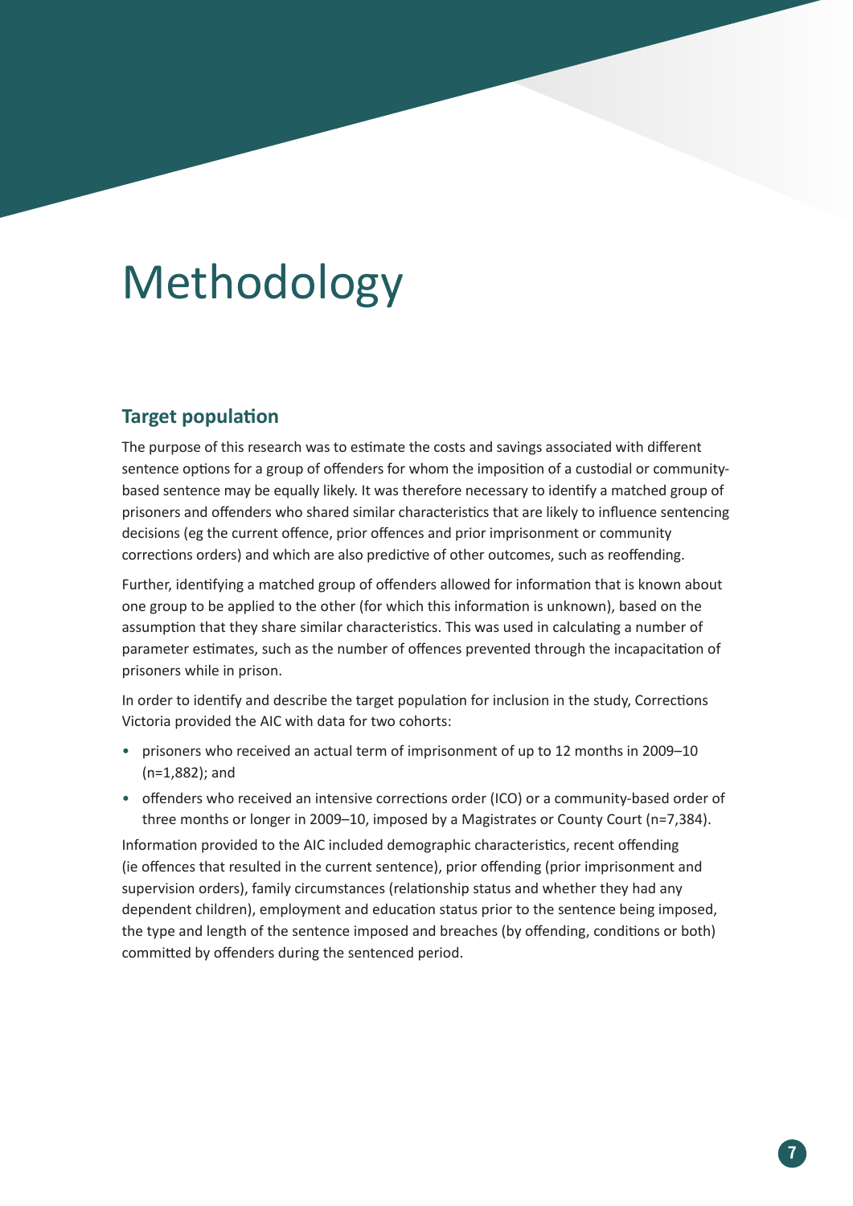# Methodology

## Target population

The purpose of this research was to estimate the costs and savings associated with different sentence options for a group of offenders for whom the imposition of a custodial or community-based sentence may be equally likely. It was therefore necessary to identify a matched group of prisoners and offenders who shared similar characteristics that are likely to influence sentencing decisions (eg the current offence, prior offences and prior imprisonment or community corrections orders) and which are also predictive of other outcomes, such as reoffending.

Further, identifying a matched group of offenders allowed for information that is known about one group to be applied to the other (for which this information is unknown), based on the assumption that they share similar characteristics. This was used in calculating a number of parameter estimates, such as the number of offences prevented through the incapacitation of prisoners while in prison.

In order to identify and describe the target population for inclusion in the study, Corrections Victoria provided the AIC with data for two cohorts:

- prisoners who received an actual term of imprisonment of up to 12 months in 2009–10 (n=1,882); and
- offenders who received an intensive corrections order (ICO) or a community-based order of three months or longer in 2009–10, imposed by a Magistrates or County Court (n=7,384).

Information provided to the AIC included demographic characteristics, recent offending (ie offences that resulted in the current sentence), prior offending (prior imprisonment and supervision orders), family circumstances (relationship status and whether they had any dependent children), employment and education status prior to the sentence being imposed, the type and length of the sentence imposed and breaches (by offending, conditions or both) committed by offenders during the sentenced period.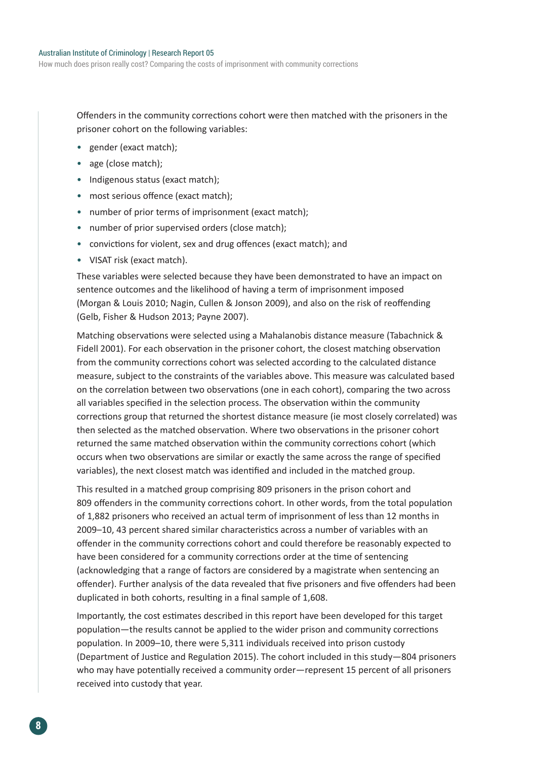Offenders in the community corrections cohort were then matched with the prisoners in the prisoner cohort on the following variables:

- gender (exact match);
- age (close match);
- Indigenous status (exact match);
- most serious offence (exact match);
- number of prior terms of imprisonment (exact match);
- number of prior supervised orders (close match);
- convictions for violent, sex and drug offences (exact match); and
- VISAT risk (exact match).

These variables were selected because they have been demonstrated to have an impact on sentence outcomes and the likelihood of having a term of imprisonment imposed (Morgan & Louis 2010; Nagin, Cullen & Jonson 2009), and also on the risk of reoffending (Gelb, Fisher & Hudson 2013; Payne 2007).

Matching observations were selected using a Mahalanobis distance measure (Tabachnick & Fidell 2001). For each observation in the prisoner cohort, the closest matching observation from the community corrections cohort was selected according to the calculated distance measure, subject to the constraints of the variables above. This measure was calculated based on the correlation between two observations (one in each cohort), comparing the two across all variables specified in the selection process. The observation within the community corrections group that returned the shortest distance measure (ie most closely correlated) was then selected as the matched observation. Where two observations in the prisoner cohort returned the same matched observation within the community corrections cohort (which occurs when two observations are similar or exactly the same across the range of specified variables), the next closest match was identified and included in the matched group.

This resulted in a matched group comprising 809 prisoners in the prison cohort and 809 offenders in the community corrections cohort. In other words, from the total population of 1,882 prisoners who received an actual term of imprisonment of less than 12 months in 2009–10, 43 percent shared similar characteristics across a number of variables with an offender in the community corrections cohort and could therefore be reasonably expected to have been considered for a community corrections order at the time of sentencing (acknowledging that a range of factors are considered by a magistrate when sentencing an offender). Further analysis of the data revealed that five prisoners and five offenders had been duplicated in both cohorts, resulting in a final sample of 1,608.

Importantly, the cost estimates described in this report have been developed for this target population—the results cannot be applied to the wider prison and community corrections population. In 2009–10, there were 5,311 individuals received into prison custody (Department of Justice and Regulation 2015). The cohort included in this study—804 prisoners who may have potentially received a community order—represent 15 percent of all prisoners received into custody that year.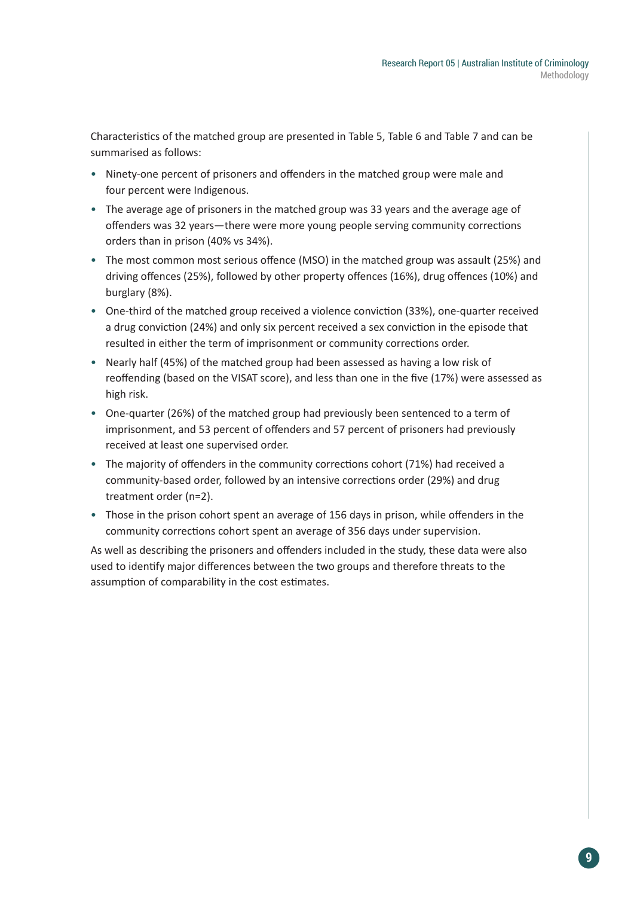Characteristics of the matched group are presented in Table 5, Table 6 and Table 7 and can be summarised as follows:

- Ninety-one percent of prisoners and offenders in the matched group were male and four percent were Indigenous.
- The average age of prisoners in the matched group was 33 years and the average age of offenders was 32 years—there were more young people serving community corrections orders than in prison (40% vs 34%).
- The most common most serious offence (MSO) in the matched group was assault (25%) and driving offences (25%), followed by other property offences (16%), drug offences (10%) and burglary (8%).
- One-third of the matched group received a violence conviction (33%), one-quarter received a drug conviction (24%) and only six percent received a sex conviction in the episode that resulted in either the term of imprisonment or community corrections order.
- Nearly half (45%) of the matched group had been assessed as having a low risk of reoffending (based on the VISAT score), and less than one in the five (17%) were assessed as high risk.
- One-quarter (26%) of the matched group had previously been sentenced to a term of imprisonment, and 53 percent of offenders and 57 percent of prisoners had previously received at least one supervised order.
- The majority of offenders in the community corrections cohort (71%) had received a community-based order, followed by an intensive corrections order (29%) and drug treatment order (n=2).
- Those in the prison cohort spent an average of 156 days in prison, while offenders in the community corrections cohort spent an average of 356 days under supervision.

As well as describing the prisoners and offenders included in the study, these data were also used to identify major differences between the two groups and therefore threats to the assumption of comparability in the cost estimates.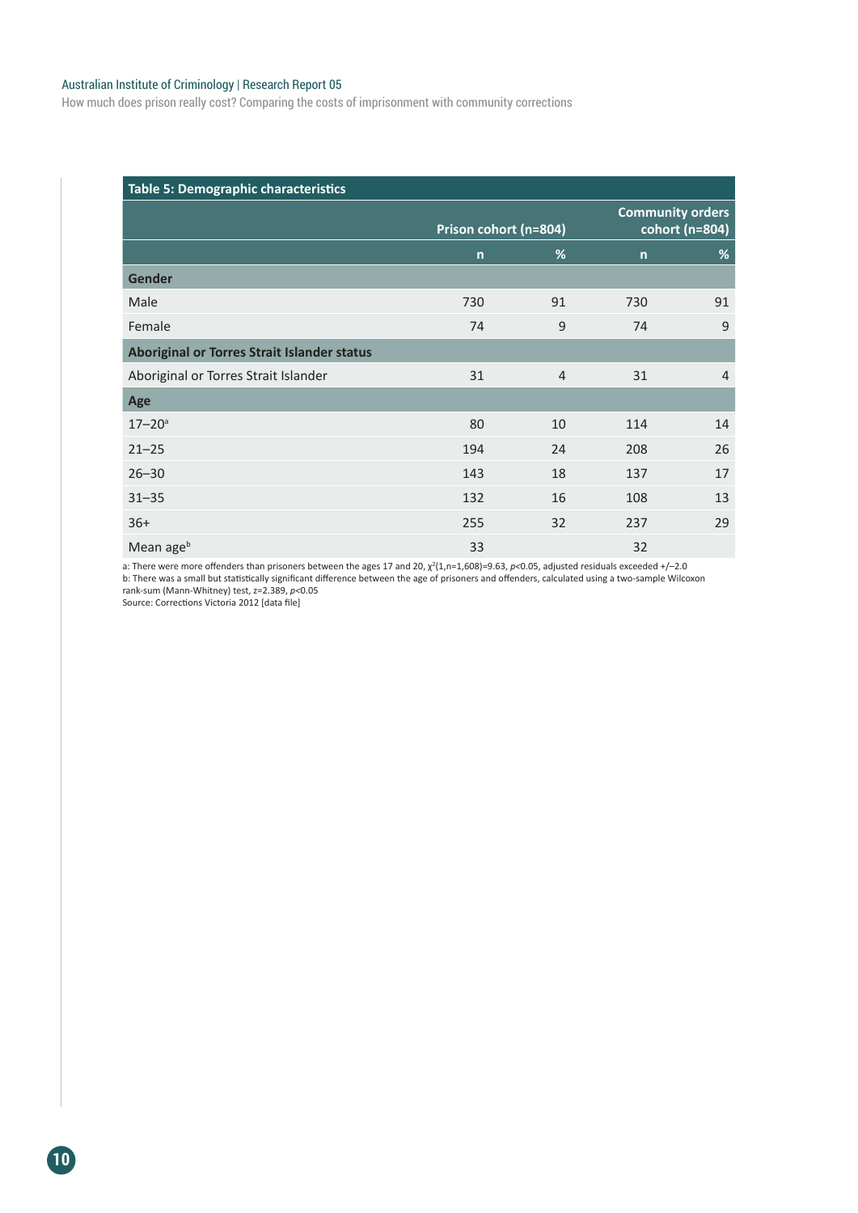**Table 5: Demographic characteristics**

| | Prison cohort (n=804) | | Community orders cohort (n=804) | |
|---|---|---|---|---|
| | n | % | n | % |
| **Gender** | | | | |
| Male | 730 | 91 | 730 | 91 |
| Female | 74 | 9 | 74 | 9 |
| **Aboriginal or Torres Strait Islander status** | | | | |
| Aboriginal or Torres Strait Islander | 31 | 4 | 31 | 4 |
| **Age** | | | | |
| 17–20[a] | 80 | 10 | 114 | 14 |
| 21–25 | 194 | 24 | 208 | 26 |
| 26–30 | 143 | 18 | 137 | 17 |
| 31–35 | 132 | 16 | 108 | 13 |
| 36+ | 255 | 32 | 237 | 29 |
| Mean age[b] | 33 | | 32 | |

a: There were more offenders than prisoners between the ages 17 and 20, $\chi^2(1,n=1,608)=9.63$, $p<0.05$, adjusted residuals exceeded +/–2.0
b: There was a small but statistically significant difference between the age of prisoners and offenders, calculated using a two-sample Wilcoxon rank-sum (Mann-Whitney) test, $z=2.389$, $p<0.05$
Source: Corrections Victoria 2012 [data file]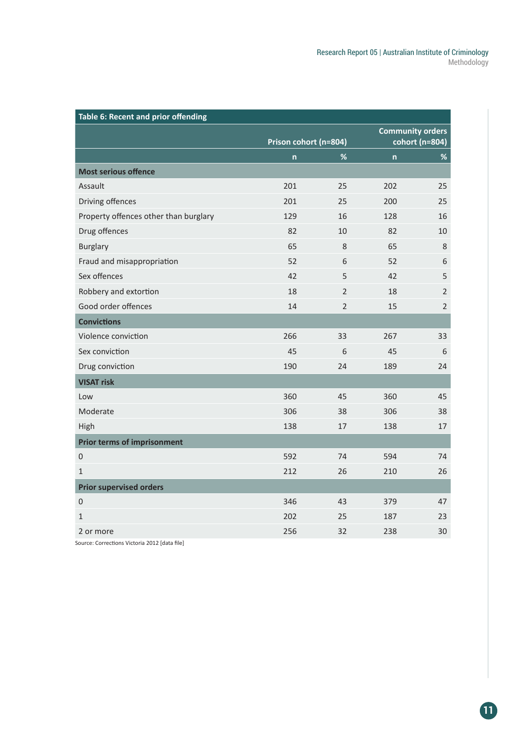**Table 6: Recent and prior offending**

| | Prison cohort (n=804) | | Community orders cohort (n=804) | |
|---|---|---|---|---|
| | n | % | n | % |
| **Most serious offence** | | | | |
| Assault | 201 | 25 | 202 | 25 |
| Driving offences | 201 | 25 | 200 | 25 |
| Property offences other than burglary | 129 | 16 | 128 | 16 |
| Drug offences | 82 | 10 | 82 | 10 |
| Burglary | 65 | 8 | 65 | 8 |
| Fraud and misappropriation | 52 | 6 | 52 | 6 |
| Sex offences | 42 | 5 | 42 | 5 |
| Robbery and extortion | 18 | 2 | 18 | 2 |
| Good order offences | 14 | 2 | 15 | 2 |
| **Convictions** | | | | |
| Violence conviction | 266 | 33 | 267 | 33 |
| Sex conviction | 45 | 6 | 45 | 6 |
| Drug conviction | 190 | 24 | 189 | 24 |
| **VISAT risk** | | | | |
| Low | 360 | 45 | 360 | 45 |
| Moderate | 306 | 38 | 306 | 38 |
| High | 138 | 17 | 138 | 17 |
| **Prior terms of imprisonment** | | | | |
| 0 | 592 | 74 | 594 | 74 |
| 1 | 212 | 26 | 210 | 26 |
| **Prior supervised orders** | | | | |
| 0 | 346 | 43 | 379 | 47 |
| 1 | 202 | 25 | 187 | 23 |
| 2 or more | 256 | 32 | 238 | 30 |

Source: Corrections Victoria 2012 [data file]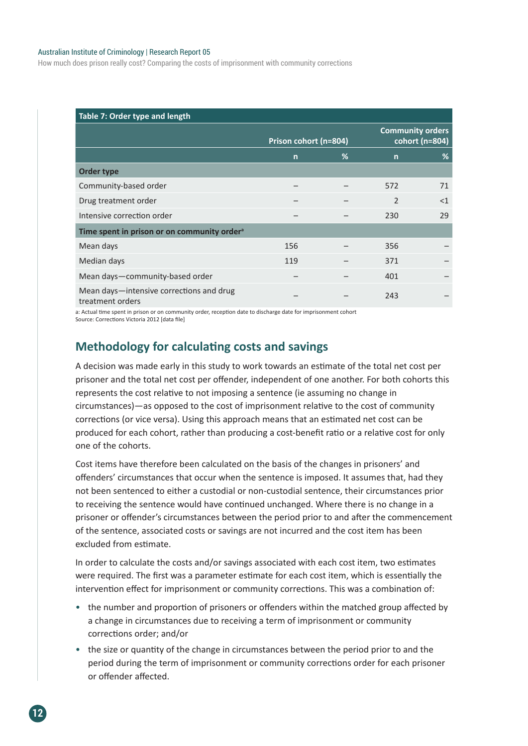| Table 7: Order type and length | | | | |
|---|---|---|---|---|
| | Prison cohort (n=804) | | Community orders cohort (n=804) | |
| | n | % | n | % |
| **Order type** | | | | |
| Community-based order | – | – | 572 | 71 |
| Drug treatment order | – | – | 2 | <1 |
| Intensive correction order | – | – | 230 | 29 |
| **Time spent in prison or on community order[a]** | | | | |
| Mean days | 156 | – | 356 | – |
| Median days | 119 | – | 371 | – |
| Mean days—community-based order | – | – | 401 | – |
| Mean days—intensive corrections and drug treatment orders | – | – | 243 | – |

a: Actual time spent in prison or on community order, reception date to discharge date for imprisonment cohort
Source: Corrections Victoria 2012 [data file]

## Methodology for calculating costs and savings

A decision was made early in this study to work towards an estimate of the total net cost per prisoner and the total net cost per offender, independent of one another. For both cohorts this represents the cost relative to not imposing a sentence (ie assuming no change in circumstances)—as opposed to the cost of imprisonment relative to the cost of community corrections (or vice versa). Using this approach means that an estimated net cost can be produced for each cohort, rather than producing a cost-benefit ratio or a relative cost for only one of the cohorts.

Cost items have therefore been calculated on the basis of the changes in prisoners' and offenders' circumstances that occur when the sentence is imposed. It assumes that, had they not been sentenced to either a custodial or non-custodial sentence, their circumstances prior to receiving the sentence would have continued unchanged. Where there is no change in a prisoner or offender's circumstances between the period prior to and after the commencement of the sentence, associated costs or savings are not incurred and the cost item has been excluded from estimate.

In order to calculate the costs and/or savings associated with each cost item, two estimates were required. The first was a parameter estimate for each cost item, which is essentially the intervention effect for imprisonment or community corrections. This was a combination of:

- the number and proportion of prisoners or offenders within the matched group affected by a change in circumstances due to receiving a term of imprisonment or community corrections order; and/or
- the size or quantity of the change in circumstances between the period prior to and the period during the term of imprisonment or community corrections order for each prisoner or offender affected.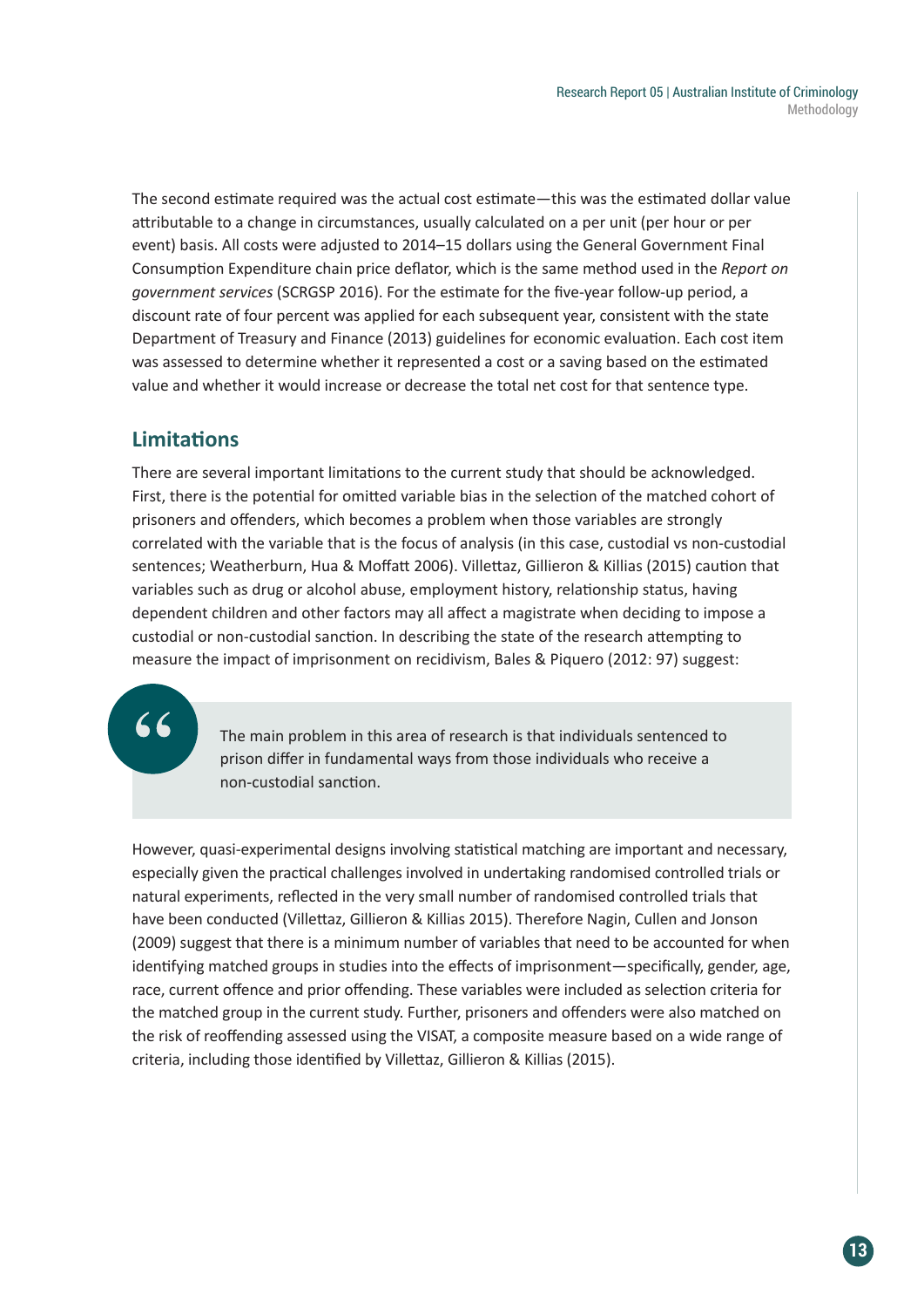The second estimate required was the actual cost estimate—this was the estimated dollar value attributable to a change in circumstances, usually calculated on a per unit (per hour or per event) basis. All costs were adjusted to 2014–15 dollars using the General Government Final Consumption Expenditure chain price deflator, which is the same method used in the *Report on government services* (SCRGSP 2016). For the estimate for the five-year follow-up period, a discount rate of four percent was applied for each subsequent year, consistent with the state Department of Treasury and Finance (2013) guidelines for economic evaluation. Each cost item was assessed to determine whether it represented a cost or a saving based on the estimated value and whether it would increase or decrease the total net cost for that sentence type.

## Limitations

There are several important limitations to the current study that should be acknowledged. First, there is the potential for omitted variable bias in the selection of the matched cohort of prisoners and offenders, which becomes a problem when those variables are strongly correlated with the variable that is the focus of analysis (in this case, custodial vs non-custodial sentences; Weatherburn, Hua & Moffatt 2006). Villettaz, Gillieron & Killias (2015) caution that variables such as drug or alcohol abuse, employment history, relationship status, having dependent children and other factors may all affect a magistrate when deciding to impose a custodial or non-custodial sanction. In describing the state of the research attempting to measure the impact of imprisonment on recidivism, Bales & Piquero (2012: 97) suggest:

> The main problem in this area of research is that individuals sentenced to prison differ in fundamental ways from those individuals who receive a non-custodial sanction.

However, quasi-experimental designs involving statistical matching are important and necessary, especially given the practical challenges involved in undertaking randomised controlled trials or natural experiments, reflected in the very small number of randomised controlled trials that have been conducted (Villettaz, Gillieron & Killias 2015). Therefore Nagin, Cullen and Jonson (2009) suggest that there is a minimum number of variables that need to be accounted for when identifying matched groups in studies into the effects of imprisonment—specifically, gender, age, race, current offence and prior offending. These variables were included as selection criteria for the matched group in the current study. Further, prisoners and offenders were also matched on the risk of reoffending assessed using the VISAT, a composite measure based on a wide range of criteria, including those identified by Villettaz, Gillieron & Killias (2015).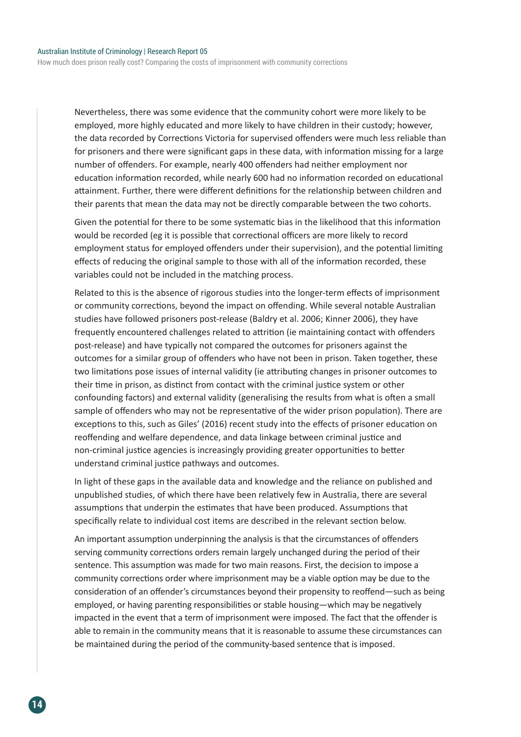Nevertheless, there was some evidence that the community cohort were more likely to be employed, more highly educated and more likely to have children in their custody; however, the data recorded by Corrections Victoria for supervised offenders were much less reliable than for prisoners and there were significant gaps in these data, with information missing for a large number of offenders. For example, nearly 400 offenders had neither employment nor education information recorded, while nearly 600 had no information recorded on educational attainment. Further, there were different definitions for the relationship between children and their parents that mean the data may not be directly comparable between the two cohorts.

Given the potential for there to be some systematic bias in the likelihood that this information would be recorded (eg it is possible that correctional officers are more likely to record employment status for employed offenders under their supervision), and the potential limiting effects of reducing the original sample to those with all of the information recorded, these variables could not be included in the matching process.

Related to this is the absence of rigorous studies into the longer-term effects of imprisonment or community corrections, beyond the impact on offending. While several notable Australian studies have followed prisoners post-release (Baldry et al. 2006; Kinner 2006), they have frequently encountered challenges related to attrition (ie maintaining contact with offenders post-release) and have typically not compared the outcomes for prisoners against the outcomes for a similar group of offenders who have not been in prison. Taken together, these two limitations pose issues of internal validity (ie attributing changes in prisoner outcomes to their time in prison, as distinct from contact with the criminal justice system or other confounding factors) and external validity (generalising the results from what is often a small sample of offenders who may not be representative of the wider prison population). There are exceptions to this, such as Giles' (2016) recent study into the effects of prisoner education on reoffending and welfare dependence, and data linkage between criminal justice and non-criminal justice agencies is increasingly providing greater opportunities to better understand criminal justice pathways and outcomes.

In light of these gaps in the available data and knowledge and the reliance on published and unpublished studies, of which there have been relatively few in Australia, there are several assumptions that underpin the estimates that have been produced. Assumptions that specifically relate to individual cost items are described in the relevant section below.

An important assumption underpinning the analysis is that the circumstances of offenders serving community corrections orders remain largely unchanged during the period of their sentence. This assumption was made for two main reasons. First, the decision to impose a community corrections order where imprisonment may be a viable option may be due to the consideration of an offender's circumstances beyond their propensity to reoffend—such as being employed, or having parenting responsibilities or stable housing—which may be negatively impacted in the event that a term of imprisonment were imposed. The fact that the offender is able to remain in the community means that it is reasonable to assume these circumstances can be maintained during the period of the community-based sentence that is imposed.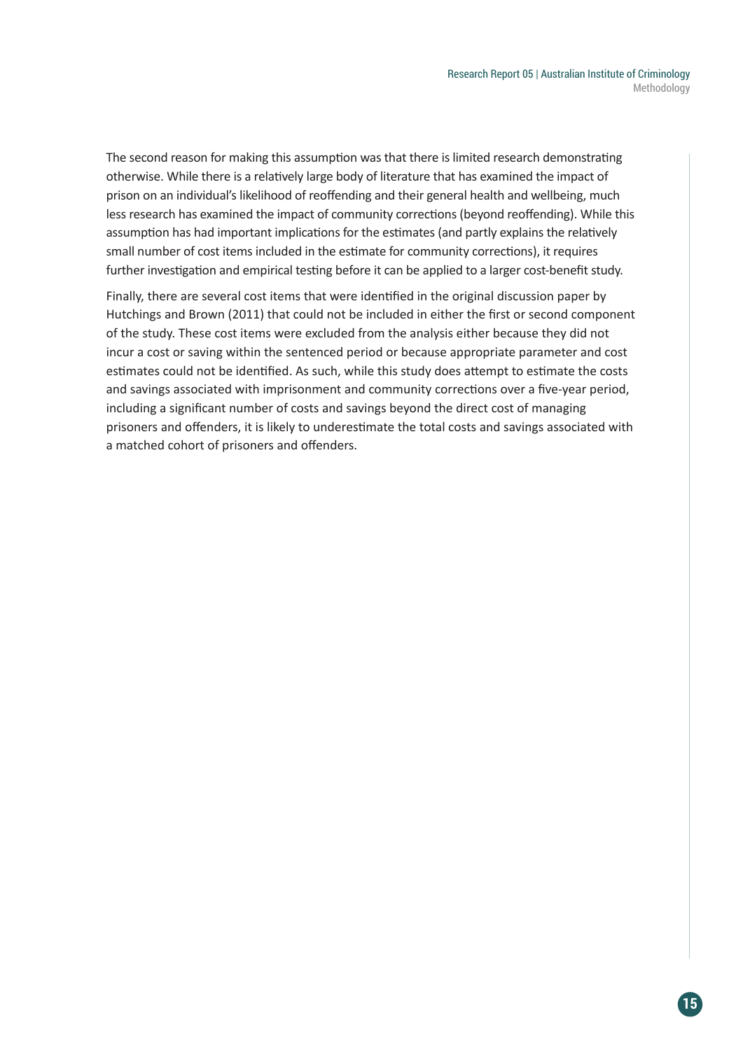The second reason for making this assumption was that there is limited research demonstrating otherwise. While there is a relatively large body of literature that has examined the impact of prison on an individual's likelihood of reoffending and their general health and wellbeing, much less research has examined the impact of community corrections (beyond reoffending). While this assumption has had important implications for the estimates (and partly explains the relatively small number of cost items included in the estimate for community corrections), it requires further investigation and empirical testing before it can be applied to a larger cost-benefit study.

Finally, there are several cost items that were identified in the original discussion paper by Hutchings and Brown (2011) that could not be included in either the first or second component of the study. These cost items were excluded from the analysis either because they did not incur a cost or saving within the sentenced period or because appropriate parameter and cost estimates could not be identified. As such, while this study does attempt to estimate the costs and savings associated with imprisonment and community corrections over a five-year period, including a significant number of costs and savings beyond the direct cost of managing prisoners and offenders, it is likely to underestimate the total costs and savings associated with a matched cohort of prisoners and offenders.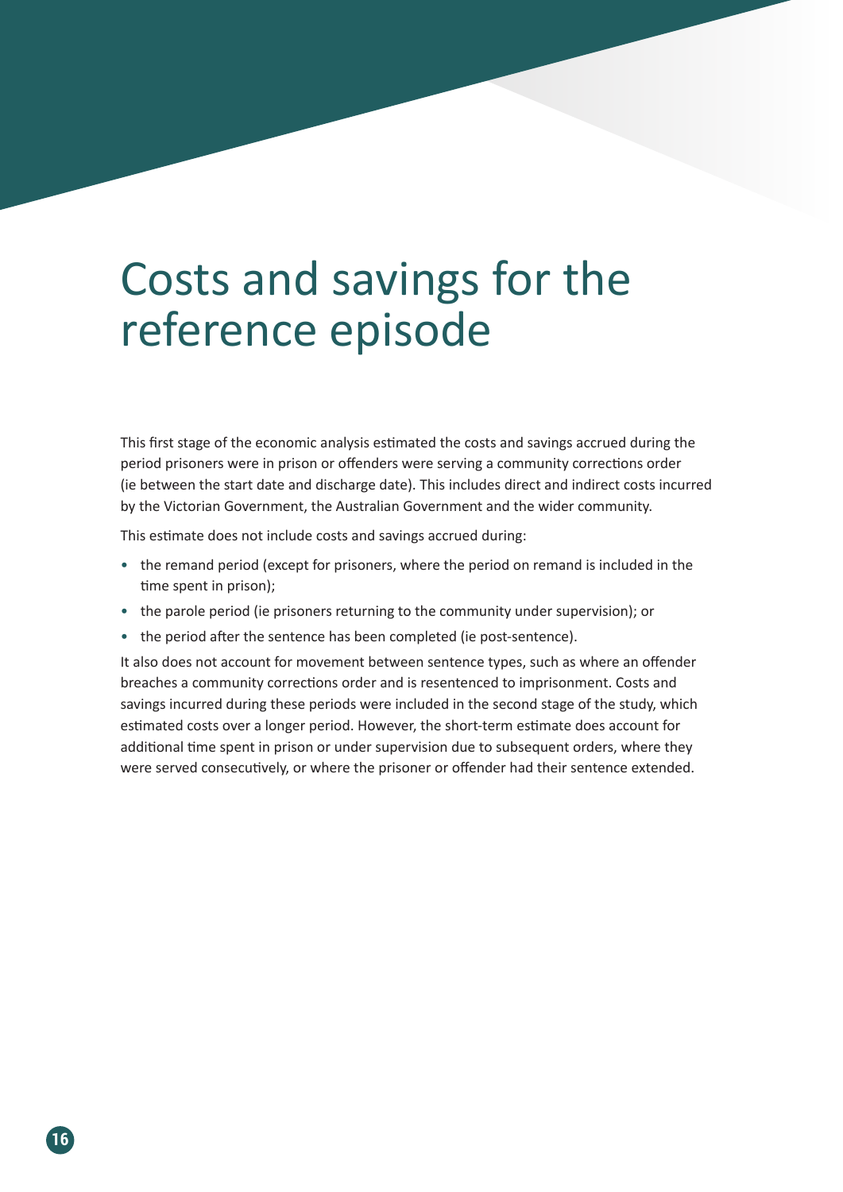# Costs and savings for the reference episode

This first stage of the economic analysis estimated the costs and savings accrued during the period prisoners were in prison or offenders were serving a community corrections order (ie between the start date and discharge date). This includes direct and indirect costs incurred by the Victorian Government, the Australian Government and the wider community.

This estimate does not include costs and savings accrued during:

- the remand period (except for prisoners, where the period on remand is included in the time spent in prison);
- the parole period (ie prisoners returning to the community under supervision); or
- the period after the sentence has been completed (ie post-sentence).

It also does not account for movement between sentence types, such as where an offender breaches a community corrections order and is resentenced to imprisonment. Costs and savings incurred during these periods were included in the second stage of the study, which estimated costs over a longer period. However, the short-term estimate does account for additional time spent in prison or under supervision due to subsequent orders, where they were served consecutively, or where the prisoner or offender had their sentence extended.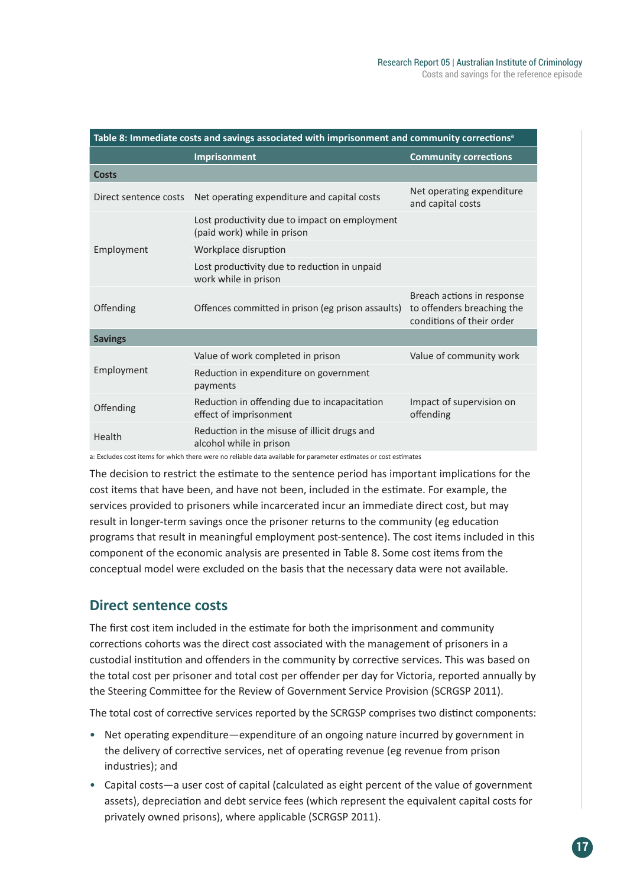Table 8: Immediate costs and savings associated with imprisonment and community corrections[a]

| | Imprisonment | Community corrections |
|---|---|---|
| **Costs** | | |
| Direct sentence costs | Net operating expenditure and capital costs | Net operating expenditure and capital costs |
| Employment | Lost productivity due to impact on employment (paid work) while in prison | |
| | Workplace disruption | |
| | Lost productivity due to reduction in unpaid work while in prison | |
| Offending | Offences committed in prison (eg prison assaults) | Breach actions in response to offenders breaching the conditions of their order |
| **Savings** | | |
| Employment | Value of work completed in prison | Value of community work |
| | Reduction in expenditure on government payments | |
| Offending | Reduction in offending due to incapacitation effect of imprisonment | Impact of supervision on offending |
| Health | Reduction in the misuse of illicit drugs and alcohol while in prison | |

a: Excludes cost items for which there were no reliable data available for parameter estimates or cost estimates

The decision to restrict the estimate to the sentence period has important implications for the cost items that have been, and have not been, included in the estimate. For example, the services provided to prisoners while incarcerated incur an immediate direct cost, but may result in longer-term savings once the prisoner returns to the community (eg education programs that result in meaningful employment post-sentence). The cost items included in this component of the economic analysis are presented in Table 8. Some cost items from the conceptual model were excluded on the basis that the necessary data were not available.

## Direct sentence costs

The first cost item included in the estimate for both the imprisonment and community corrections cohorts was the direct cost associated with the management of prisoners in a custodial institution and offenders in the community by corrective services. This was based on the total cost per prisoner and total cost per offender per day for Victoria, reported annually by the Steering Committee for the Review of Government Service Provision (SCRGSP 2011).

The total cost of corrective services reported by the SCRGSP comprises two distinct components:

- Net operating expenditure—expenditure of an ongoing nature incurred by government in the delivery of corrective services, net of operating revenue (eg revenue from prison industries); and
- Capital costs—a user cost of capital (calculated as eight percent of the value of government assets), depreciation and debt service fees (which represent the equivalent capital costs for privately owned prisons), where applicable (SCRGSP 2011).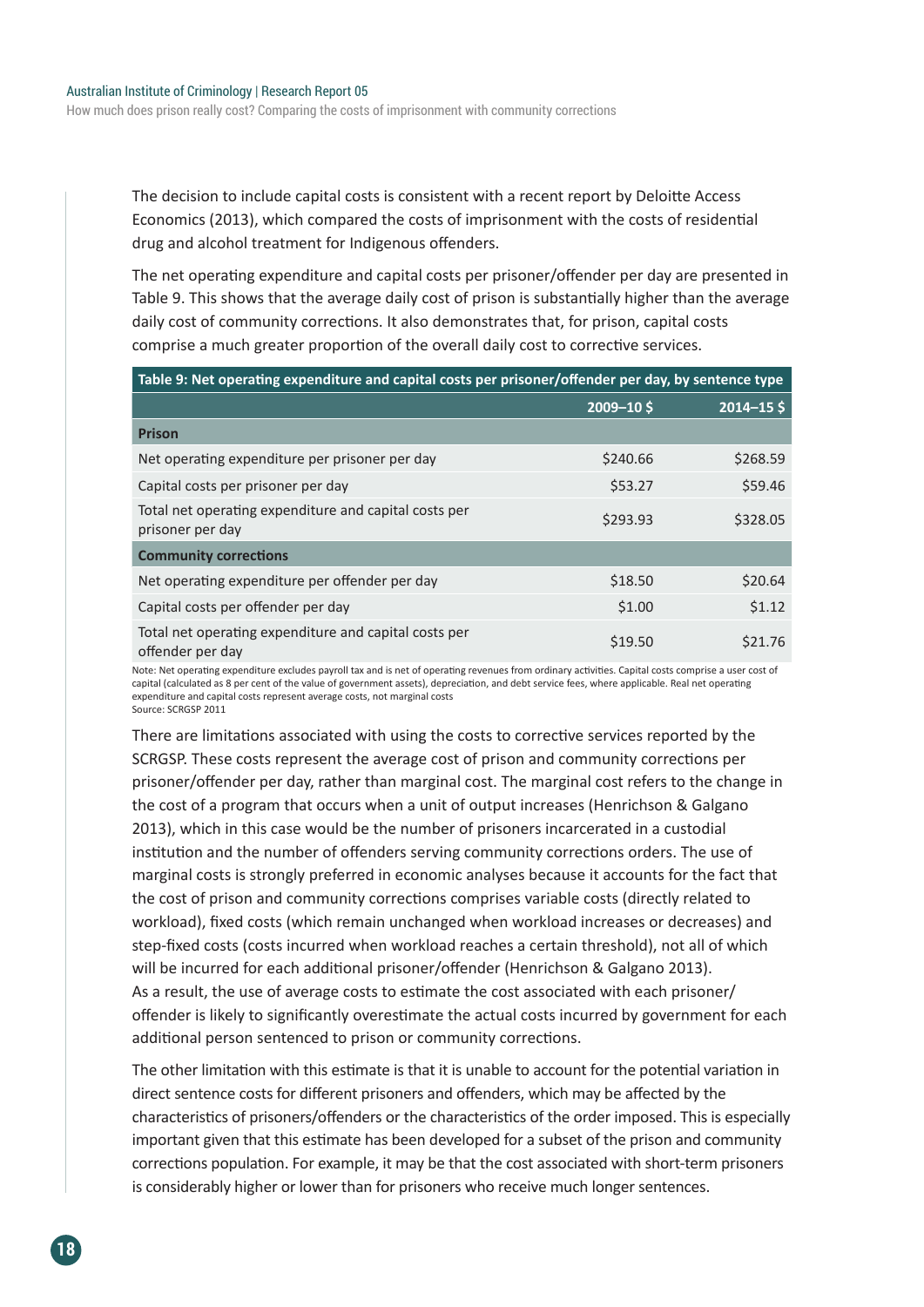The decision to include capital costs is consistent with a recent report by Deloitte Access Economics (2013), which compared the costs of imprisonment with the costs of residential drug and alcohol treatment for Indigenous offenders.

The net operating expenditure and capital costs per prisoner/offender per day are presented in Table 9. This shows that the average daily cost of prison is substantially higher than the average daily cost of community corrections. It also demonstrates that, for prison, capital costs comprise a much greater proportion of the overall daily cost to corrective services.

**Table 9: Net operating expenditure and capital costs per prisoner/offender per day, by sentence type**

| | 2009–10 $ | 2014–15 $ |
|---|---|---|
| **Prison** | | |
| Net operating expenditure per prisoner per day | $240.66 | $268.59 |
| Capital costs per prisoner per day | $53.27 | $59.46 |
| Total net operating expenditure and capital costs per prisoner per day | $293.93 | $328.05 |
| **Community corrections** | | |
| Net operating expenditure per offender per day | $18.50 | $20.64 |
| Capital costs per offender per day | $1.00 | $1.12 |
| Total net operating expenditure and capital costs per offender per day | $19.50 | $21.76 |

Note: Net operating expenditure excludes payroll tax and is net of operating revenues from ordinary activities. Capital costs comprise a user cost of capital (calculated as 8 per cent of the value of government assets), depreciation, and debt service fees, where applicable. Real net operating expenditure and capital costs represent average costs, not marginal costs

Source: SCRGSP 2011

There are limitations associated with using the costs to corrective services reported by the SCRGSP. These costs represent the average cost of prison and community corrections per prisoner/offender per day, rather than marginal cost. The marginal cost refers to the change in the cost of a program that occurs when a unit of output increases (Henrichson & Galgano 2013), which in this case would be the number of prisoners incarcerated in a custodial institution and the number of offenders serving community corrections orders. The use of marginal costs is strongly preferred in economic analyses because it accounts for the fact that the cost of prison and community corrections comprises variable costs (directly related to workload), fixed costs (which remain unchanged when workload increases or decreases) and step-fixed costs (costs incurred when workload reaches a certain threshold), not all of which will be incurred for each additional prisoner/offender (Henrichson & Galgano 2013). As a result, the use of average costs to estimate the cost associated with each prisoner/offender is likely to significantly overestimate the actual costs incurred by government for each additional person sentenced to prison or community corrections.

The other limitation with this estimate is that it is unable to account for the potential variation in direct sentence costs for different prisoners and offenders, which may be affected by the characteristics of prisoners/offenders or the characteristics of the order imposed. This is especially important given that this estimate has been developed for a subset of the prison and community corrections population. For example, it may be that the cost associated with short-term prisoners is considerably higher or lower than for prisoners who receive much longer sentences.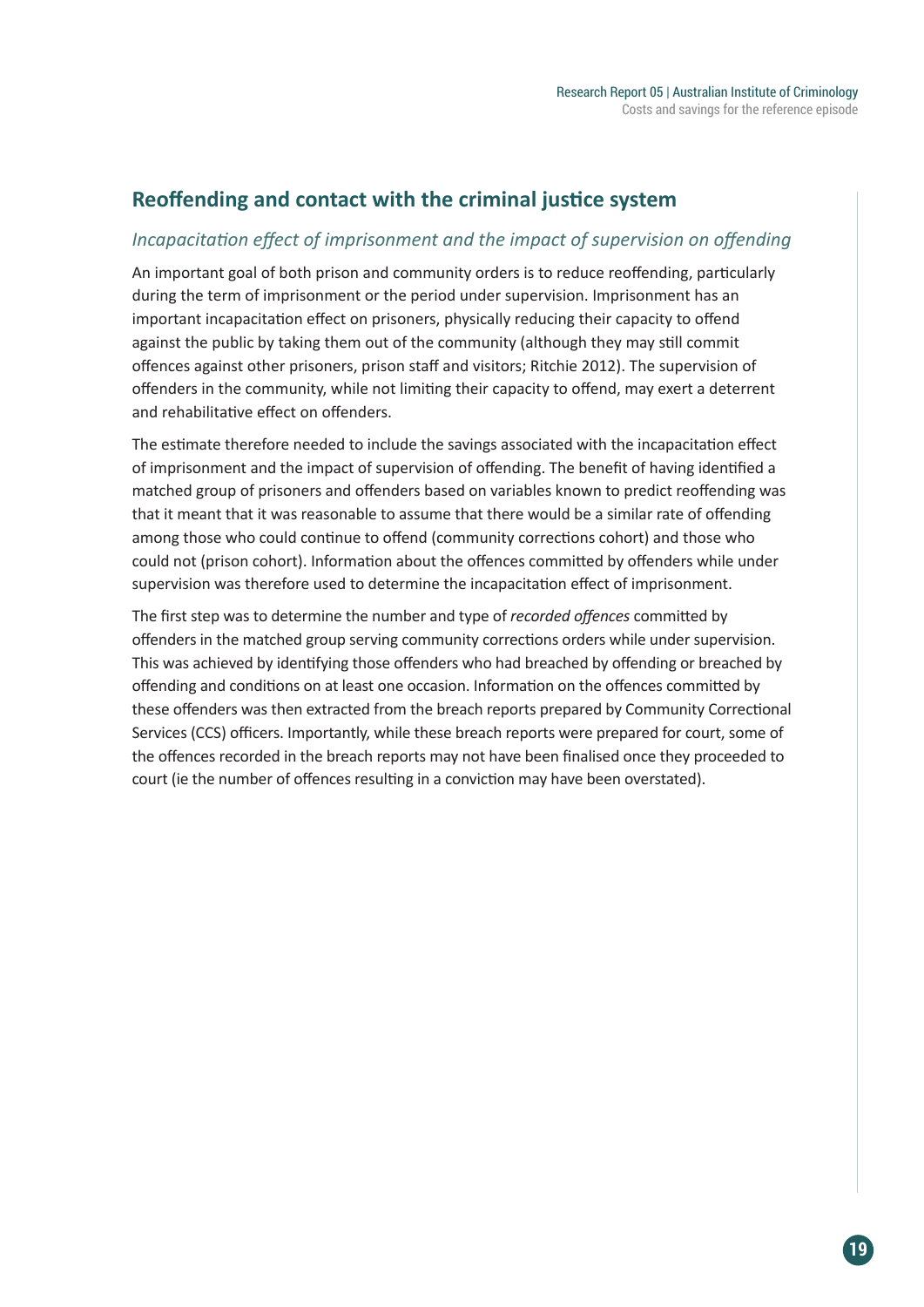## Reoffending and contact with the criminal justice system

### *Incapacitation effect of imprisonment and the impact of supervision on offending*

An important goal of both prison and community orders is to reduce reoffending, particularly during the term of imprisonment or the period under supervision. Imprisonment has an important incapacitation effect on prisoners, physically reducing their capacity to offend against the public by taking them out of the community (although they may still commit offences against other prisoners, prison staff and visitors; Ritchie 2012). The supervision of offenders in the community, while not limiting their capacity to offend, may exert a deterrent and rehabilitative effect on offenders.

The estimate therefore needed to include the savings associated with the incapacitation effect of imprisonment and the impact of supervision of offending. The benefit of having identified a matched group of prisoners and offenders based on variables known to predict reoffending was that it meant that it was reasonable to assume that there would be a similar rate of offending among those who could continue to offend (community corrections cohort) and those who could not (prison cohort). Information about the offences committed by offenders while under supervision was therefore used to determine the incapacitation effect of imprisonment.

The first step was to determine the number and type of *recorded offences* committed by offenders in the matched group serving community corrections orders while under supervision. This was achieved by identifying those offenders who had breached by offending or breached by offending and conditions on at least one occasion. Information on the offences committed by these offenders was then extracted from the breach reports prepared by Community Correctional Services (CCS) officers. Importantly, while these breach reports were prepared for court, some of the offences recorded in the breach reports may not have been finalised once they proceeded to court (ie the number of offences resulting in a conviction may have been overstated).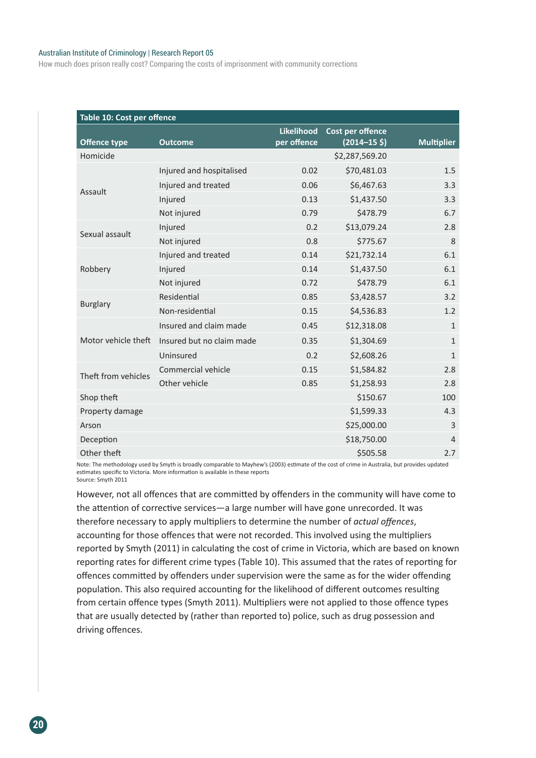**Table 10: Cost per offence**

| Offence type | Outcome | Likelihood per offence | Cost per offence (2014–15 $) | Multiplier |
|---|---|---|---|---|
| Homicide | | | $2,287,569.20 | |
| Assault | Injured and hospitalised | 0.02 | $70,481.03 | 1.5 |
| | Injured and treated | 0.06 | $6,467.63 | 3.3 |
| | Injured | 0.13 | $1,437.50 | 3.3 |
| | Not injured | 0.79 | $478.79 | 6.7 |
| Sexual assault | Injured | 0.2 | $13,079.24 | 2.8 |
| | Not injured | 0.8 | $775.67 | 8 |
| Robbery | Injured and treated | 0.14 | $21,732.14 | 6.1 |
| | Injured | 0.14 | $1,437.50 | 6.1 |
| | Not injured | 0.72 | $478.79 | 6.1 |
| Burglary | Residential | 0.85 | $3,428.57 | 3.2 |
| | Non-residential | 0.15 | $4,536.83 | 1.2 |
| Motor vehicle theft | Insured and claim made | 0.45 | $12,318.08 | 1 |
| | Insured but no claim made | 0.35 | $1,304.69 | 1 |
| | Uninsured | 0.2 | $2,608.26 | 1 |
| Theft from vehicles | Commercial vehicle | 0.15 | $1,584.82 | 2.8 |
| | Other vehicle | 0.85 | $1,258.93 | 2.8 |
| Shop theft | | | $150.67 | 100 |
| Property damage | | | $1,599.33 | 4.3 |
| Arson | | | $25,000.00 | 3 |
| Deception | | | $18,750.00 | 4 |
| Other theft | | | $505.58 | 2.7 |

Note: The methodology used by Smyth is broadly comparable to Mayhew's (2003) estimate of the cost of crime in Australia, but provides updated estimates specific to Victoria. More information is available in these reports
Source: Smyth 2011

However, not all offences that are committed by offenders in the community will have come to the attention of corrective services—a large number will have gone unrecorded. It was therefore necessary to apply multipliers to determine the number of *actual offences*, accounting for those offences that were not recorded. This involved using the multipliers reported by Smyth (2011) in calculating the cost of crime in Victoria, which are based on known reporting rates for different crime types (Table 10). This assumed that the rates of reporting for offences committed by offenders under supervision were the same as for the wider offending population. This also required accounting for the likelihood of different outcomes resulting from certain offence types (Smyth 2011). Multipliers were not applied to those offence types that are usually detected by (rather than reported to) police, such as drug possession and driving offences.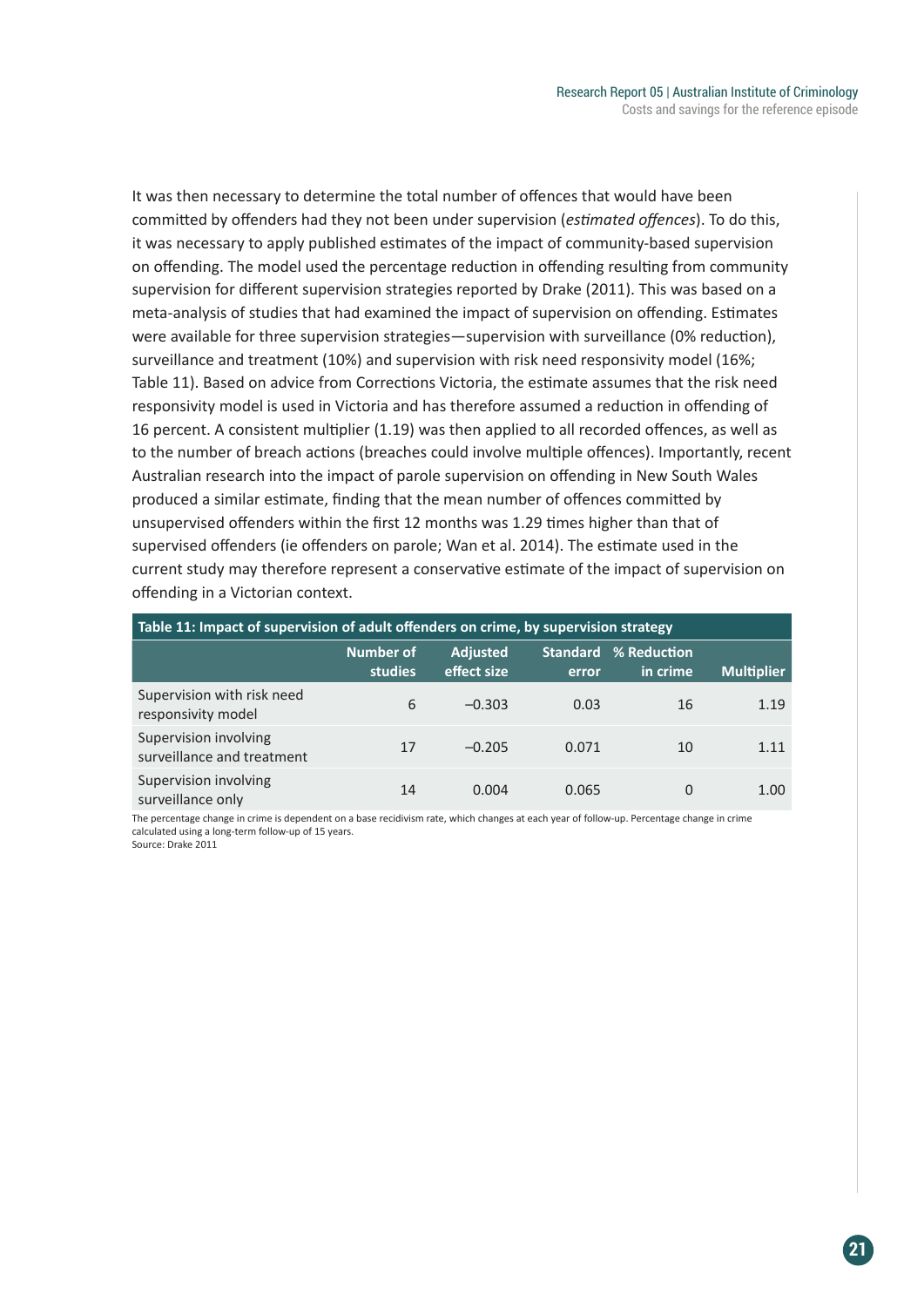It was then necessary to determine the total number of offences that would have been committed by offenders had they not been under supervision (*estimated offences*). To do this, it was necessary to apply published estimates of the impact of community-based supervision on offending. The model used the percentage reduction in offending resulting from community supervision for different supervision strategies reported by Drake (2011). This was based on a meta-analysis of studies that had examined the impact of supervision on offending. Estimates were available for three supervision strategies—supervision with surveillance (0% reduction), surveillance and treatment (10%) and supervision with risk need responsivity model (16%; Table 11). Based on advice from Corrections Victoria, the estimate assumes that the risk need responsivity model is used in Victoria and has therefore assumed a reduction in offending of 16 percent. A consistent multiplier (1.19) was then applied to all recorded offences, as well as to the number of breach actions (breaches could involve multiple offences). Importantly, recent Australian research into the impact of parole supervision on offending in New South Wales produced a similar estimate, finding that the mean number of offences committed by unsupervised offenders within the first 12 months was 1.29 times higher than that of supervised offenders (ie offenders on parole; Wan et al. 2014). The estimate used in the current study may therefore represent a conservative estimate of the impact of supervision on offending in a Victorian context.

**Table 11: Impact of supervision of adult offenders on crime, by supervision strategy**

| | Number of studies | Adjusted effect size | Standard error | % Reduction in crime | Multiplier |
|---|---|---|---|---|---|
| Supervision with risk need responsivity model | 6 | –0.303 | 0.03 | 16 | 1.19 |
| Supervision involving surveillance and treatment | 17 | –0.205 | 0.071 | 10 | 1.11 |
| Supervision involving surveillance only | 14 | 0.004 | 0.065 | 0 | 1.00 |

The percentage change in crime is dependent on a base recidivism rate, which changes at each year of follow-up. Percentage change in crime calculated using a long-term follow-up of 15 years.
Source: Drake 2011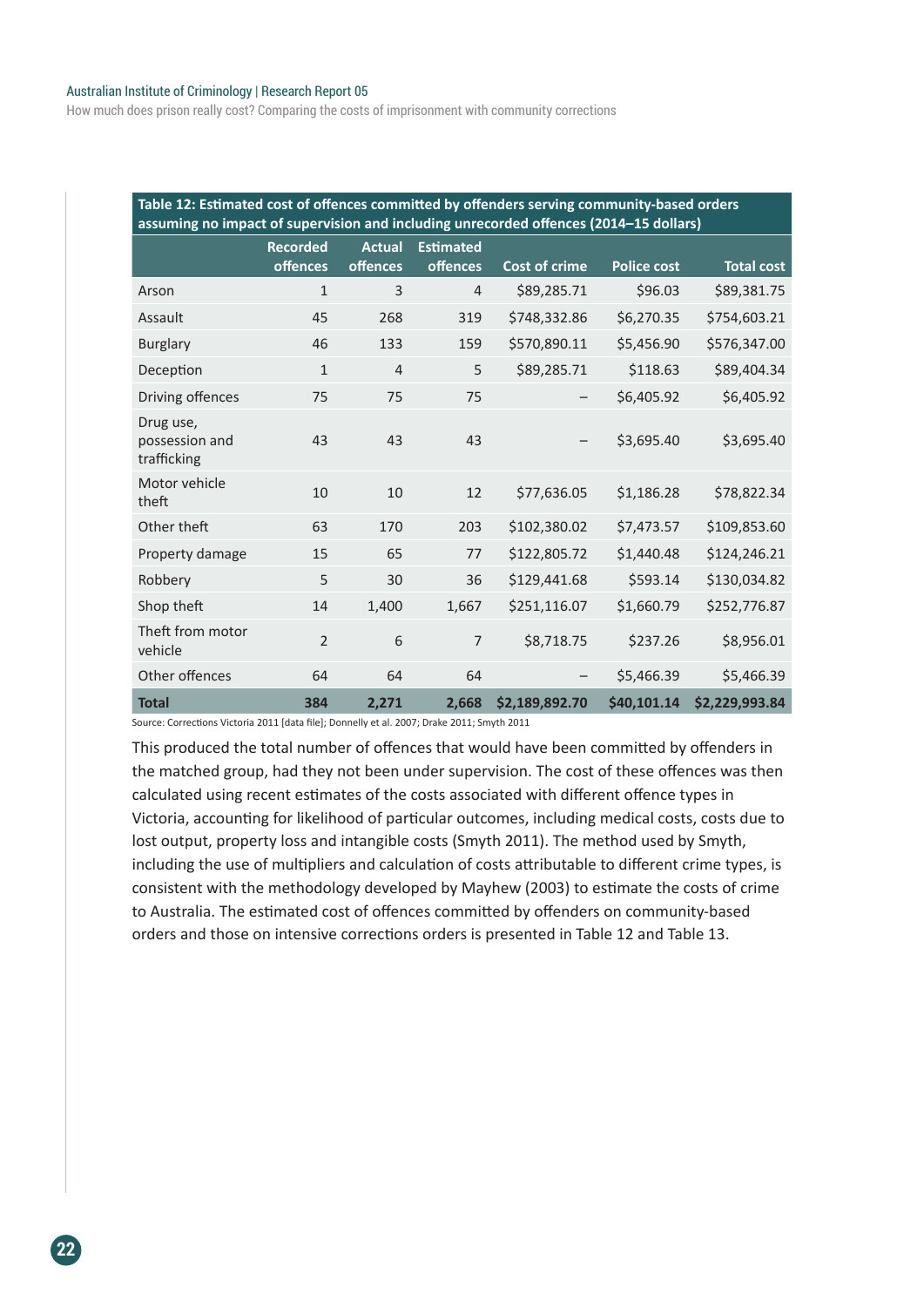Table 12: Estimated cost of offences committed by offenders serving community-based orders assuming no impact of supervision and including unrecorded offences (2014–15 dollars)

| | Recorded offences | Actual offences | Estimated offences | Cost of crime | Police cost | Total cost |
|---|---|---|---|---|---|---|
| Arson | 1 | 3 | 4 | $89,285.71 | $96.03 | $89,381.75 |
| Assault | 45 | 268 | 319 | $748,332.86 | $6,270.35 | $754,603.21 |
| Burglary | 46 | 133 | 159 | $570,890.11 | $5,456.90 | $576,347.00 |
| Deception | 1 | 4 | 5 | $89,285.71 | $118.63 | $89,404.34 |
| Driving offences | 75 | 75 | 75 | – | $6,405.92 | $6,405.92 |
| Drug use, possession and trafficking | 43 | 43 | 43 | – | $3,695.40 | $3,695.40 |
| Motor vehicle theft | 10 | 10 | 12 | $77,636.05 | $1,186.28 | $78,822.34 |
| Other theft | 63 | 170 | 203 | $102,380.02 | $7,473.57 | $109,853.60 |
| Property damage | 15 | 65 | 77 | $122,805.72 | $1,440.48 | $124,246.21 |
| Robbery | 5 | 30 | 36 | $129,441.68 | $593.14 | $130,034.82 |
| Shop theft | 14 | 1,400 | 1,667 | $251,116.07 | $1,660.79 | $252,776.87 |
| Theft from motor vehicle | 2 | 6 | 7 | $8,718.75 | $237.26 | $8,956.01 |
| Other offences | 64 | 64 | 64 | – | $5,466.39 | $5,466.39 |
| **Total** | **384** | **2,271** | **2,668** | **$2,189,892.70** | **$40,101.14** | **$2,229,993.84** |

Source: Corrections Victoria 2011 [data file]; Donnelly et al. 2007; Drake 2011; Smyth 2011

This produced the total number of offences that would have been committed by offenders in the matched group, had they not been under supervision. The cost of these offences was then calculated using recent estimates of the costs associated with different offence types in Victoria, accounting for likelihood of particular outcomes, including medical costs, costs due to lost output, property loss and intangible costs (Smyth 2011). The method used by Smyth, including the use of multipliers and calculation of costs attributable to different crime types, is consistent with the methodology developed by Mayhew (2003) to estimate the costs of crime to Australia. The estimated cost of offences committed by offenders on community-based orders and those on intensive corrections orders is presented in Table 12 and Table 13.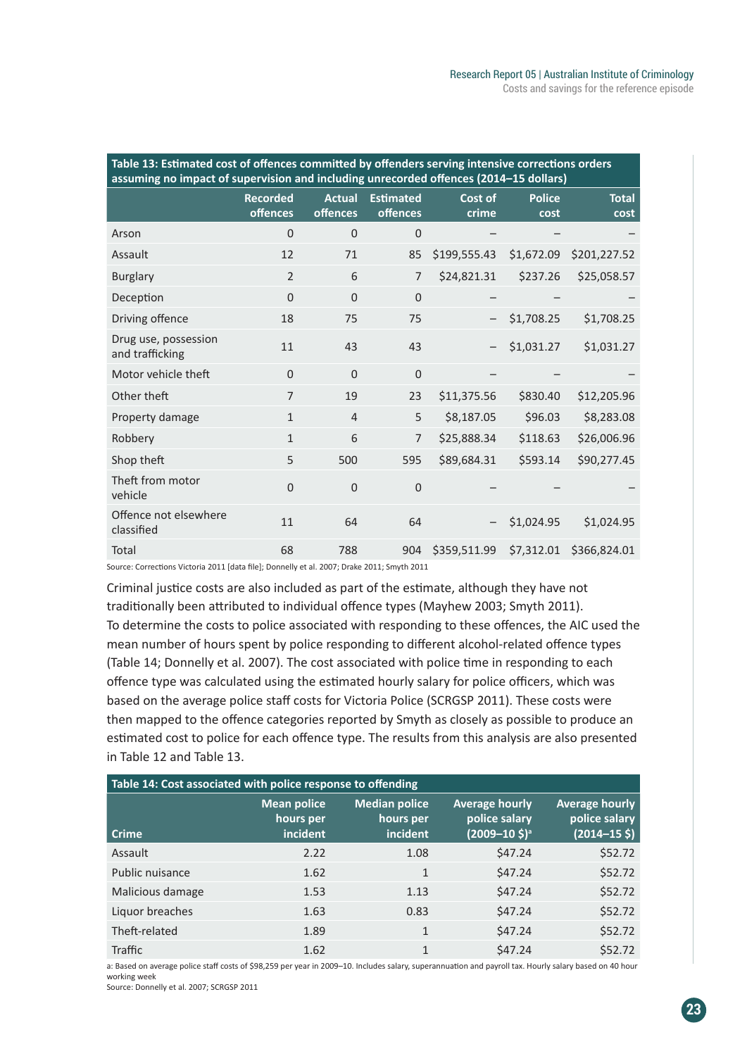**Table 13: Estimated cost of offences committed by offenders serving intensive corrections orders assuming no impact of supervision and including unrecorded offences (2014–15 dollars)**

| | Recorded offences | Actual offences | Estimated offences | Cost of crime | Police cost | Total cost |
|---|---|---|---|---|---|---|
| Arson | 0 | 0 | 0 | – | – | – |
| Assault | 12 | 71 | 85 | $199,555.43 | $1,672.09 | $201,227.52 |
| Burglary | 2 | 6 | 7 | $24,821.31 | $237.26 | $25,058.57 |
| Deception | 0 | 0 | 0 | – | – | – |
| Driving offence | 18 | 75 | 75 | – | $1,708.25 | $1,708.25 |
| Drug use, possession and trafficking | 11 | 43 | 43 | – | $1,031.27 | $1,031.27 |
| Motor vehicle theft | 0 | 0 | 0 | – | – | – |
| Other theft | 7 | 19 | 23 | $11,375.56 | $830.40 | $12,205.96 |
| Property damage | 1 | 4 | 5 | $8,187.05 | $96.03 | $8,283.08 |
| Robbery | 1 | 6 | 7 | $25,888.34 | $118.63 | $26,006.96 |
| Shop theft | 5 | 500 | 595 | $89,684.31 | $593.14 | $90,277.45 |
| Theft from motor vehicle | 0 | 0 | 0 | – | – | – |
| Offence not elsewhere classified | 11 | 64 | 64 | – | $1,024.95 | $1,024.95 |
| Total | 68 | 788 | 904 | $359,511.99 | $7,312.01 | $366,824.01 |

Source: Corrections Victoria 2011 [data file]; Donnelly et al. 2007; Drake 2011; Smyth 2011

Criminal justice costs are also included as part of the estimate, although they have not traditionally been attributed to individual offence types (Mayhew 2003; Smyth 2011). To determine the costs to police associated with responding to these offences, the AIC used the mean number of hours spent by police responding to different alcohol-related offence types (Table 14; Donnelly et al. 2007). The cost associated with police time in responding to each offence type was calculated using the estimated hourly salary for police officers, which was based on the average police staff costs for Victoria Police (SCRGSP 2011). These costs were then mapped to the offence categories reported by Smyth as closely as possible to produce an estimated cost to police for each offence type. The results from this analysis are also presented in Table 12 and Table 13.

**Table 14: Cost associated with police response to offending**

| Crime | Mean police hours per incident | Median police hours per incident | Average hourly police salary (2009–10 $)[a] | Average hourly police salary (2014–15 $) |
|---|---|---|---|---|
| Assault | 2.22 | 1.08 | $47.24 | $52.72 |
| Public nuisance | 1.62 | 1 | $47.24 | $52.72 |
| Malicious damage | 1.53 | 1.13 | $47.24 | $52.72 |
| Liquor breaches | 1.63 | 0.83 | $47.24 | $52.72 |
| Theft-related | 1.89 | 1 | $47.24 | $52.72 |
| Traffic | 1.62 | 1 | $47.24 | $52.72 |

a: Based on average police staff costs of $98,259 per year in 2009–10. Includes salary, superannuation and payroll tax. Hourly salary based on 40 hour working week

Source: Donnelly et al. 2007; SCRGSP 2011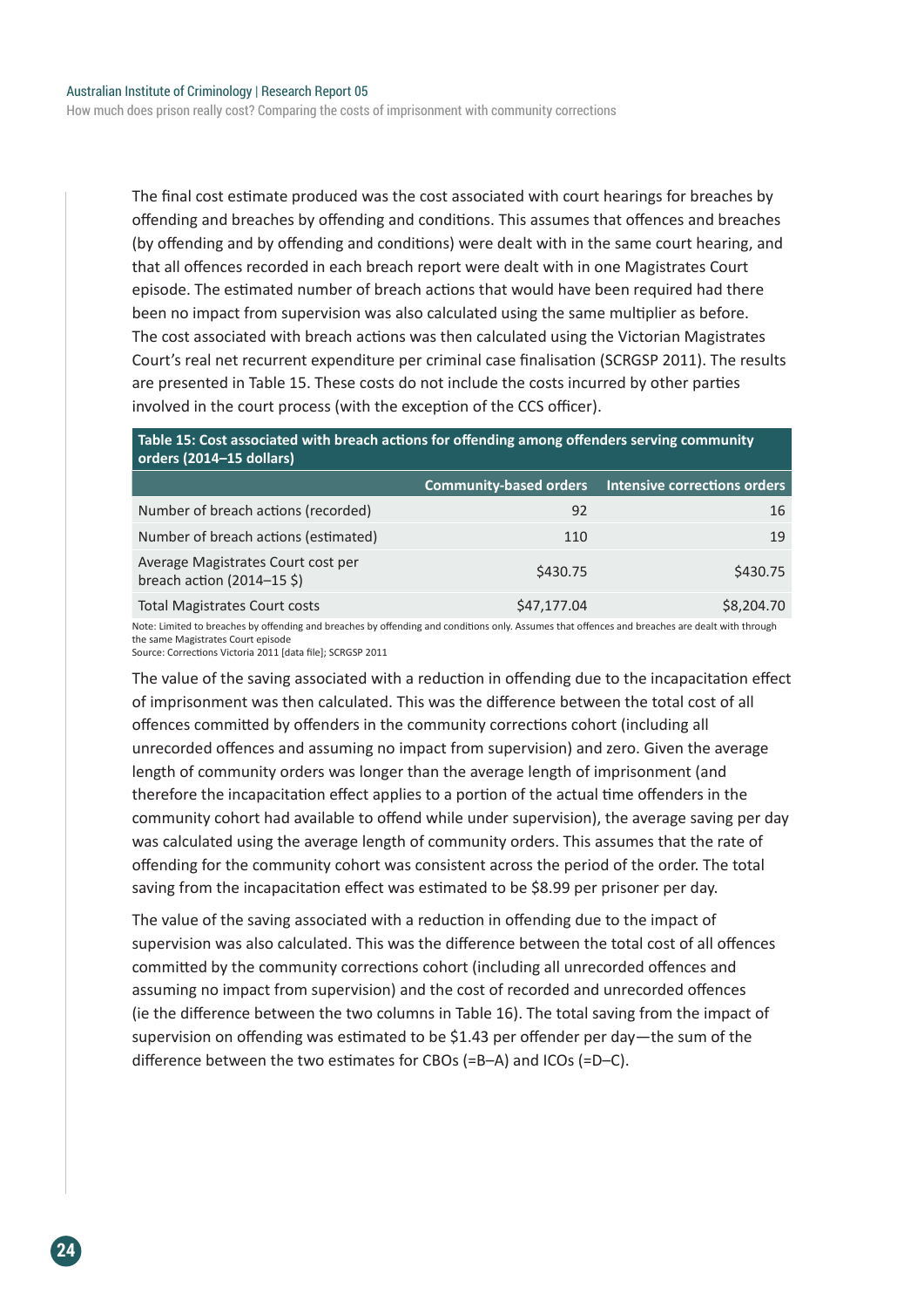The final cost estimate produced was the cost associated with court hearings for breaches by offending and breaches by offending and conditions. This assumes that offences and breaches (by offending and by offending and conditions) were dealt with in the same court hearing, and that all offences recorded in each breach report were dealt with in one Magistrates Court episode. The estimated number of breach actions that would have been required had there been no impact from supervision was also calculated using the same multiplier as before. The cost associated with breach actions was then calculated using the Victorian Magistrates Court's real net recurrent expenditure per criminal case finalisation (SCRGSP 2011). The results are presented in Table 15. These costs do not include the costs incurred by other parties involved in the court process (with the exception of the CCS officer).

**Table 15: Cost associated with breach actions for offending among offenders serving community orders (2014–15 dollars)**

| | Community-based orders | Intensive corrections orders |
|---|---|---|
| Number of breach actions (recorded) | 92 | 16 |
| Number of breach actions (estimated) | 110 | 19 |
| Average Magistrates Court cost per breach action (2014–15 $) | $430.75 | $430.75 |
| Total Magistrates Court costs | $47,177.04 | $8,204.70 |

Note: Limited to breaches by offending and breaches by offending and conditions only. Assumes that offences and breaches are dealt with through the same Magistrates Court episode
Source: Corrections Victoria 2011 [data file]; SCRGSP 2011

The value of the saving associated with a reduction in offending due to the incapacitation effect of imprisonment was then calculated. This was the difference between the total cost of all offences committed by offenders in the community corrections cohort (including all unrecorded offences and assuming no impact from supervision) and zero. Given the average length of community orders was longer than the average length of imprisonment (and therefore the incapacitation effect applies to a portion of the actual time offenders in the community cohort had available to offend while under supervision), the average saving per day was calculated using the average length of community orders. This assumes that the rate of offending for the community cohort was consistent across the period of the order. The total saving from the incapacitation effect was estimated to be $8.99 per prisoner per day.

The value of the saving associated with a reduction in offending due to the impact of supervision was also calculated. This was the difference between the total cost of all offences committed by the community corrections cohort (including all unrecorded offences and assuming no impact from supervision) and the cost of recorded and unrecorded offences (ie the difference between the two columns in Table 16). The total saving from the impact of supervision on offending was estimated to be $1.43 per offender per day—the sum of the difference between the two estimates for CBOs (=B–A) and ICOs (=D–C).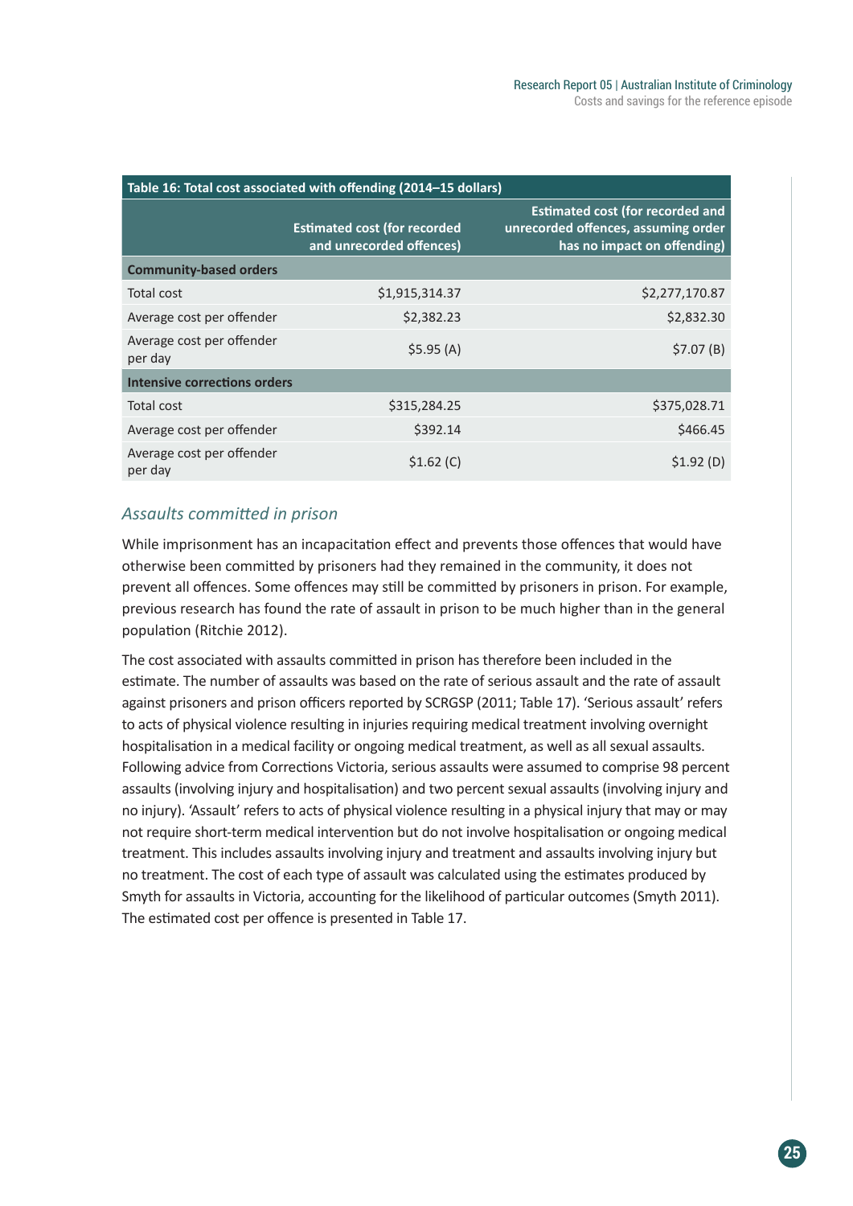**Table 16: Total cost associated with offending (2014–15 dollars)**

| | Estimated cost (for recorded and unrecorded offences) | Estimated cost (for recorded and unrecorded offences, assuming order has no impact on offending) |
|---|---|---|
| **Community-based orders** | | |
| Total cost | $1,915,314.37 | $2,277,170.87 |
| Average cost per offender | $2,382.23 | $2,832.30 |
| Average cost per offender per day | $5.95 (A) | $7.07 (B) |
| **Intensive corrections orders** | | |
| Total cost | $315,284.25 | $375,028.71 |
| Average cost per offender | $392.14 | $466.45 |
| Average cost per offender per day | $1.62 (C) | $1.92 (D) |

### *Assaults committed in prison*

While imprisonment has an incapacitation effect and prevents those offences that would have otherwise been committed by prisoners had they remained in the community, it does not prevent all offences. Some offences may still be committed by prisoners in prison. For example, previous research has found the rate of assault in prison to be much higher than in the general population (Ritchie 2012).

The cost associated with assaults committed in prison has therefore been included in the estimate. The number of assaults was based on the rate of serious assault and the rate of assault against prisoners and prison officers reported by SCRGSP (2011; Table 17). 'Serious assault' refers to acts of physical violence resulting in injuries requiring medical treatment involving overnight hospitalisation in a medical facility or ongoing medical treatment, as well as all sexual assaults. Following advice from Corrections Victoria, serious assaults were assumed to comprise 98 percent assaults (involving injury and hospitalisation) and two percent sexual assaults (involving injury and no injury). 'Assault' refers to acts of physical violence resulting in a physical injury that may or may not require short-term medical intervention but do not involve hospitalisation or ongoing medical treatment. This includes assaults involving injury and treatment and assaults involving injury but no treatment. The cost of each type of assault was calculated using the estimates produced by Smyth for assaults in Victoria, accounting for the likelihood of particular outcomes (Smyth 2011). The estimated cost per offence is presented in Table 17.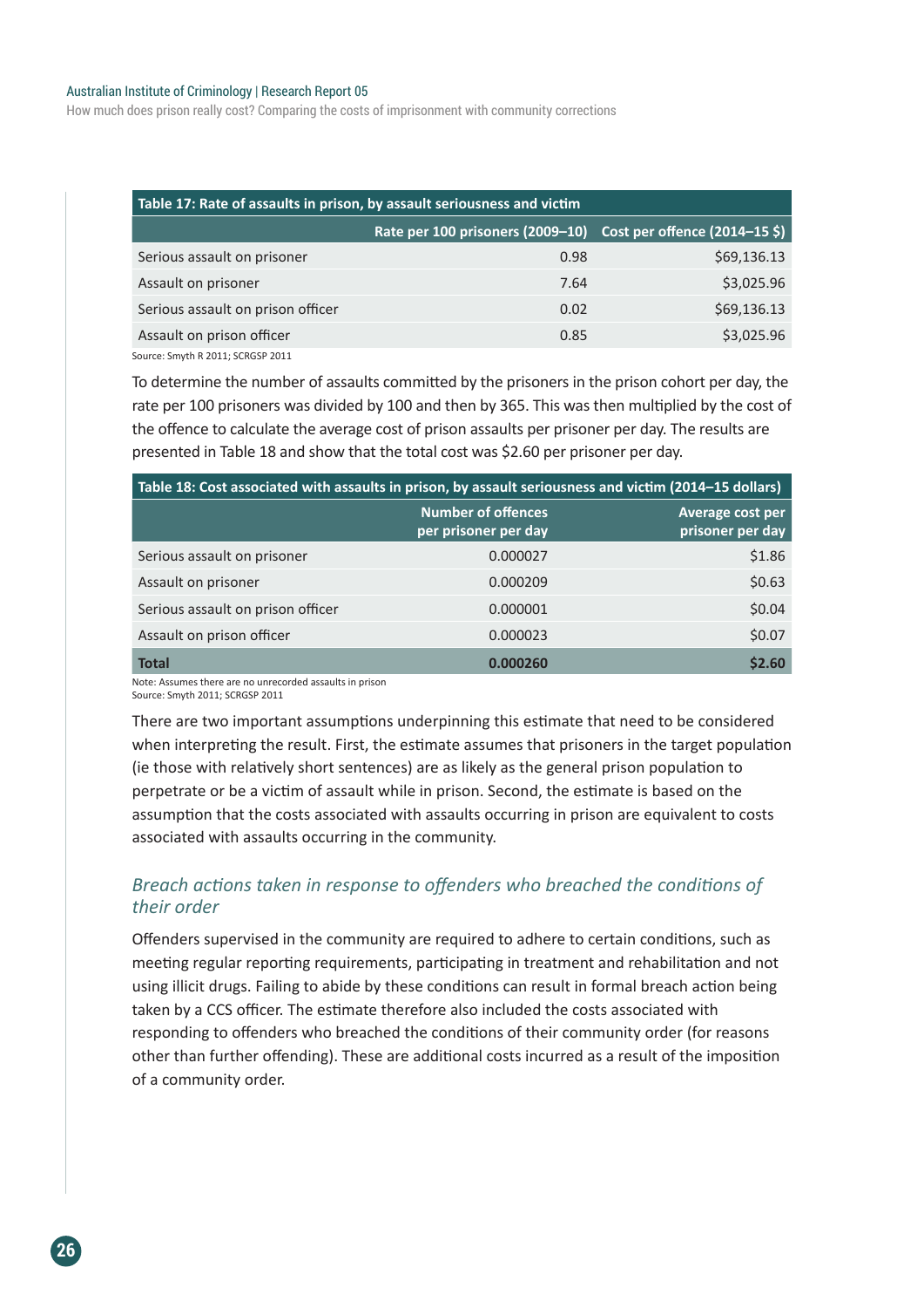**Table 17: Rate of assaults in prison, by assault seriousness and victim**

| | Rate per 100 prisoners (2009–10) | Cost per offence (2014–15 $) |
|---|---|---|
| Serious assault on prisoner | 0.98 | $69,136.13 |
| Assault on prisoner | 7.64 | $3,025.96 |
| Serious assault on prison officer | 0.02 | $69,136.13 |
| Assault on prison officer | 0.85 | $3,025.96 |

Source: Smyth R 2011; SCRGSP 2011

To determine the number of assaults committed by the prisoners in the prison cohort per day, the rate per 100 prisoners was divided by 100 and then by 365. This was then multiplied by the cost of the offence to calculate the average cost of prison assaults per prisoner per day. The results are presented in Table 18 and show that the total cost was $2.60 per prisoner per day.

**Table 18: Cost associated with assaults in prison, by assault seriousness and victim (2014–15 dollars)**

| | Number of offences per prisoner per day | Average cost per prisoner per day |
|---|---|---|
| Serious assault on prisoner | 0.000027 | $1.86 |
| Assault on prisoner | 0.000209 | $0.63 |
| Serious assault on prison officer | 0.000001 | $0.04 |
| Assault on prison officer | 0.000023 | $0.07 |
| **Total** | **0.000260** | **$2.60** |

Note: Assumes there are no unrecorded assaults in prison
Source: Smyth 2011; SCRGSP 2011

There are two important assumptions underpinning this estimate that need to be considered when interpreting the result. First, the estimate assumes that prisoners in the target population (ie those with relatively short sentences) are as likely as the general prison population to perpetrate or be a victim of assault while in prison. Second, the estimate is based on the assumption that the costs associated with assaults occurring in prison are equivalent to costs associated with assaults occurring in the community.

### *Breach actions taken in response to offenders who breached the conditions of their order*

Offenders supervised in the community are required to adhere to certain conditions, such as meeting regular reporting requirements, participating in treatment and rehabilitation and not using illicit drugs. Failing to abide by these conditions can result in formal breach action being taken by a CCS officer. The estimate therefore also included the costs associated with responding to offenders who breached the conditions of their community order (for reasons other than further offending). These are additional costs incurred as a result of the imposition of a community order.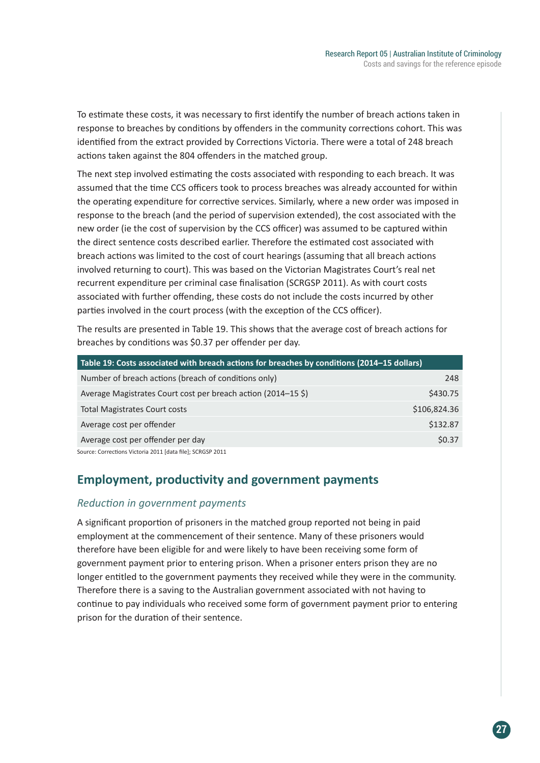To estimate these costs, it was necessary to first identify the number of breach actions taken in response to breaches by conditions by offenders in the community corrections cohort. This was identified from the extract provided by Corrections Victoria. There were a total of 248 breach actions taken against the 804 offenders in the matched group.

The next step involved estimating the costs associated with responding to each breach. It was assumed that the time CCS officers took to process breaches was already accounted for within the operating expenditure for corrective services. Similarly, where a new order was imposed in response to the breach (and the period of supervision extended), the cost associated with the new order (ie the cost of supervision by the CCS officer) was assumed to be captured within the direct sentence costs described earlier. Therefore the estimated cost associated with breach actions was limited to the cost of court hearings (assuming that all breach actions involved returning to court). This was based on the Victorian Magistrates Court's real net recurrent expenditure per criminal case finalisation (SCRGSP 2011). As with court costs associated with further offending, these costs do not include the costs incurred by other parties involved in the court process (with the exception of the CCS officer).

The results are presented in Table 19. This shows that the average cost of breach actions for breaches by conditions was $0.37 per offender per day.

| Table 19: Costs associated with breach actions for breaches by conditions (2014–15 dollars) | |
|---|---|
| Number of breach actions (breach of conditions only) | 248 |
| Average Magistrates Court cost per breach action (2014–15 $) | $430.75 |
| Total Magistrates Court costs | $106,824.36 |
| Average cost per offender | $132.87 |
| Average cost per offender per day | $0.37 |

Source: Corrections Victoria 2011 [data file]; SCRGSP 2011

## Employment, productivity and government payments

### *Reduction in government payments*

A significant proportion of prisoners in the matched group reported not being in paid employment at the commencement of their sentence. Many of these prisoners would therefore have been eligible for and were likely to have been receiving some form of government payment prior to entering prison. When a prisoner enters prison they are no longer entitled to the government payments they received while they were in the community. Therefore there is a saving to the Australian government associated with not having to continue to pay individuals who received some form of government payment prior to entering prison for the duration of their sentence.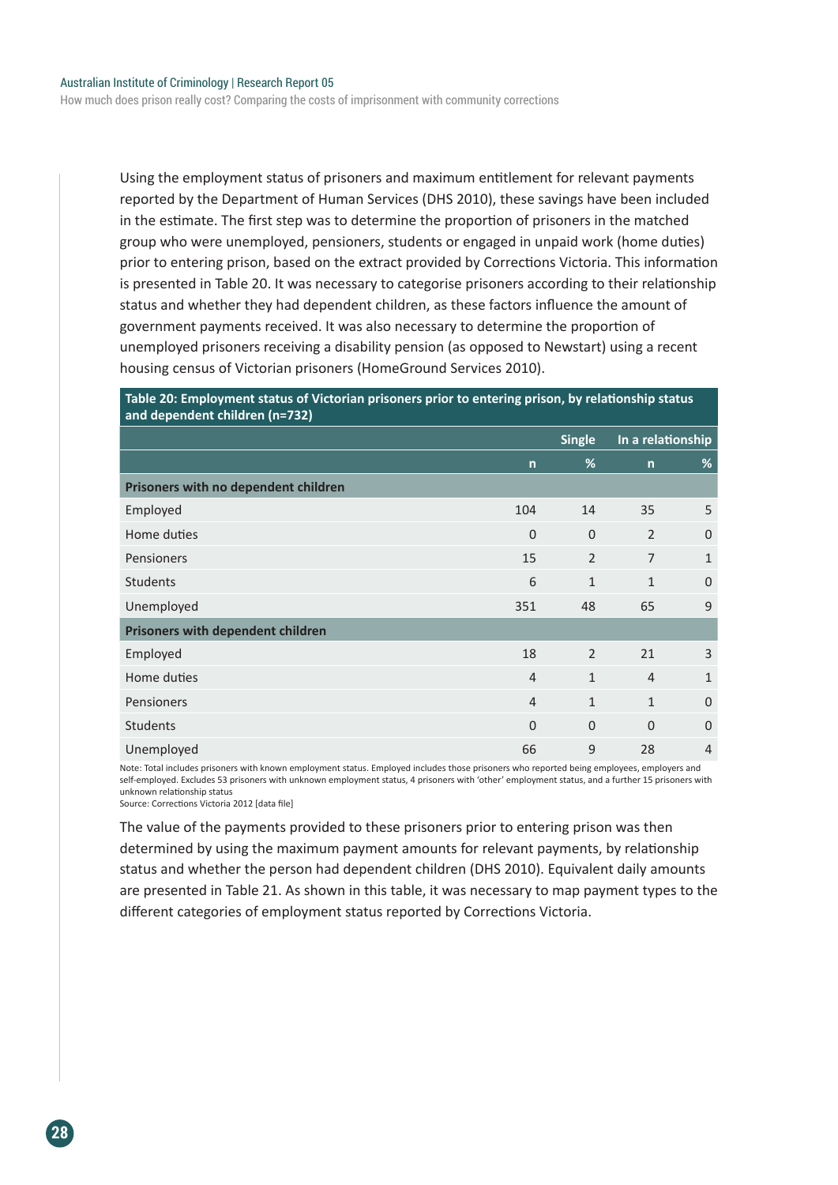Using the employment status of prisoners and maximum entitlement for relevant payments reported by the Department of Human Services (DHS 2010), these savings have been included in the estimate. The first step was to determine the proportion of prisoners in the matched group who were unemployed, pensioners, students or engaged in unpaid work (home duties) prior to entering prison, based on the extract provided by Corrections Victoria. This information is presented in Table 20. It was necessary to categorise prisoners according to their relationship status and whether they had dependent children, as these factors influence the amount of government payments received. It was also necessary to determine the proportion of unemployed prisoners receiving a disability pension (as opposed to Newstart) using a recent housing census of Victorian prisoners (HomeGround Services 2010).

**Table 20: Employment status of Victorian prisoners prior to entering prison, by relationship status and dependent children (n=732)**

| | Single | | In a relationship | |
|---|---|---|---|---|
| | n | % | n | % |
| **Prisoners with no dependent children** | | | | |
| Employed | 104 | 14 | 35 | 5 |
| Home duties | 0 | 0 | 2 | 0 |
| Pensioners | 15 | 2 | 7 | 1 |
| Students | 6 | 1 | 1 | 0 |
| Unemployed | 351 | 48 | 65 | 9 |
| **Prisoners with dependent children** | | | | |
| Employed | 18 | 2 | 21 | 3 |
| Home duties | 4 | 1 | 4 | 1 |
| Pensioners | 4 | 1 | 1 | 0 |
| Students | 0 | 0 | 0 | 0 |
| Unemployed | 66 | 9 | 28 | 4 |

Note: Total includes prisoners with known employment status. Employed includes those prisoners who reported being employees, employers and self-employed. Excludes 53 prisoners with unknown employment status, 4 prisoners with 'other' employment status, and a further 15 prisoners with unknown relationship status

Source: Corrections Victoria 2012 [data file]

The value of the payments provided to these prisoners prior to entering prison was then determined by using the maximum payment amounts for relevant payments, by relationship status and whether the person had dependent children (DHS 2010). Equivalent daily amounts are presented in Table 21. As shown in this table, it was necessary to map payment types to the different categories of employment status reported by Corrections Victoria.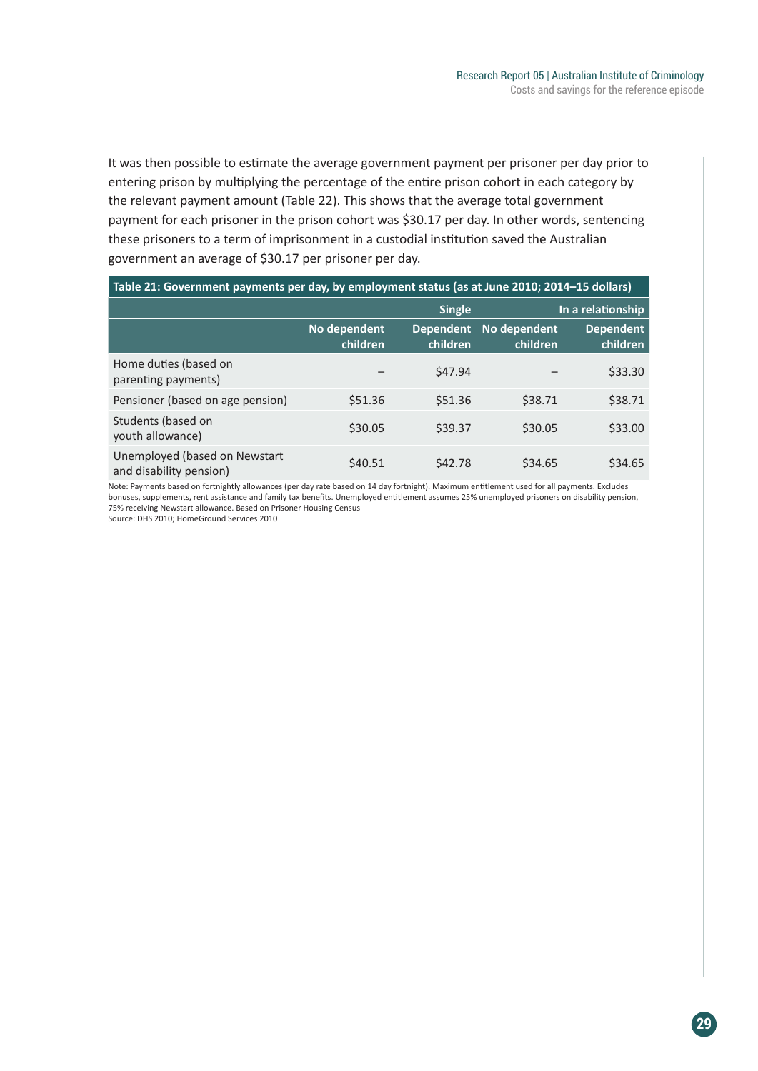It was then possible to estimate the average government payment per prisoner per day prior to entering prison by multiplying the percentage of the entire prison cohort in each category by the relevant payment amount (Table 22). This shows that the average total government payment for each prisoner in the prison cohort was $30.17 per day. In other words, sentencing these prisoners to a term of imprisonment in a custodial institution saved the Australian government an average of $30.17 per prisoner per day.

**Table 21: Government payments per day, by employment status (as at June 2010; 2014–15 dollars)**

| | Single | | In a relationship | |
|---|---|---|---|---|
| | No dependent children | Dependent children | No dependent children | Dependent children |
| Home duties (based on parenting payments) | – | $47.94 | – | $33.30 |
| Pensioner (based on age pension) | $51.36 | $51.36 | $38.71 | $38.71 |
| Students (based on youth allowance) | $30.05 | $39.37 | $30.05 | $33.00 |
| Unemployed (based on Newstart and disability pension) | $40.51 | $42.78 | $34.65 | $34.65 |

Note: Payments based on fortnightly allowances (per day rate based on 14 day fortnight). Maximum entitlement used for all payments. Excludes bonuses, supplements, rent assistance and family tax benefits. Unemployed entitlement assumes 25% unemployed prisoners on disability pension, 75% receiving Newstart allowance. Based on Prisoner Housing Census

Source: DHS 2010; HomeGround Services 2010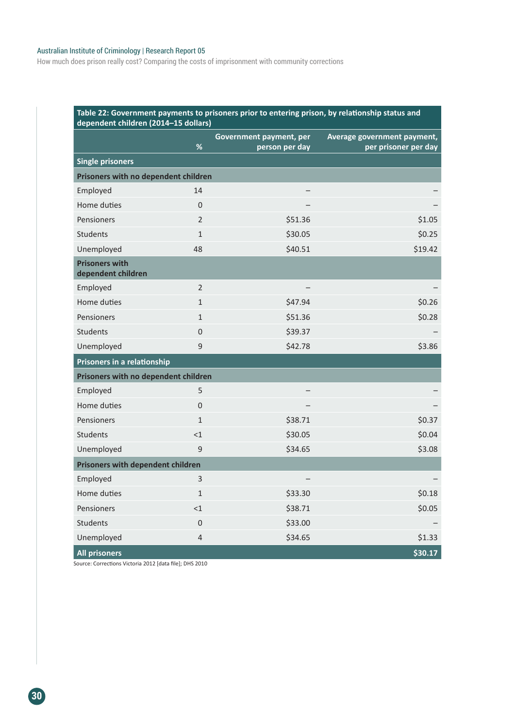Table 22: Government payments to prisoners prior to entering prison, by relationship status and dependent children (2014–15 dollars)

| | % | Government payment, per person per day | Average government payment, per prisoner per day |
|---|---|---|---|
| **Single prisoners** | | | |
| **Prisoners with no dependent children** | | | |
| Employed | 14 | – | – |
| Home duties | 0 | – | – |
| Pensioners | 2 | $51.36 | $1.05 |
| Students | 1 | $30.05 | $0.25 |
| Unemployed | 48 | $40.51 | $19.42 |
| **Prisoners with dependent children** | | | |
| Employed | 2 | – | – |
| Home duties | 1 | $47.94 | $0.26 |
| Pensioners | 1 | $51.36 | $0.28 |
| Students | 0 | $39.37 | – |
| Unemployed | 9 | $42.78 | $3.86 |
| **Prisoners in a relationship** | | | |
| **Prisoners with no dependent children** | | | |
| Employed | 5 | – | – |
| Home duties | 0 | – | – |
| Pensioners | 1 | $38.71 | $0.37 |
| Students | <1 | $30.05 | $0.04 |
| Unemployed | 9 | $34.65 | $3.08 |
| **Prisoners with dependent children** | | | |
| Employed | 3 | – | – |
| Home duties | 1 | $33.30 | $0.18 |
| Pensioners | <1 | $38.71 | $0.05 |
| Students | 0 | $33.00 | – |
| Unemployed | 4 | $34.65 | $1.33 |
| **All prisoners** | | | **$30.17** |

Source: Corrections Victoria 2012 [data file]; DHS 2010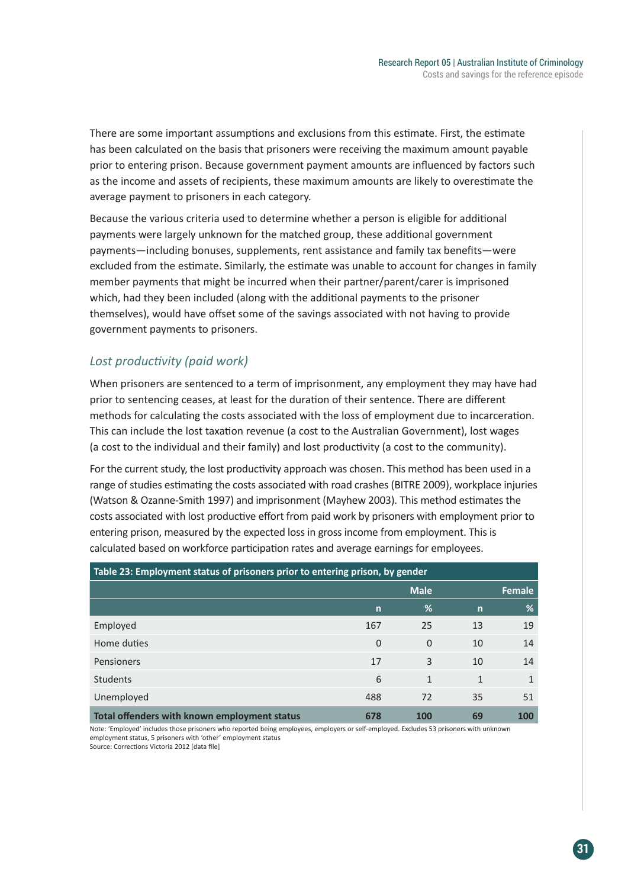There are some important assumptions and exclusions from this estimate. First, the estimate has been calculated on the basis that prisoners were receiving the maximum amount payable prior to entering prison. Because government payment amounts are influenced by factors such as the income and assets of recipients, these maximum amounts are likely to overestimate the average payment to prisoners in each category.

Because the various criteria used to determine whether a person is eligible for additional payments were largely unknown for the matched group, these additional government payments—including bonuses, supplements, rent assistance and family tax benefits—were excluded from the estimate. Similarly, the estimate was unable to account for changes in family member payments that might be incurred when their partner/parent/carer is imprisoned which, had they been included (along with the additional payments to the prisoner themselves), would have offset some of the savings associated with not having to provide government payments to prisoners.

### *Lost productivity (paid work)*

When prisoners are sentenced to a term of imprisonment, any employment they may have had prior to sentencing ceases, at least for the duration of their sentence. There are different methods for calculating the costs associated with the loss of employment due to incarceration. This can include the lost taxation revenue (a cost to the Australian Government), lost wages (a cost to the individual and their family) and lost productivity (a cost to the community).

For the current study, the lost productivity approach was chosen. This method has been used in a range of studies estimating the costs associated with road crashes (BITRE 2009), workplace injuries (Watson & Ozanne-Smith 1997) and imprisonment (Mayhew 2003). This method estimates the costs associated with lost productive effort from paid work by prisoners with employment prior to entering prison, measured by the expected loss in gross income from employment. This is calculated based on workforce participation rates and average earnings for employees.

**Table 23: Employment status of prisoners prior to entering prison, by gender**

| | Male | | Female | |
|---|---|---|---|---|
| | n | % | n | % |
| Employed | 167 | 25 | 13 | 19 |
| Home duties | 0 | 0 | 10 | 14 |
| Pensioners | 17 | 3 | 10 | 14 |
| Students | 6 | 1 | 1 | 1 |
| Unemployed | 488 | 72 | 35 | 51 |
| **Total offenders with known employment status** | **678** | **100** | **69** | **100** |

Note: 'Employed' includes those prisoners who reported being employees, employers or self-employed. Excludes 53 prisoners with unknown employment status, 5 prisoners with 'other' employment status

Source: Corrections Victoria 2012 [data file]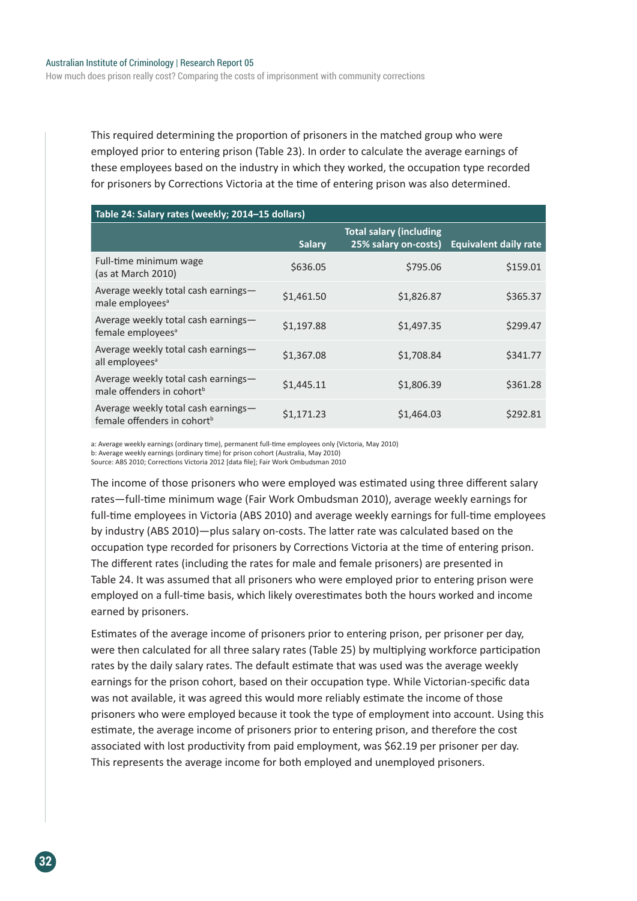This required determining the proportion of prisoners in the matched group who were employed prior to entering prison (Table 23). In order to calculate the average earnings of these employees based on the industry in which they worked, the occupation type recorded for prisoners by Corrections Victoria at the time of entering prison was also determined.

**Table 24: Salary rates (weekly; 2014–15 dollars)**

| | Salary | Total salary (including 25% salary on-costs) | Equivalent daily rate |
|---|---|---|---|
| Full-time minimum wage (as at March 2010) | $636.05 | $795.06 | $159.01 |
| Average weekly total cash earnings—male employees[a] | $1,461.50 | $1,826.87 | $365.37 |
| Average weekly total cash earnings—female employees[a] | $1,197.88 | $1,497.35 | $299.47 |
| Average weekly total cash earnings—all employees[a] | $1,367.08 | $1,708.84 | $341.77 |
| Average weekly total cash earnings—male offenders in cohort[b] | $1,445.11 | $1,806.39 | $361.28 |
| Average weekly total cash earnings—female offenders in cohort[b] | $1,171.23 | $1,464.03 | $292.81 |

a: Average weekly earnings (ordinary time), permanent full-time employees only (Victoria, May 2010)
b: Average weekly earnings (ordinary time) for prison cohort (Australia, May 2010)
Source: ABS 2010; Corrections Victoria 2012 [data file]; Fair Work Ombudsman 2010

The income of those prisoners who were employed was estimated using three different salary rates—full-time minimum wage (Fair Work Ombudsman 2010), average weekly earnings for full-time employees in Victoria (ABS 2010) and average weekly earnings for full-time employees by industry (ABS 2010)—plus salary on-costs. The latter rate was calculated based on the occupation type recorded for prisoners by Corrections Victoria at the time of entering prison. The different rates (including the rates for male and female prisoners) are presented in Table 24. It was assumed that all prisoners who were employed prior to entering prison were employed on a full-time basis, which likely overestimates both the hours worked and income earned by prisoners.

Estimates of the average income of prisoners prior to entering prison, per prisoner per day, were then calculated for all three salary rates (Table 25) by multiplying workforce participation rates by the daily salary rates. The default estimate that was used was the average weekly earnings for the prison cohort, based on their occupation type. While Victorian-specific data was not available, it was agreed this would more reliably estimate the income of those prisoners who were employed because it took the type of employment into account. Using this estimate, the average income of prisoners prior to entering prison, and therefore the cost associated with lost productivity from paid employment, was $62.19 per prisoner per day. This represents the average income for both employed and unemployed prisoners.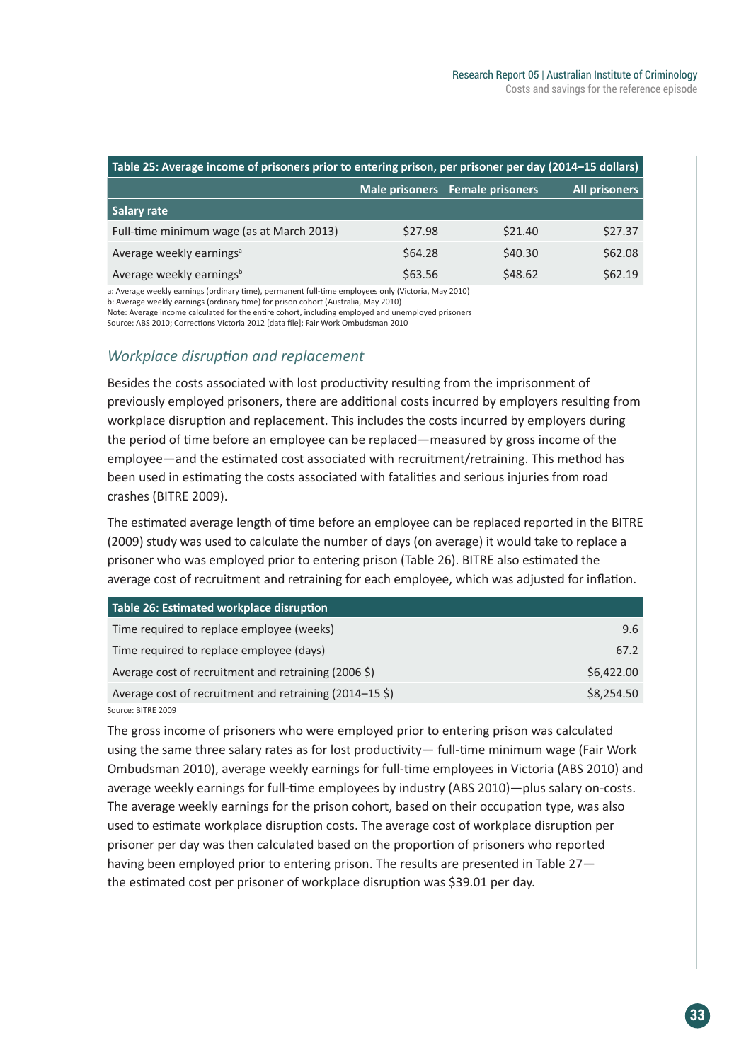| Table 25: Average income of prisoners prior to entering prison, per prisoner per day (2014–15 dollars) | | | |
|---|---|---|---|
| | Male prisoners | Female prisoners | All prisoners |
| **Salary rate** | | | |
| Full-time minimum wage (as at March 2013) | $27.98 | $21.40 | $27.37 |
| Average weekly earnings[a] | $64.28 | $40.30 | $62.08 |
| Average weekly earnings[b] | $63.56 | $48.62 | $62.19 |

a: Average weekly earnings (ordinary time), permanent full-time employees only (Victoria, May 2010)
b: Average weekly earnings (ordinary time) for prison cohort (Australia, May 2010)
Note: Average income calculated for the entire cohort, including employed and unemployed prisoners
Source: ABS 2010; Corrections Victoria 2012 [data file]; Fair Work Ombudsman 2010

### *Workplace disruption and replacement*

Besides the costs associated with lost productivity resulting from the imprisonment of previously employed prisoners, there are additional costs incurred by employers resulting from workplace disruption and replacement. This includes the costs incurred by employers during the period of time before an employee can be replaced—measured by gross income of the employee—and the estimated cost associated with recruitment/retraining. This method has been used in estimating the costs associated with fatalities and serious injuries from road crashes (BITRE 2009).

The estimated average length of time before an employee can be replaced reported in the BITRE (2009) study was used to calculate the number of days (on average) it would take to replace a prisoner who was employed prior to entering prison (Table 26). BITRE also estimated the average cost of recruitment and retraining for each employee, which was adjusted for inflation.

| Table 26: Estimated workplace disruption | |
|---|---|
| Time required to replace employee (weeks) | 9.6 |
| Time required to replace employee (days) | 67.2 |
| Average cost of recruitment and retraining (2006 $) | $6,422.00 |
| Average cost of recruitment and retraining (2014–15 $) | $8,254.50 |

Source: BITRE 2009

The gross income of prisoners who were employed prior to entering prison was calculated using the same three salary rates as for lost productivity— full-time minimum wage (Fair Work Ombudsman 2010), average weekly earnings for full-time employees in Victoria (ABS 2010) and average weekly earnings for full-time employees by industry (ABS 2010)—plus salary on-costs. The average weekly earnings for the prison cohort, based on their occupation type, was also used to estimate workplace disruption costs. The average cost of workplace disruption per prisoner per day was then calculated based on the proportion of prisoners who reported having been employed prior to entering prison. The results are presented in Table 27—the estimated cost per prisoner of workplace disruption was $39.01 per day.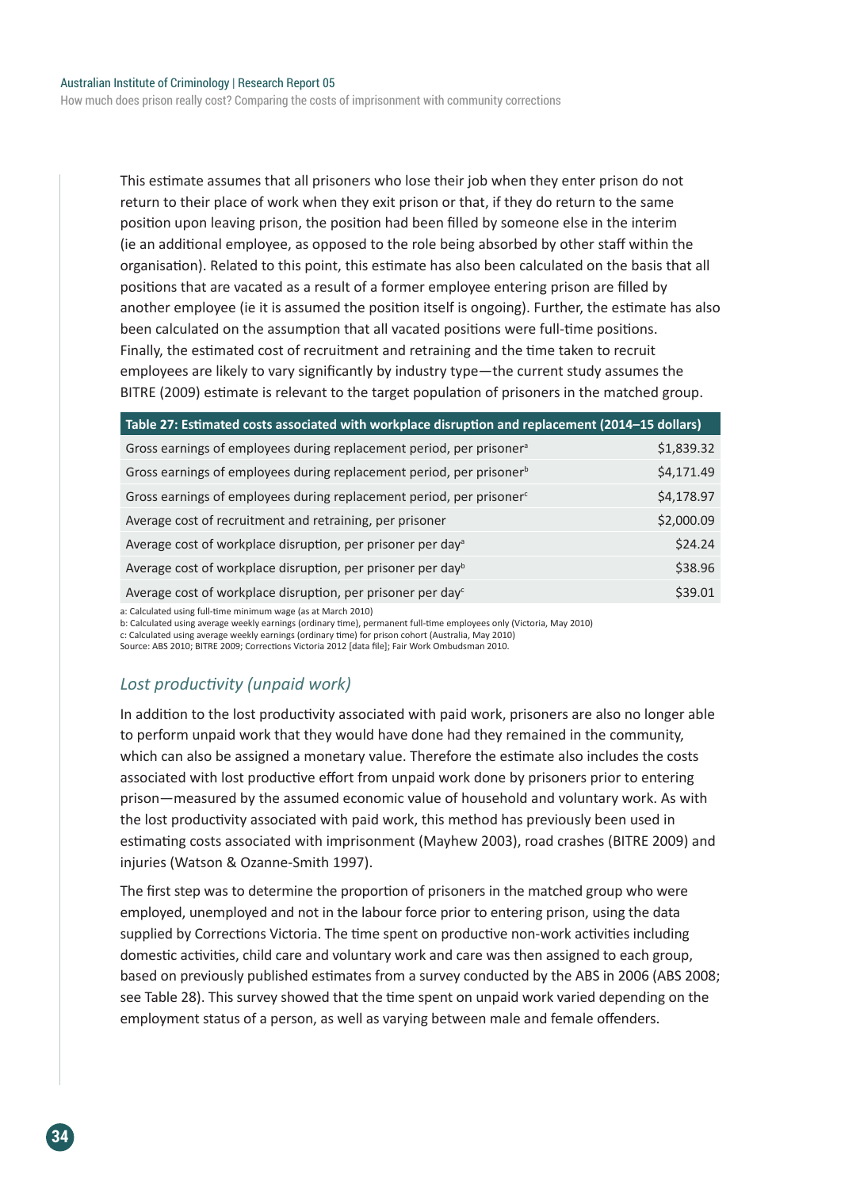This estimate assumes that all prisoners who lose their job when they enter prison do not return to their place of work when they exit prison or that, if they do return to the same position upon leaving prison, the position had been filled by someone else in the interim (ie an additional employee, as opposed to the role being absorbed by other staff within the organisation). Related to this point, this estimate has also been calculated on the basis that all positions that are vacated as a result of a former employee entering prison are filled by another employee (ie it is assumed the position itself is ongoing). Further, the estimate has also been calculated on the assumption that all vacated positions were full-time positions. Finally, the estimated cost of recruitment and retraining and the time taken to recruit employees are likely to vary significantly by industry type—the current study assumes the BITRE (2009) estimate is relevant to the target population of prisoners in the matched group.

**Table 27: Estimated costs associated with workplace disruption and replacement (2014–15 dollars)**

| | |
|---|---|
| Gross earnings of employees during replacement period, per prisoner[a] | $1,839.32 |
| Gross earnings of employees during replacement period, per prisoner[b] | $4,171.49 |
| Gross earnings of employees during replacement period, per prisoner[c] | $4,178.97 |
| Average cost of recruitment and retraining, per prisoner | $2,000.09 |
| Average cost of workplace disruption, per prisoner per day[a] | $24.24 |
| Average cost of workplace disruption, per prisoner per day[b] | $38.96 |
| Average cost of workplace disruption, per prisoner per day[c] | $39.01 |

a: Calculated using full-time minimum wage (as at March 2010)
b: Calculated using average weekly earnings (ordinary time), permanent full-time employees only (Victoria, May 2010)
c: Calculated using average weekly earnings (ordinary time) for prison cohort (Australia, May 2010)
Source: ABS 2010; BITRE 2009; Corrections Victoria 2012 [data file]; Fair Work Ombudsman 2010.

### *Lost productivity (unpaid work)*

In addition to the lost productivity associated with paid work, prisoners are also no longer able to perform unpaid work that they would have done had they remained in the community, which can also be assigned a monetary value. Therefore the estimate also includes the costs associated with lost productive effort from unpaid work done by prisoners prior to entering prison—measured by the assumed economic value of household and voluntary work. As with the lost productivity associated with paid work, this method has previously been used in estimating costs associated with imprisonment (Mayhew 2003), road crashes (BITRE 2009) and injuries (Watson & Ozanne-Smith 1997).

The first step was to determine the proportion of prisoners in the matched group who were employed, unemployed and not in the labour force prior to entering prison, using the data supplied by Corrections Victoria. The time spent on productive non-work activities including domestic activities, child care and voluntary work and care was then assigned to each group, based on previously published estimates from a survey conducted by the ABS in 2006 (ABS 2008; see Table 28). This survey showed that the time spent on unpaid work varied depending on the employment status of a person, as well as varying between male and female offenders.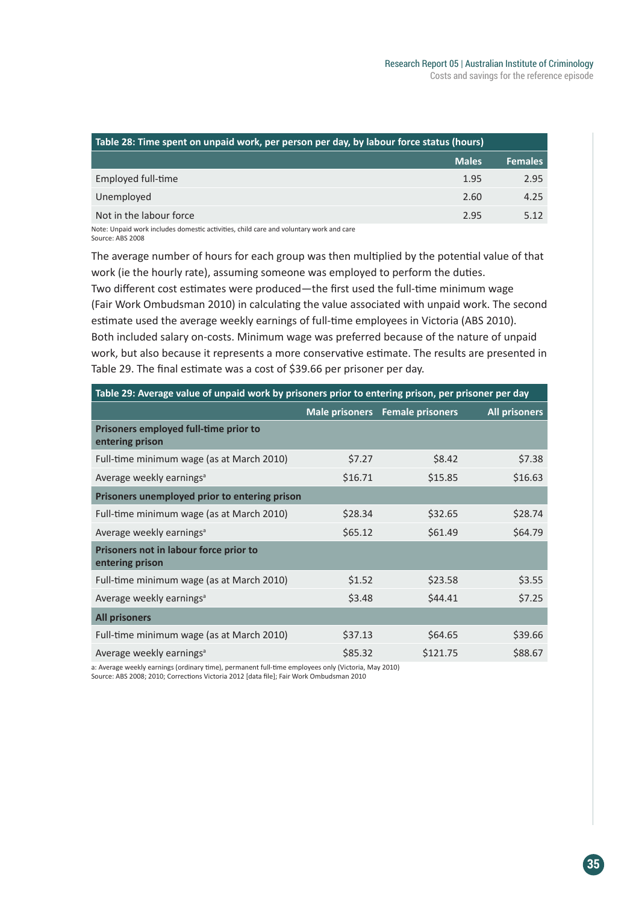**Table 28: Time spent on unpaid work, per person per day, by labour force status (hours)**

| | Males | Females |
|---|---|---|
| Employed full-time | 1.95 | 2.95 |
| Unemployed | 2.60 | 4.25 |
| Not in the labour force | 2.95 | 5.12 |

Note: Unpaid work includes domestic activities, child care and voluntary work and care
Source: ABS 2008

The average number of hours for each group was then multiplied by the potential value of that work (ie the hourly rate), assuming someone was employed to perform the duties. Two different cost estimates were produced—the first used the full-time minimum wage (Fair Work Ombudsman 2010) in calculating the value associated with unpaid work. The second estimate used the average weekly earnings of full-time employees in Victoria (ABS 2010). Both included salary on-costs. Minimum wage was preferred because of the nature of unpaid work, but also because it represents a more conservative estimate. The results are presented in Table 29. The final estimate was a cost of $39.66 per prisoner per day.

**Table 29: Average value of unpaid work by prisoners prior to entering prison, per prisoner per day**

| | Male prisoners | Female prisoners | All prisoners |
|---|---|---|---|
| **Prisoners employed full-time prior to entering prison** | | | |
| Full-time minimum wage (as at March 2010) | $7.27 | $8.42 | $7.38 |
| Average weekly earnings[a] | $16.71 | $15.85 | $16.63 |
| **Prisoners unemployed prior to entering prison** | | | |
| Full-time minimum wage (as at March 2010) | $28.34 | $32.65 | $28.74 |
| Average weekly earnings[a] | $65.12 | $61.49 | $64.79 |
| **Prisoners not in labour force prior to entering prison** | | | |
| Full-time minimum wage (as at March 2010) | $1.52 | $23.58 | $3.55 |
| Average weekly earnings[a] | $3.48 | $44.41 | $7.25 |
| **All prisoners** | | | |
| Full-time minimum wage (as at March 2010) | $37.13 | $64.65 | $39.66 |
| Average weekly earnings[a] | $85.32 | $121.75 | $88.67 |

a: Average weekly earnings (ordinary time), permanent full-time employees only (Victoria, May 2010)
Source: ABS 2008; 2010; Corrections Victoria 2012 [data file]; Fair Work Ombudsman 2010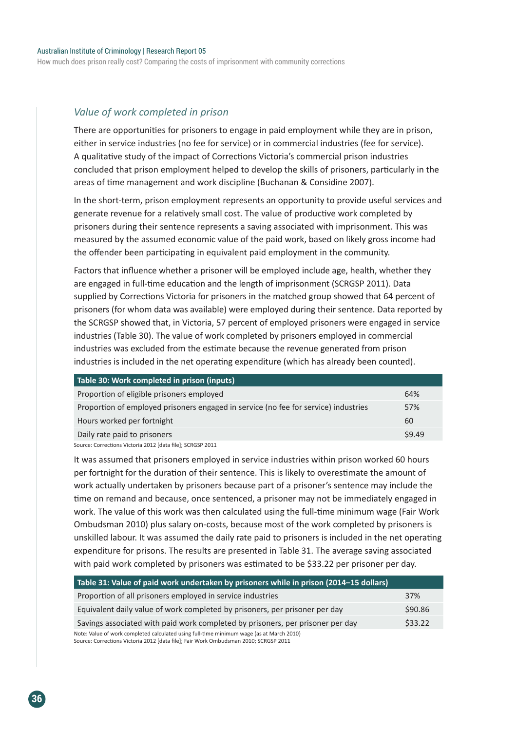### *Value of work completed in prison*

There are opportunities for prisoners to engage in paid employment while they are in prison, either in service industries (no fee for service) or in commercial industries (fee for service). A qualitative study of the impact of Corrections Victoria's commercial prison industries concluded that prison employment helped to develop the skills of prisoners, particularly in the areas of time management and work discipline (Buchanan & Considine 2007).

In the short-term, prison employment represents an opportunity to provide useful services and generate revenue for a relatively small cost. The value of productive work completed by prisoners during their sentence represents a saving associated with imprisonment. This was measured by the assumed economic value of the paid work, based on likely gross income had the offender been participating in equivalent paid employment in the community.

Factors that influence whether a prisoner will be employed include age, health, whether they are engaged in full-time education and the length of imprisonment (SCRGSP 2011). Data supplied by Corrections Victoria for prisoners in the matched group showed that 64 percent of prisoners (for whom data was available) were employed during their sentence. Data reported by the SCRGSP showed that, in Victoria, 57 percent of employed prisoners were engaged in service industries (Table 30). The value of work completed by prisoners employed in commercial industries was excluded from the estimate because the revenue generated from prison industries is included in the net operating expenditure (which has already been counted).

| Table 30: Work completed in prison (inputs) | |
|---|---|
| Proportion of eligible prisoners employed | 64% |
| Proportion of employed prisoners engaged in service (no fee for service) industries | 57% |
| Hours worked per fortnight | 60 |
| Daily rate paid to prisoners | $9.49 |

Source: Corrections Victoria 2012 [data file]; SCRGSP 2011

It was assumed that prisoners employed in service industries within prison worked 60 hours per fortnight for the duration of their sentence. This is likely to overestimate the amount of work actually undertaken by prisoners because part of a prisoner's sentence may include the time on remand and because, once sentenced, a prisoner may not be immediately engaged in work. The value of this work was then calculated using the full-time minimum wage (Fair Work Ombudsman 2010) plus salary on-costs, because most of the work completed by prisoners is unskilled labour. It was assumed the daily rate paid to prisoners is included in the net operating expenditure for prisons. The results are presented in Table 31. The average saving associated with paid work completed by prisoners was estimated to be $33.22 per prisoner per day.

| Table 31: Value of paid work undertaken by prisoners while in prison (2014–15 dollars) | |
|---|---|
| Proportion of all prisoners employed in service industries | 37% |
| Equivalent daily value of work completed by prisoners, per prisoner per day | $90.86 |
| Savings associated with paid work completed by prisoners, per prisoner per day | $33.22 |

Note: Value of work completed calculated using full-time minimum wage (as at March 2010)
Source: Corrections Victoria 2012 [data file]; Fair Work Ombudsman 2010; SCRGSP 2011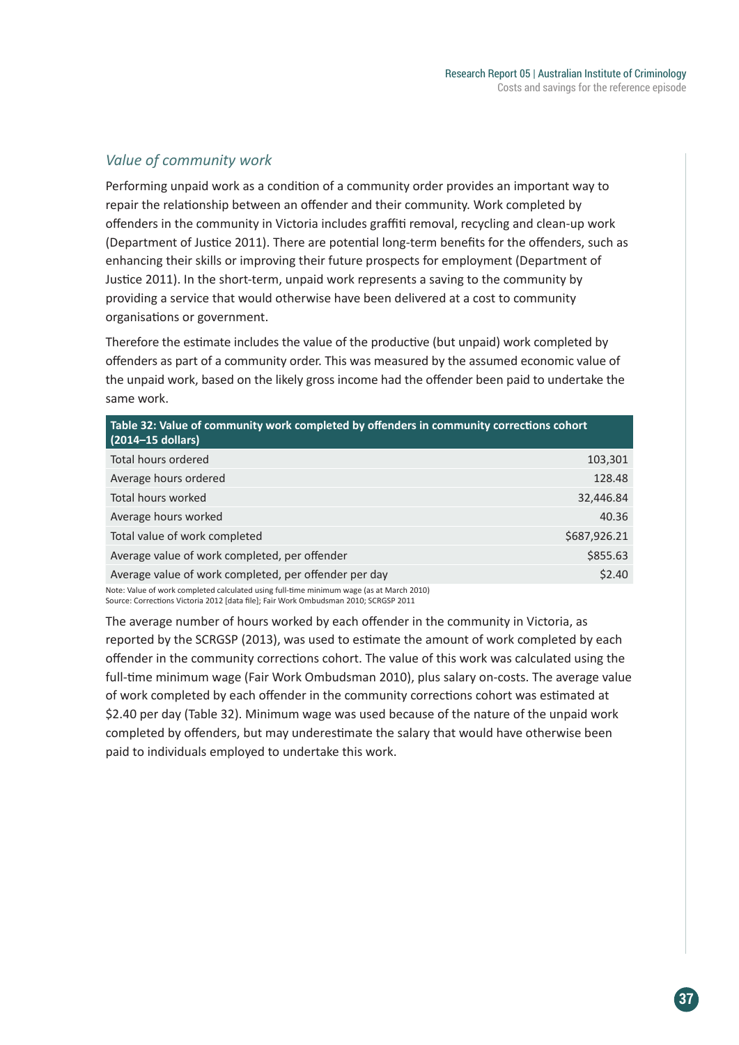### *Value of community work*

Performing unpaid work as a condition of a community order provides an important way to repair the relationship between an offender and their community. Work completed by offenders in the community in Victoria includes graffiti removal, recycling and clean-up work (Department of Justice 2011). There are potential long-term benefits for the offenders, such as enhancing their skills or improving their future prospects for employment (Department of Justice 2011). In the short-term, unpaid work represents a saving to the community by providing a service that would otherwise have been delivered at a cost to community organisations or government.

Therefore the estimate includes the value of the productive (but unpaid) work completed by offenders as part of a community order. This was measured by the assumed economic value of the unpaid work, based on the likely gross income had the offender been paid to undertake the same work.

**Table 32: Value of community work completed by offenders in community corrections cohort (2014–15 dollars)**

| | |
|---|---:|
| Total hours ordered | 103,301 |
| Average hours ordered | 128.48 |
| Total hours worked | 32,446.84 |
| Average hours worked | 40.36 |
| Total value of work completed | $687,926.21 |
| Average value of work completed, per offender | $855.63 |
| Average value of work completed, per offender per day | $2.40 |

Note: Value of work completed calculated using full-time minimum wage (as at March 2010)
Source: Corrections Victoria 2012 [data file]; Fair Work Ombudsman 2010; SCRGSP 2011

The average number of hours worked by each offender in the community in Victoria, as reported by the SCRGSP (2013), was used to estimate the amount of work completed by each offender in the community corrections cohort. The value of this work was calculated using the full-time minimum wage (Fair Work Ombudsman 2010), plus salary on-costs. The average value of work completed by each offender in the community corrections cohort was estimated at $2.40 per day (Table 32). Minimum wage was used because of the nature of the unpaid work completed by offenders, but may underestimate the salary that would have otherwise been paid to individuals employed to undertake this work.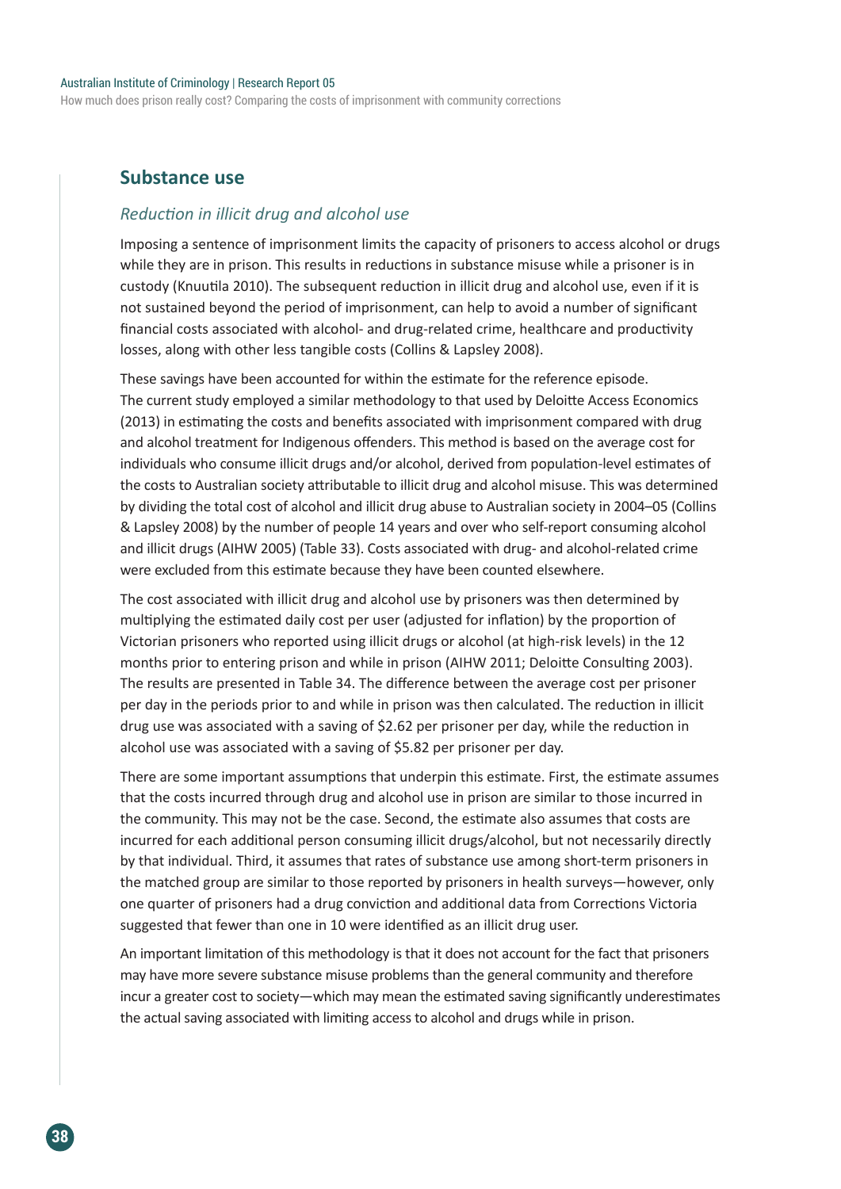## Substance use

### *Reduction in illicit drug and alcohol use*

Imposing a sentence of imprisonment limits the capacity of prisoners to access alcohol or drugs while they are in prison. This results in reductions in substance misuse while a prisoner is in custody (Knuutila 2010). The subsequent reduction in illicit drug and alcohol use, even if it is not sustained beyond the period of imprisonment, can help to avoid a number of significant financial costs associated with alcohol- and drug-related crime, healthcare and productivity losses, along with other less tangible costs (Collins & Lapsley 2008).

These savings have been accounted for within the estimate for the reference episode. The current study employed a similar methodology to that used by Deloitte Access Economics (2013) in estimating the costs and benefits associated with imprisonment compared with drug and alcohol treatment for Indigenous offenders. This method is based on the average cost for individuals who consume illicit drugs and/or alcohol, derived from population-level estimates of the costs to Australian society attributable to illicit drug and alcohol misuse. This was determined by dividing the total cost of alcohol and illicit drug abuse to Australian society in 2004–05 (Collins & Lapsley 2008) by the number of people 14 years and over who self-report consuming alcohol and illicit drugs (AIHW 2005) (Table 33). Costs associated with drug- and alcohol-related crime were excluded from this estimate because they have been counted elsewhere.

The cost associated with illicit drug and alcohol use by prisoners was then determined by multiplying the estimated daily cost per user (adjusted for inflation) by the proportion of Victorian prisoners who reported using illicit drugs or alcohol (at high-risk levels) in the 12 months prior to entering prison and while in prison (AIHW 2011; Deloitte Consulting 2003). The results are presented in Table 34. The difference between the average cost per prisoner per day in the periods prior to and while in prison was then calculated. The reduction in illicit drug use was associated with a saving of $2.62 per prisoner per day, while the reduction in alcohol use was associated with a saving of $5.82 per prisoner per day.

There are some important assumptions that underpin this estimate. First, the estimate assumes that the costs incurred through drug and alcohol use in prison are similar to those incurred in the community. This may not be the case. Second, the estimate also assumes that costs are incurred for each additional person consuming illicit drugs/alcohol, but not necessarily directly by that individual. Third, it assumes that rates of substance use among short-term prisoners in the matched group are similar to those reported by prisoners in health surveys—however, only one quarter of prisoners had a drug conviction and additional data from Corrections Victoria suggested that fewer than one in 10 were identified as an illicit drug user.

An important limitation of this methodology is that it does not account for the fact that prisoners may have more severe substance misuse problems than the general community and therefore incur a greater cost to society—which may mean the estimated saving significantly underestimates the actual saving associated with limiting access to alcohol and drugs while in prison.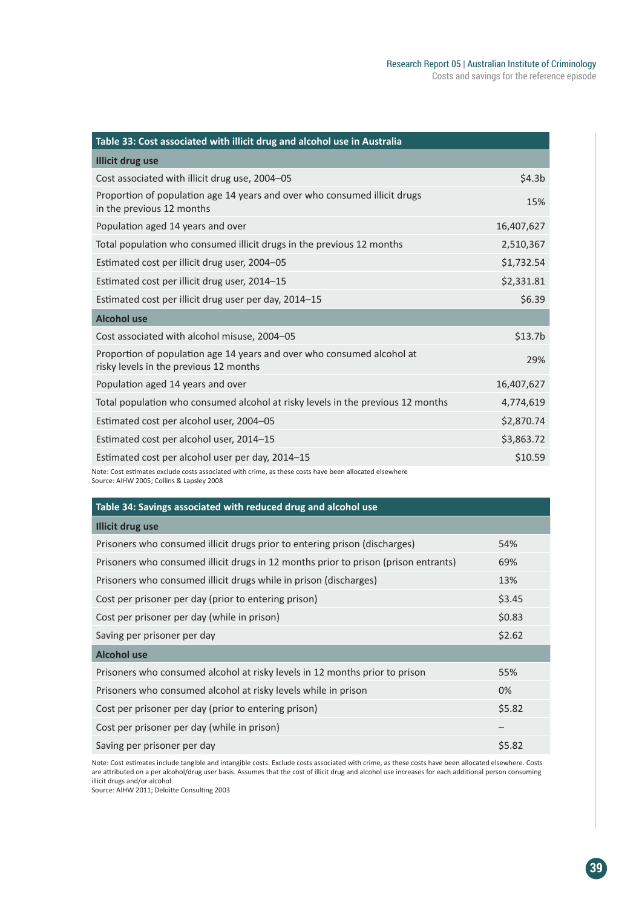| Table 33: Cost associated with illicit drug and alcohol use in Australia | |
|---|---|
| **Illicit drug use** | |
| Cost associated with illicit drug use, 2004–05 | $4.3b |
| Proportion of population age 14 years and over who consumed illicit drugs in the previous 12 months | 15% |
| Population aged 14 years and over | 16,407,627 |
| Total population who consumed illicit drugs in the previous 12 months | 2,510,367 |
| Estimated cost per illicit drug user, 2004–05 | $1,732.54 |
| Estimated cost per illicit drug user, 2014–15 | $2,331.81 |
| Estimated cost per illicit drug user per day, 2014–15 | $6.39 |
| **Alcohol use** | |
| Cost associated with alcohol misuse, 2004–05 | $13.7b |
| Proportion of population age 14 years and over who consumed alcohol at risky levels in the previous 12 months | 29% |
| Population aged 14 years and over | 16,407,627 |
| Total population who consumed alcohol at risky levels in the previous 12 months | 4,774,619 |
| Estimated cost per alcohol user, 2004–05 | $2,870.74 |
| Estimated cost per alcohol user, 2014–15 | $3,863.72 |
| Estimated cost per alcohol user per day, 2014–15 | $10.59 |

Note: Cost estimates exclude costs associated with crime, as these costs have been allocated elsewhere
Source: AIHW 2005; Collins & Lapsley 2008

| Table 34: Savings associated with reduced drug and alcohol use | |
|---|---|
| **Illicit drug use** | |
| Prisoners who consumed illicit drugs prior to entering prison (discharges) | 54% |
| Prisoners who consumed illicit drugs in 12 months prior to prison (prison entrants) | 69% |
| Prisoners who consumed illicit drugs while in prison (discharges) | 13% |
| Cost per prisoner per day (prior to entering prison) | $3.45 |
| Cost per prisoner per day (while in prison) | $0.83 |
| Saving per prisoner per day | $2.62 |
| **Alcohol use** | |
| Prisoners who consumed alcohol at risky levels in 12 months prior to prison | 55% |
| Prisoners who consumed alcohol at risky levels while in prison | 0% |
| Cost per prisoner per day (prior to entering prison) | $5.82 |
| Cost per prisoner per day (while in prison) | – |
| Saving per prisoner per day | $5.82 |

Note: Cost estimates include tangible and intangible costs. Exclude costs associated with crime, as these costs have been allocated elsewhere. Costs are attributed on a per alcohol/drug user basis. Assumes that the cost of illicit drug and alcohol use increases for each additional person consuming illicit drugs and/or alcohol
Source: AIHW 2011; Deloitte Consulting 2003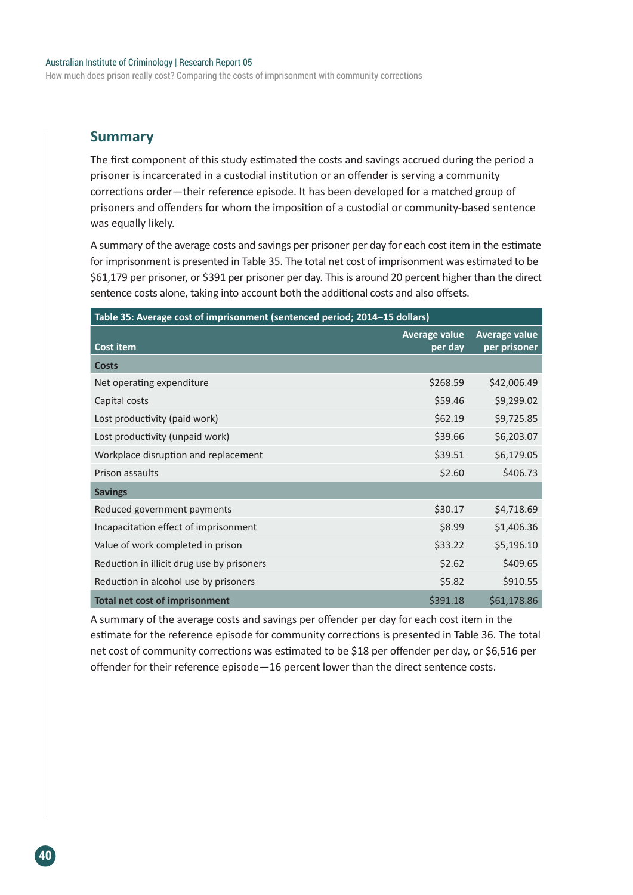## Summary

The first component of this study estimated the costs and savings accrued during the period a prisoner is incarcerated in a custodial institution or an offender is serving a community corrections order—their reference episode. It has been developed for a matched group of prisoners and offenders for whom the imposition of a custodial or community-based sentence was equally likely.

A summary of the average costs and savings per prisoner per day for each cost item in the estimate for imprisonment is presented in Table 35. The total net cost of imprisonment was estimated to be $61,179 per prisoner, or $391 per prisoner per day. This is around 20 percent higher than the direct sentence costs alone, taking into account both the additional costs and also offsets.

**Table 35: Average cost of imprisonment (sentenced period; 2014–15 dollars)**

| Cost item | Average value per day | Average value per prisoner |
|---|---|---|
| **Costs** | | |
| Net operating expenditure | $268.59 | $42,006.49 |
| Capital costs | $59.46 | $9,299.02 |
| Lost productivity (paid work) | $62.19 | $9,725.85 |
| Lost productivity (unpaid work) | $39.66 | $6,203.07 |
| Workplace disruption and replacement | $39.51 | $6,179.05 |
| Prison assaults | $2.60 | $406.73 |
| **Savings** | | |
| Reduced government payments | $30.17 | $4,718.69 |
| Incapacitation effect of imprisonment | $8.99 | $1,406.36 |
| Value of work completed in prison | $33.22 | $5,196.10 |
| Reduction in illicit drug use by prisoners | $2.62 | $409.65 |
| Reduction in alcohol use by prisoners | $5.82 | $910.55 |
| **Total net cost of imprisonment** | $391.18 | $61,178.86 |

A summary of the average costs and savings per offender per day for each cost item in the estimate for the reference episode for community corrections is presented in Table 36. The total net cost of community corrections was estimated to be $18 per offender per day, or $6,516 per offender for their reference episode—16 percent lower than the direct sentence costs.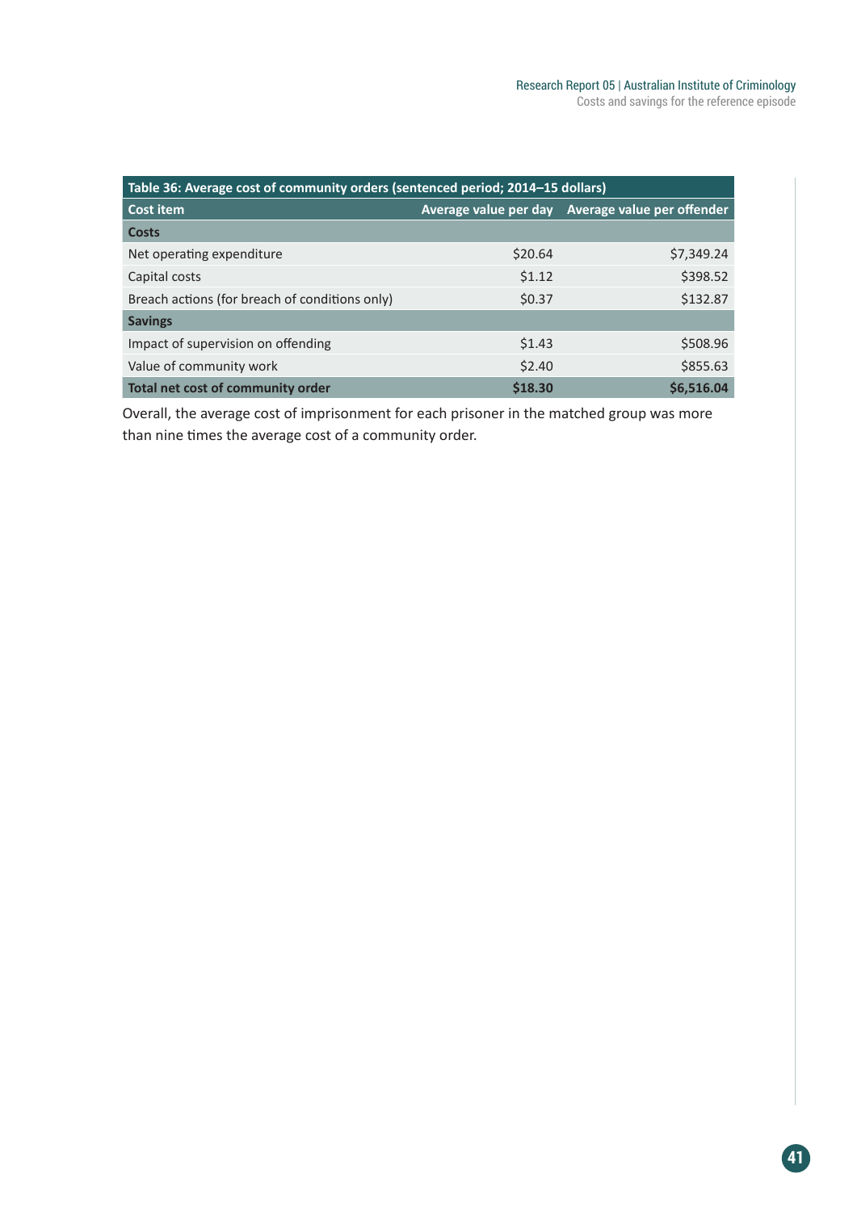Table 36: Average cost of community orders (sentenced period; 2014–15 dollars)

| Cost item | Average value per day | Average value per offender |
|---|---|---|
| **Costs** | | |
| Net operating expenditure | $20.64 | $7,349.24 |
| Capital costs | $1.12 | $398.52 |
| Breach actions (for breach of conditions only) | $0.37 | $132.87 |
| **Savings** | | |
| Impact of supervision on offending | $1.43 | $508.96 |
| Value of community work | $2.40 | $855.63 |
| **Total net cost of community order** | **$18.30** | **$6,516.04** |

Overall, the average cost of imprisonment for each prisoner in the matched group was more than nine times the average cost of a community order.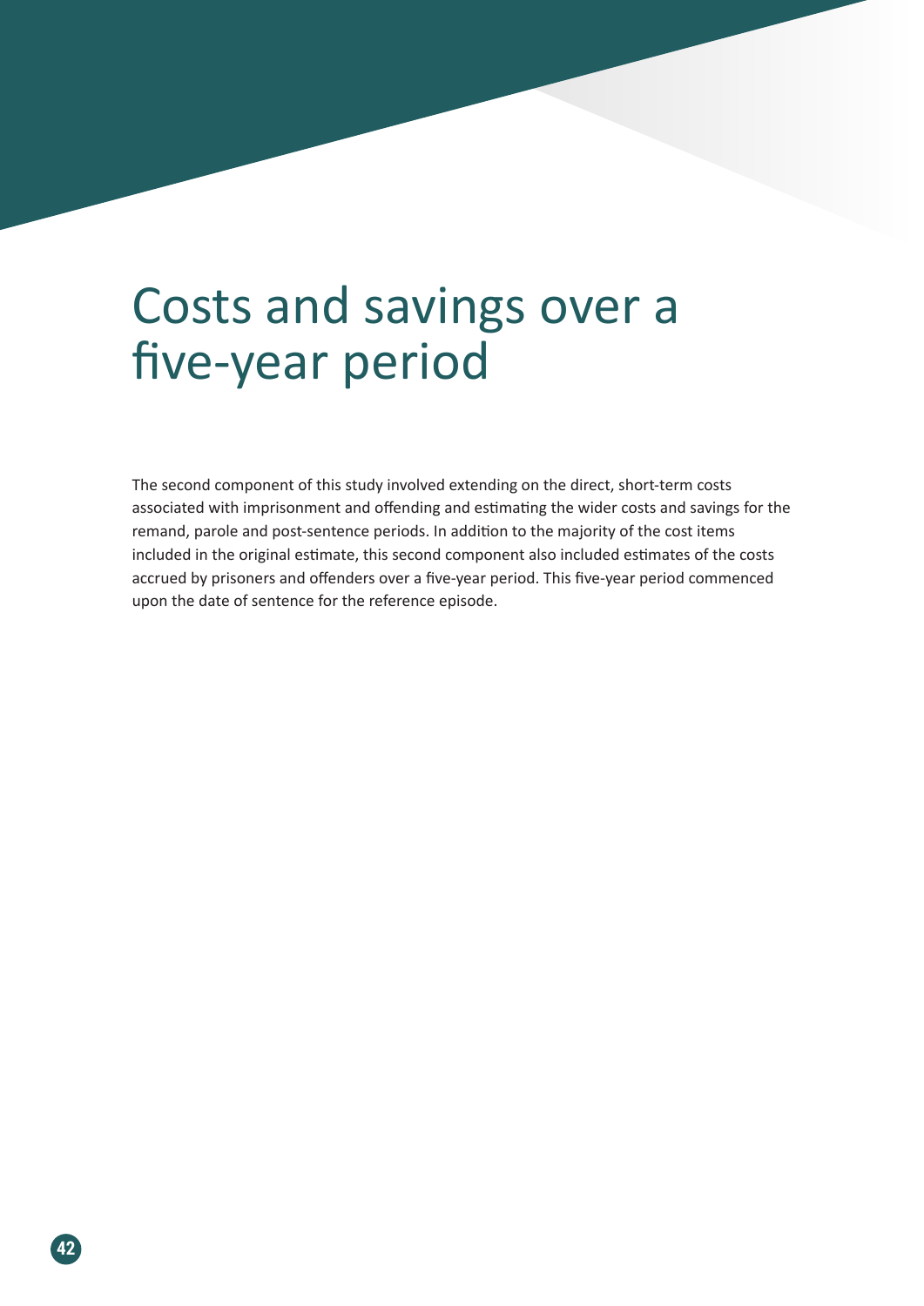# Costs and savings over a five-year period

The second component of this study involved extending on the direct, short-term costs associated with imprisonment and offending and estimating the wider costs and savings for the remand, parole and post-sentence periods. In addition to the majority of the cost items included in the original estimate, this second component also included estimates of the costs accrued by prisoners and offenders over a five-year period. This five-year period commenced upon the date of sentence for the reference episode.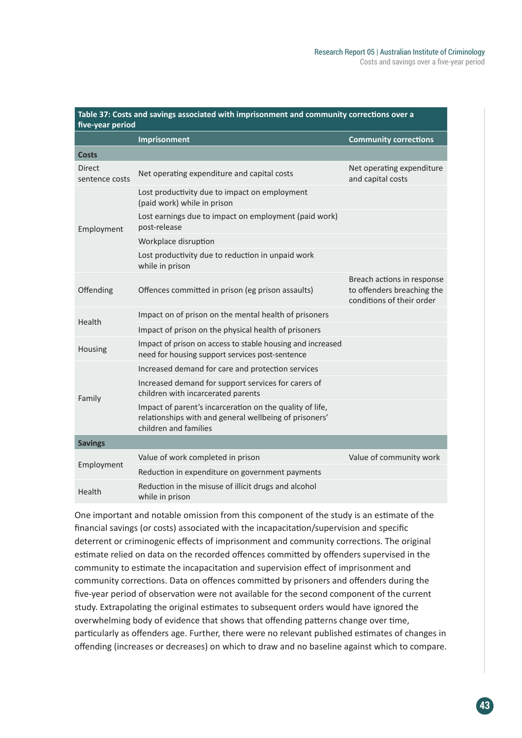**Table 37: Costs and savings associated with imprisonment and community corrections over a five-year period**

| | Imprisonment | Community corrections |
|---|---|---|
| **Costs** | | |
| Direct sentence costs | Net operating expenditure and capital costs | Net operating expenditure and capital costs |
| Employment | Lost productivity due to impact on employment (paid work) while in prison | |
| | Lost earnings due to impact on employment (paid work) post-release | |
| | Workplace disruption | |
| | Lost productivity due to reduction in unpaid work while in prison | |
| Offending | Offences committed in prison (eg prison assaults) | Breach actions in response to offenders breaching the conditions of their order |
| Health | Impact on of prison on the mental health of prisoners | |
| | Impact of prison on the physical health of prisoners | |
| Housing | Impact of prison on access to stable housing and increased need for housing support services post-sentence | |
| Family | Increased demand for care and protection services | |
| | Increased demand for support services for carers of children with incarcerated parents | |
| | Impact of parent's incarceration on the quality of life, relationships with and general wellbeing of prisoners' children and families | |
| **Savings** | | |
| Employment | Value of work completed in prison | Value of community work |
| | Reduction in expenditure on government payments | |
| Health | Reduction in the misuse of illicit drugs and alcohol while in prison | |

One important and notable omission from this component of the study is an estimate of the financial savings (or costs) associated with the incapacitation/supervision and specific deterrent or criminogenic effects of imprisonment and community corrections. The original estimate relied on data on the recorded offences committed by offenders supervised in the community to estimate the incapacitation and supervision effect of imprisonment and community corrections. Data on offences committed by prisoners and offenders during the five-year period of observation were not available for the second component of the current study. Extrapolating the original estimates to subsequent orders would have ignored the overwhelming body of evidence that shows that offending patterns change over time, particularly as offenders age. Further, there were no relevant published estimates of changes in offending (increases or decreases) on which to draw and no baseline against which to compare.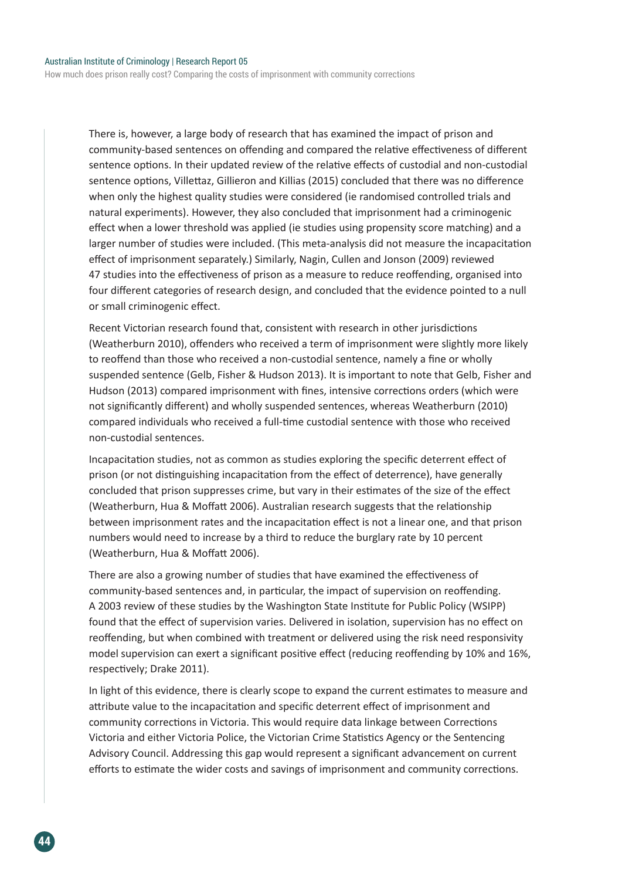There is, however, a large body of research that has examined the impact of prison and community-based sentences on offending and compared the relative effectiveness of different sentence options. In their updated review of the relative effects of custodial and non-custodial sentence options, Villettaz, Gillieron and Killias (2015) concluded that there was no difference when only the highest quality studies were considered (ie randomised controlled trials and natural experiments). However, they also concluded that imprisonment had a criminogenic effect when a lower threshold was applied (ie studies using propensity score matching) and a larger number of studies were included. (This meta-analysis did not measure the incapacitation effect of imprisonment separately.) Similarly, Nagin, Cullen and Jonson (2009) reviewed 47 studies into the effectiveness of prison as a measure to reduce reoffending, organised into four different categories of research design, and concluded that the evidence pointed to a null or small criminogenic effect.

Recent Victorian research found that, consistent with research in other jurisdictions (Weatherburn 2010), offenders who received a term of imprisonment were slightly more likely to reoffend than those who received a non-custodial sentence, namely a fine or wholly suspended sentence (Gelb, Fisher & Hudson 2013). It is important to note that Gelb, Fisher and Hudson (2013) compared imprisonment with fines, intensive corrections orders (which were not significantly different) and wholly suspended sentences, whereas Weatherburn (2010) compared individuals who received a full-time custodial sentence with those who received non-custodial sentences.

Incapacitation studies, not as common as studies exploring the specific deterrent effect of prison (or not distinguishing incapacitation from the effect of deterrence), have generally concluded that prison suppresses crime, but vary in their estimates of the size of the effect (Weatherburn, Hua & Moffatt 2006). Australian research suggests that the relationship between imprisonment rates and the incapacitation effect is not a linear one, and that prison numbers would need to increase by a third to reduce the burglary rate by 10 percent (Weatherburn, Hua & Moffatt 2006).

There are also a growing number of studies that have examined the effectiveness of community-based sentences and, in particular, the impact of supervision on reoffending. A 2003 review of these studies by the Washington State Institute for Public Policy (WSIPP) found that the effect of supervision varies. Delivered in isolation, supervision has no effect on reoffending, but when combined with treatment or delivered using the risk need responsivity model supervision can exert a significant positive effect (reducing reoffending by 10% and 16%, respectively; Drake 2011).

In light of this evidence, there is clearly scope to expand the current estimates to measure and attribute value to the incapacitation and specific deterrent effect of imprisonment and community corrections in Victoria. This would require data linkage between Corrections Victoria and either Victoria Police, the Victorian Crime Statistics Agency or the Sentencing Advisory Council. Addressing this gap would represent a significant advancement on current efforts to estimate the wider costs and savings of imprisonment and community corrections.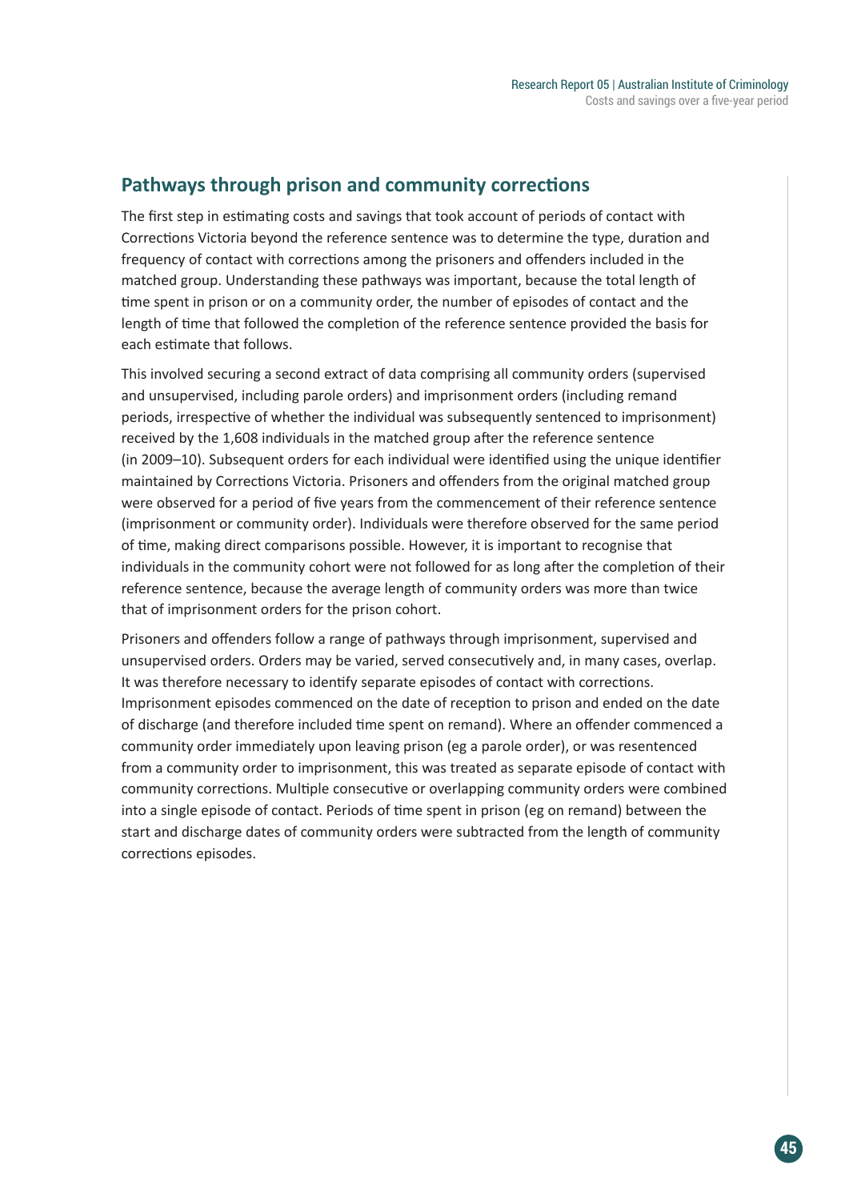## Pathways through prison and community corrections

The first step in estimating costs and savings that took account of periods of contact with Corrections Victoria beyond the reference sentence was to determine the type, duration and frequency of contact with corrections among the prisoners and offenders included in the matched group. Understanding these pathways was important, because the total length of time spent in prison or on a community order, the number of episodes of contact and the length of time that followed the completion of the reference sentence provided the basis for each estimate that follows.

This involved securing a second extract of data comprising all community orders (supervised and unsupervised, including parole orders) and imprisonment orders (including remand periods, irrespective of whether the individual was subsequently sentenced to imprisonment) received by the 1,608 individuals in the matched group after the reference sentence (in 2009–10). Subsequent orders for each individual were identified using the unique identifier maintained by Corrections Victoria. Prisoners and offenders from the original matched group were observed for a period of five years from the commencement of their reference sentence (imprisonment or community order). Individuals were therefore observed for the same period of time, making direct comparisons possible. However, it is important to recognise that individuals in the community cohort were not followed for as long after the completion of their reference sentence, because the average length of community orders was more than twice that of imprisonment orders for the prison cohort.

Prisoners and offenders follow a range of pathways through imprisonment, supervised and unsupervised orders. Orders may be varied, served consecutively and, in many cases, overlap. It was therefore necessary to identify separate episodes of contact with corrections. Imprisonment episodes commenced on the date of reception to prison and ended on the date of discharge (and therefore included time spent on remand). Where an offender commenced a community order immediately upon leaving prison (eg a parole order), or was resentenced from a community order to imprisonment, this was treated as separate episode of contact with community corrections. Multiple consecutive or overlapping community orders were combined into a single episode of contact. Periods of time spent in prison (eg on remand) between the start and discharge dates of community orders were subtracted from the length of community corrections episodes.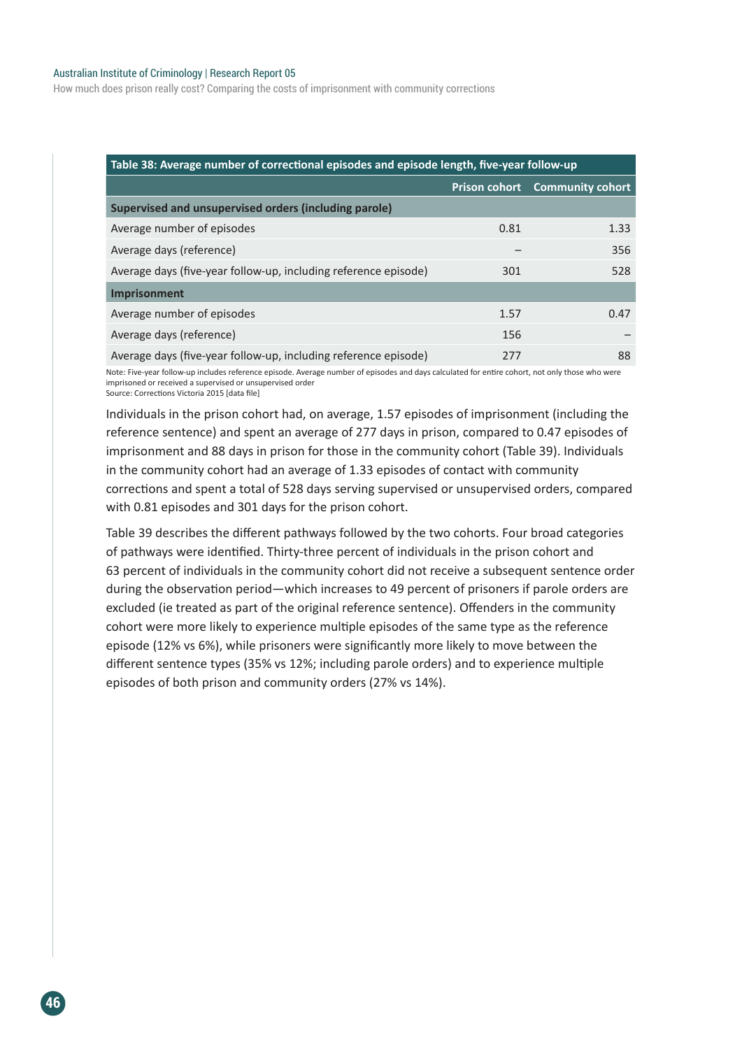**Table 38: Average number of correctional episodes and episode length, five-year follow-up**

| | Prison cohort | Community cohort |
|---|---|---|
| **Supervised and unsupervised orders (including parole)** | | |
| Average number of episodes | 0.81 | 1.33 |
| Average days (reference) | – | 356 |
| Average days (five-year follow-up, including reference episode) | 301 | 528 |
| **Imprisonment** | | |
| Average number of episodes | 1.57 | 0.47 |
| Average days (reference) | 156 | – |
| Average days (five-year follow-up, including reference episode) | 277 | 88 |

Note: Five-year follow-up includes reference episode. Average number of episodes and days calculated for entire cohort, not only those who were imprisoned or received a supervised or unsupervised order
Source: Corrections Victoria 2015 [data file]

Individuals in the prison cohort had, on average, 1.57 episodes of imprisonment (including the reference sentence) and spent an average of 277 days in prison, compared to 0.47 episodes of imprisonment and 88 days in prison for those in the community cohort (Table 39). Individuals in the community cohort had an average of 1.33 episodes of contact with community corrections and spent a total of 528 days serving supervised or unsupervised orders, compared with 0.81 episodes and 301 days for the prison cohort.

Table 39 describes the different pathways followed by the two cohorts. Four broad categories of pathways were identified. Thirty-three percent of individuals in the prison cohort and 63 percent of individuals in the community cohort did not receive a subsequent sentence order during the observation period—which increases to 49 percent of prisoners if parole orders are excluded (ie treated as part of the original reference sentence). Offenders in the community cohort were more likely to experience multiple episodes of the same type as the reference episode (12% vs 6%), while prisoners were significantly more likely to move between the different sentence types (35% vs 12%; including parole orders) and to experience multiple episodes of both prison and community orders (27% vs 14%).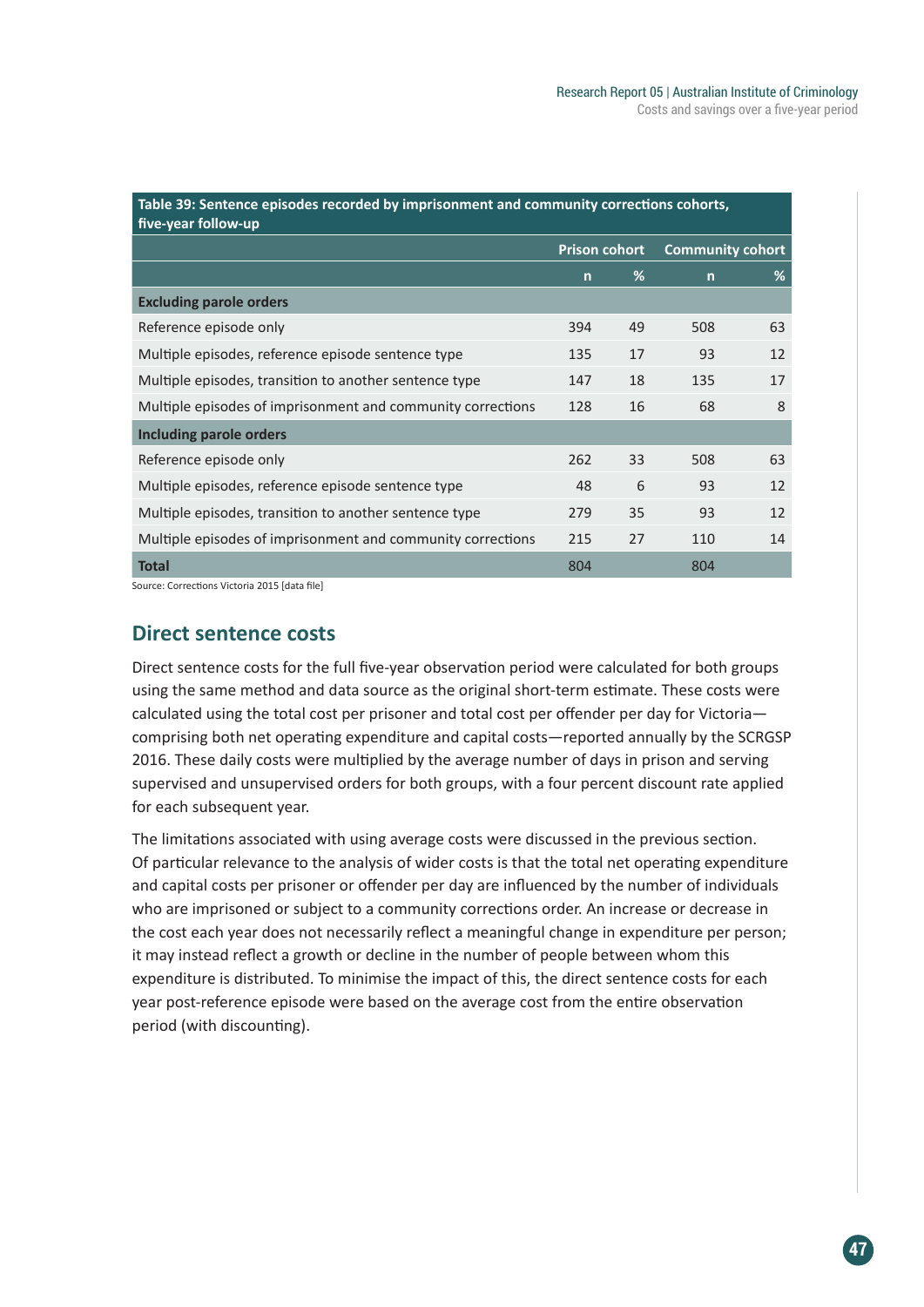**Table 39: Sentence episodes recorded by imprisonment and community corrections cohorts, five-year follow-up**

| | Prison cohort | | Community cohort | |
|---|---|---|---|---|
| | n | % | n | % |
| **Excluding parole orders** | | | | |
| Reference episode only | 394 | 49 | 508 | 63 |
| Multiple episodes, reference episode sentence type | 135 | 17 | 93 | 12 |
| Multiple episodes, transition to another sentence type | 147 | 18 | 135 | 17 |
| Multiple episodes of imprisonment and community corrections | 128 | 16 | 68 | 8 |
| **Including parole orders** | | | | |
| Reference episode only | 262 | 33 | 508 | 63 |
| Multiple episodes, reference episode sentence type | 48 | 6 | 93 | 12 |
| Multiple episodes, transition to another sentence type | 279 | 35 | 93 | 12 |
| Multiple episodes of imprisonment and community corrections | 215 | 27 | 110 | 14 |
| **Total** | 804 | | 804 | |

Source: Corrections Victoria 2015 [data file]

## Direct sentence costs

Direct sentence costs for the full five-year observation period were calculated for both groups using the same method and data source as the original short-term estimate. These costs were calculated using the total cost per prisoner and total cost per offender per day for Victoria—comprising both net operating expenditure and capital costs—reported annually by the SCRGSP 2016. These daily costs were multiplied by the average number of days in prison and serving supervised and unsupervised orders for both groups, with a four percent discount rate applied for each subsequent year.

The limitations associated with using average costs were discussed in the previous section. Of particular relevance to the analysis of wider costs is that the total net operating expenditure and capital costs per prisoner or offender per day are influenced by the number of individuals who are imprisoned or subject to a community corrections order. An increase or decrease in the cost each year does not necessarily reflect a meaningful change in expenditure per person; it may instead reflect a growth or decline in the number of people between whom this expenditure is distributed. To minimise the impact of this, the direct sentence costs for each year post-reference episode were based on the average cost from the entire observation period (with discounting).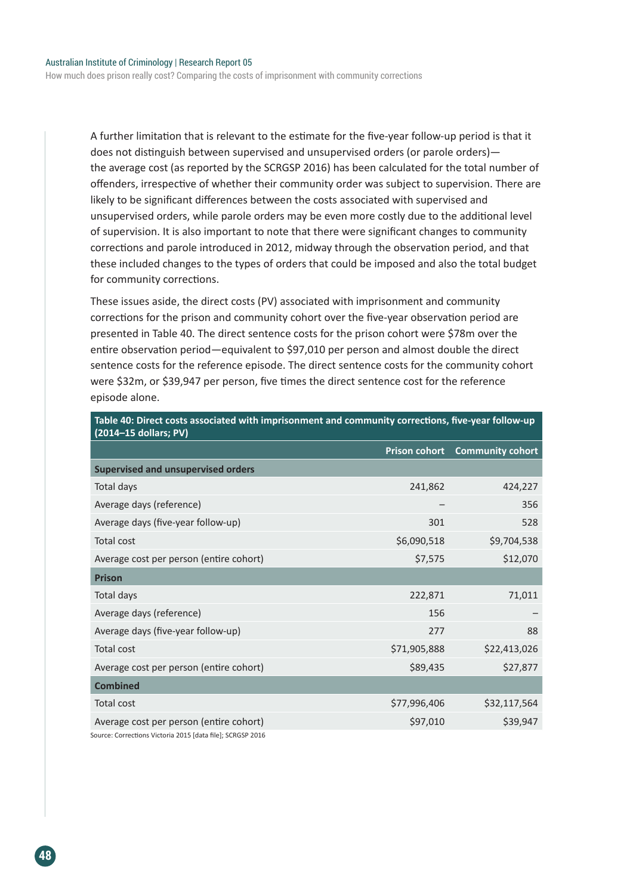A further limitation that is relevant to the estimate for the five-year follow-up period is that it does not distinguish between supervised and unsupervised orders (or parole orders)—the average cost (as reported by the SCRGSP 2016) has been calculated for the total number of offenders, irrespective of whether their community order was subject to supervision. There are likely to be significant differences between the costs associated with supervised and unsupervised orders, while parole orders may be even more costly due to the additional level of supervision. It is also important to note that there were significant changes to community corrections and parole introduced in 2012, midway through the observation period, and that these included changes to the types of orders that could be imposed and also the total budget for community corrections.

These issues aside, the direct costs (PV) associated with imprisonment and community corrections for the prison and community cohort over the five-year observation period are presented in Table 40. The direct sentence costs for the prison cohort were $78m over the entire observation period—equivalent to $97,010 per person and almost double the direct sentence costs for the reference episode. The direct sentence costs for the community cohort were $32m, or $39,947 per person, five times the direct sentence cost for the reference episode alone.

**Table 40: Direct costs associated with imprisonment and community corrections, five-year follow-up (2014–15 dollars; PV)**

| | Prison cohort | Community cohort |
|---|---|---|
| **Supervised and unsupervised orders** | | |
| Total days | 241,862 | 424,227 |
| Average days (reference) | – | 356 |
| Average days (five-year follow-up) | 301 | 528 |
| Total cost | $6,090,518 | $9,704,538 |
| Average cost per person (entire cohort) | $7,575 | $12,070 |
| **Prison** | | |
| Total days | 222,871 | 71,011 |
| Average days (reference) | 156 | – |
| Average days (five-year follow-up) | 277 | 88 |
| Total cost | $71,905,888 | $22,413,026 |
| Average cost per person (entire cohort) | $89,435 | $27,877 |
| **Combined** | | |
| Total cost | $77,996,406 | $32,117,564 |
| Average cost per person (entire cohort) | $97,010 | $39,947 |

Source: Corrections Victoria 2015 [data file]; SCRGSP 2016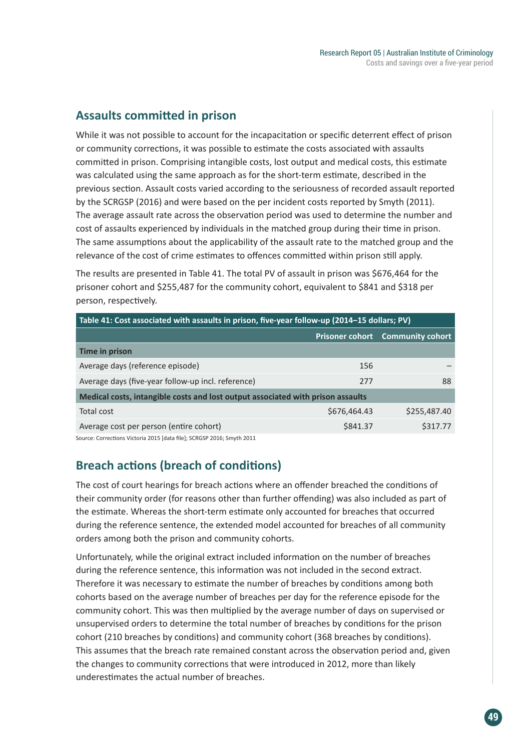## Assaults committed in prison

While it was not possible to account for the incapacitation or specific deterrent effect of prison or community corrections, it was possible to estimate the costs associated with assaults committed in prison. Comprising intangible costs, lost output and medical costs, this estimate was calculated using the same approach as for the short-term estimate, described in the previous section. Assault costs varied according to the seriousness of recorded assault reported by the SCRGSP (2016) and were based on the per incident costs reported by Smyth (2011). The average assault rate across the observation period was used to determine the number and cost of assaults experienced by individuals in the matched group during their time in prison. The same assumptions about the applicability of the assault rate to the matched group and the relevance of the cost of crime estimates to offences committed within prison still apply.

The results are presented in Table 41. The total PV of assault in prison was $676,464 for the prisoner cohort and $255,487 for the community cohort, equivalent to $841 and $318 per person, respectively.

**Table 41: Cost associated with assaults in prison, five-year follow-up (2014–15 dollars; PV)**

| | Prisoner cohort | Community cohort |
|---|---|---|
| **Time in prison** | | |
| Average days (reference episode) | 156 | – |
| Average days (five-year follow-up incl. reference) | 277 | 88 |
| **Medical costs, intangible costs and lost output associated with prison assaults** | | |
| Total cost | $676,464.43 | $255,487.40 |
| Average cost per person (entire cohort) | $841.37 | $317.77 |

Source: Corrections Victoria 2015 [data file]; SCRGSP 2016; Smyth 2011

## Breach actions (breach of conditions)

The cost of court hearings for breach actions where an offender breached the conditions of their community order (for reasons other than further offending) was also included as part of the estimate. Whereas the short-term estimate only accounted for breaches that occurred during the reference sentence, the extended model accounted for breaches of all community orders among both the prison and community cohorts.

Unfortunately, while the original extract included information on the number of breaches during the reference sentence, this information was not included in the second extract. Therefore it was necessary to estimate the number of breaches by conditions among both cohorts based on the average number of breaches per day for the reference episode for the community cohort. This was then multiplied by the average number of days on supervised or unsupervised orders to determine the total number of breaches by conditions for the prison cohort (210 breaches by conditions) and community cohort (368 breaches by conditions). This assumes that the breach rate remained constant across the observation period and, given the changes to community corrections that were introduced in 2012, more than likely underestimates the actual number of breaches.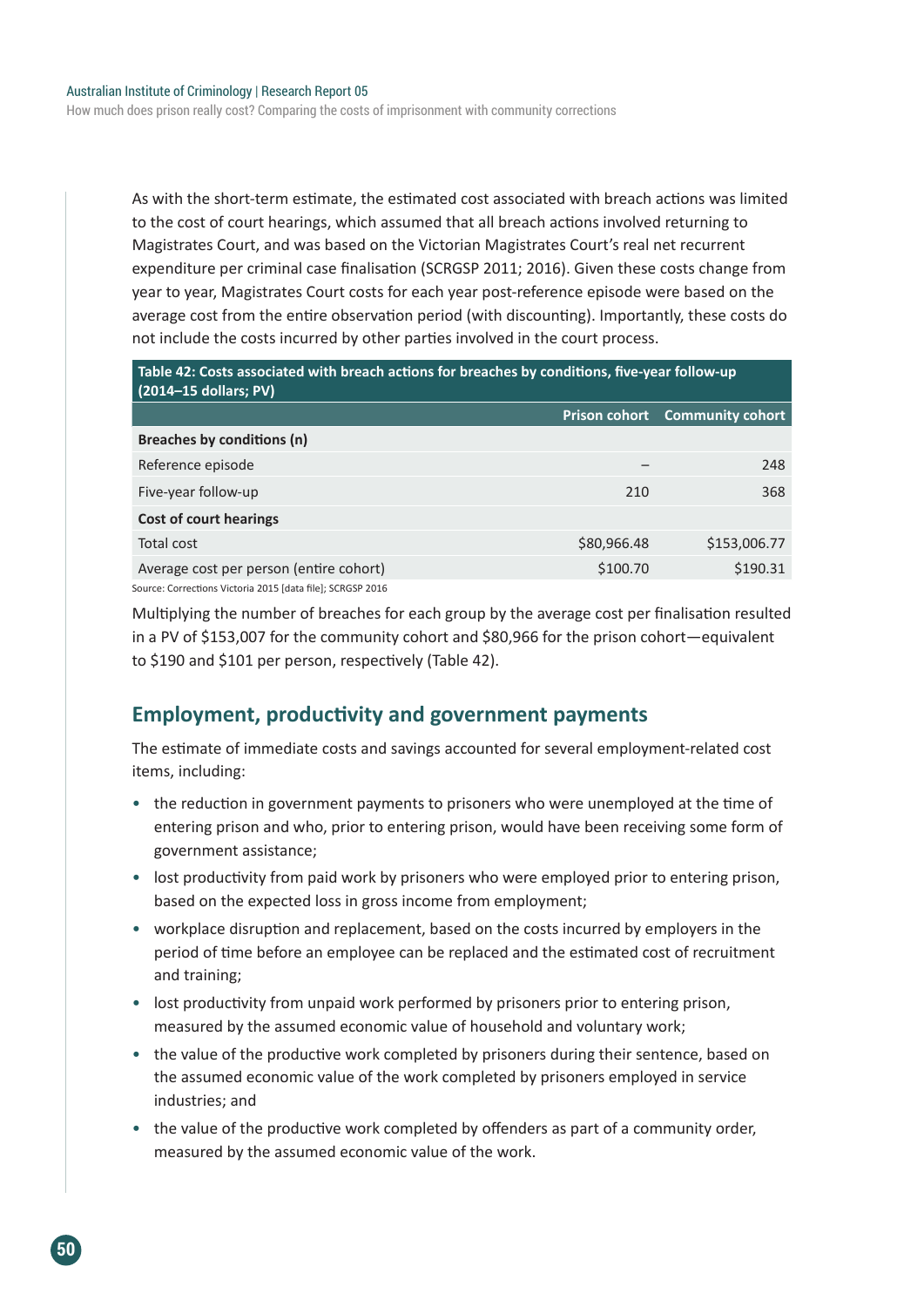As with the short-term estimate, the estimated cost associated with breach actions was limited to the cost of court hearings, which assumed that all breach actions involved returning to Magistrates Court, and was based on the Victorian Magistrates Court's real net recurrent expenditure per criminal case finalisation (SCRGSP 2011; 2016). Given these costs change from year to year, Magistrates Court costs for each year post-reference episode were based on the average cost from the entire observation period (with discounting). Importantly, these costs do not include the costs incurred by other parties involved in the court process.

**Table 42: Costs associated with breach actions for breaches by conditions, five-year follow-up (2014–15 dollars; PV)**

| | Prison cohort | Community cohort |
|---|---|---|
| **Breaches by conditions (n)** | | |
| Reference episode | – | 248 |
| Five-year follow-up | 210 | 368 |
| **Cost of court hearings** | | |
| Total cost | $80,966.48 | $153,006.77 |
| Average cost per person (entire cohort) | $100.70 | $190.31 |

Source: Corrections Victoria 2015 [data file]; SCRGSP 2016

Multiplying the number of breaches for each group by the average cost per finalisation resulted in a PV of $153,007 for the community cohort and $80,966 for the prison cohort—equivalent to $190 and $101 per person, respectively (Table 42).

## Employment, productivity and government payments

The estimate of immediate costs and savings accounted for several employment-related cost items, including:

- the reduction in government payments to prisoners who were unemployed at the time of entering prison and who, prior to entering prison, would have been receiving some form of government assistance;
- lost productivity from paid work by prisoners who were employed prior to entering prison, based on the expected loss in gross income from employment;
- workplace disruption and replacement, based on the costs incurred by employers in the period of time before an employee can be replaced and the estimated cost of recruitment and training;
- lost productivity from unpaid work performed by prisoners prior to entering prison, measured by the assumed economic value of household and voluntary work;
- the value of the productive work completed by prisoners during their sentence, based on the assumed economic value of the work completed by prisoners employed in service industries; and
- the value of the productive work completed by offenders as part of a community order, measured by the assumed economic value of the work.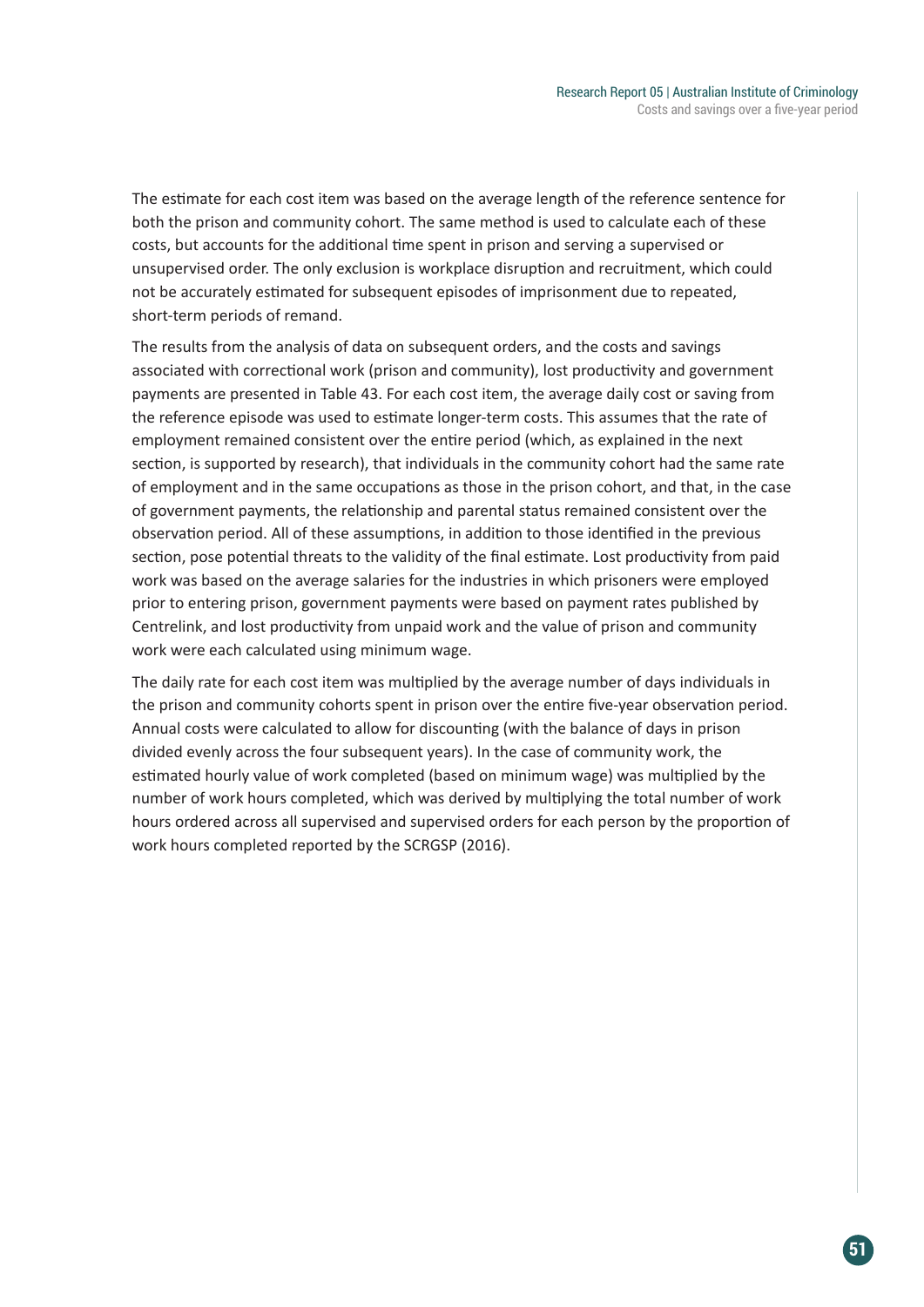The estimate for each cost item was based on the average length of the reference sentence for both the prison and community cohort. The same method is used to calculate each of these costs, but accounts for the additional time spent in prison and serving a supervised or unsupervised order. The only exclusion is workplace disruption and recruitment, which could not be accurately estimated for subsequent episodes of imprisonment due to repeated, short-term periods of remand.

The results from the analysis of data on subsequent orders, and the costs and savings associated with correctional work (prison and community), lost productivity and government payments are presented in Table 43. For each cost item, the average daily cost or saving from the reference episode was used to estimate longer-term costs. This assumes that the rate of employment remained consistent over the entire period (which, as explained in the next section, is supported by research), that individuals in the community cohort had the same rate of employment and in the same occupations as those in the prison cohort, and that, in the case of government payments, the relationship and parental status remained consistent over the observation period. All of these assumptions, in addition to those identified in the previous section, pose potential threats to the validity of the final estimate. Lost productivity from paid work was based on the average salaries for the industries in which prisoners were employed prior to entering prison, government payments were based on payment rates published by Centrelink, and lost productivity from unpaid work and the value of prison and community work were each calculated using minimum wage.

The daily rate for each cost item was multiplied by the average number of days individuals in the prison and community cohorts spent in prison over the entire five-year observation period. Annual costs were calculated to allow for discounting (with the balance of days in prison divided evenly across the four subsequent years). In the case of community work, the estimated hourly value of work completed (based on minimum wage) was multiplied by the number of work hours completed, which was derived by multiplying the total number of work hours ordered across all supervised and supervised orders for each person by the proportion of work hours completed reported by the SCRGSP (2016).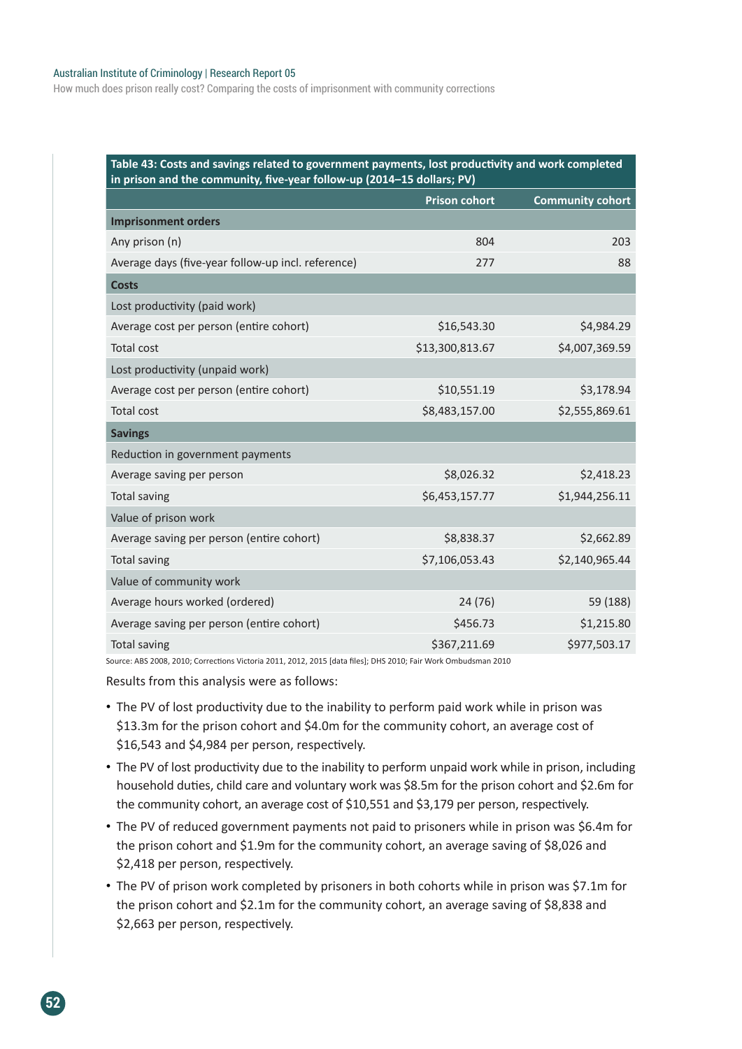**Table 43: Costs and savings related to government payments, lost productivity and work completed in prison and the community, five-year follow-up (2014–15 dollars; PV)**

| | Prison cohort | Community cohort |
|---|---|---|
| **Imprisonment orders** | | |
| Any prison (n) | 804 | 203 |
| Average days (five-year follow-up incl. reference) | 277 | 88 |
| **Costs** | | |
| Lost productivity (paid work) | | |
| Average cost per person (entire cohort) | $16,543.30 | $4,984.29 |
| Total cost | $13,300,813.67 | $4,007,369.59 |
| Lost productivity (unpaid work) | | |
| Average cost per person (entire cohort) | $10,551.19 | $3,178.94 |
| Total cost | $8,483,157.00 | $2,555,869.61 |
| **Savings** | | |
| Reduction in government payments | | |
| Average saving per person | $8,026.32 | $2,418.23 |
| Total saving | $6,453,157.77 | $1,944,256.11 |
| Value of prison work | | |
| Average saving per person (entire cohort) | $8,838.37 | $2,662.89 |
| Total saving | $7,106,053.43 | $2,140,965.44 |
| Value of community work | | |
| Average hours worked (ordered) | 24 (76) | 59 (188) |
| Average saving per person (entire cohort) | $456.73 | $1,215.80 |
| Total saving | $367,211.69 | $977,503.17 |

Source: ABS 2008, 2010; Corrections Victoria 2011, 2012, 2015 [data files]; DHS 2010; Fair Work Ombudsman 2010

Results from this analysis were as follows:

- The PV of lost productivity due to the inability to perform paid work while in prison was $13.3m for the prison cohort and $4.0m for the community cohort, an average cost of $16,543 and $4,984 per person, respectively.
- The PV of lost productivity due to the inability to perform unpaid work while in prison, including household duties, child care and voluntary work was $8.5m for the prison cohort and $2.6m for the community cohort, an average cost of $10,551 and $3,179 per person, respectively.
- The PV of reduced government payments not paid to prisoners while in prison was $6.4m for the prison cohort and $1.9m for the community cohort, an average saving of $8,026 and $2,418 per person, respectively.
- The PV of prison work completed by prisoners in both cohorts while in prison was $7.1m for the prison cohort and $2.1m for the community cohort, an average saving of $8,838 and $2,663 per person, respectively.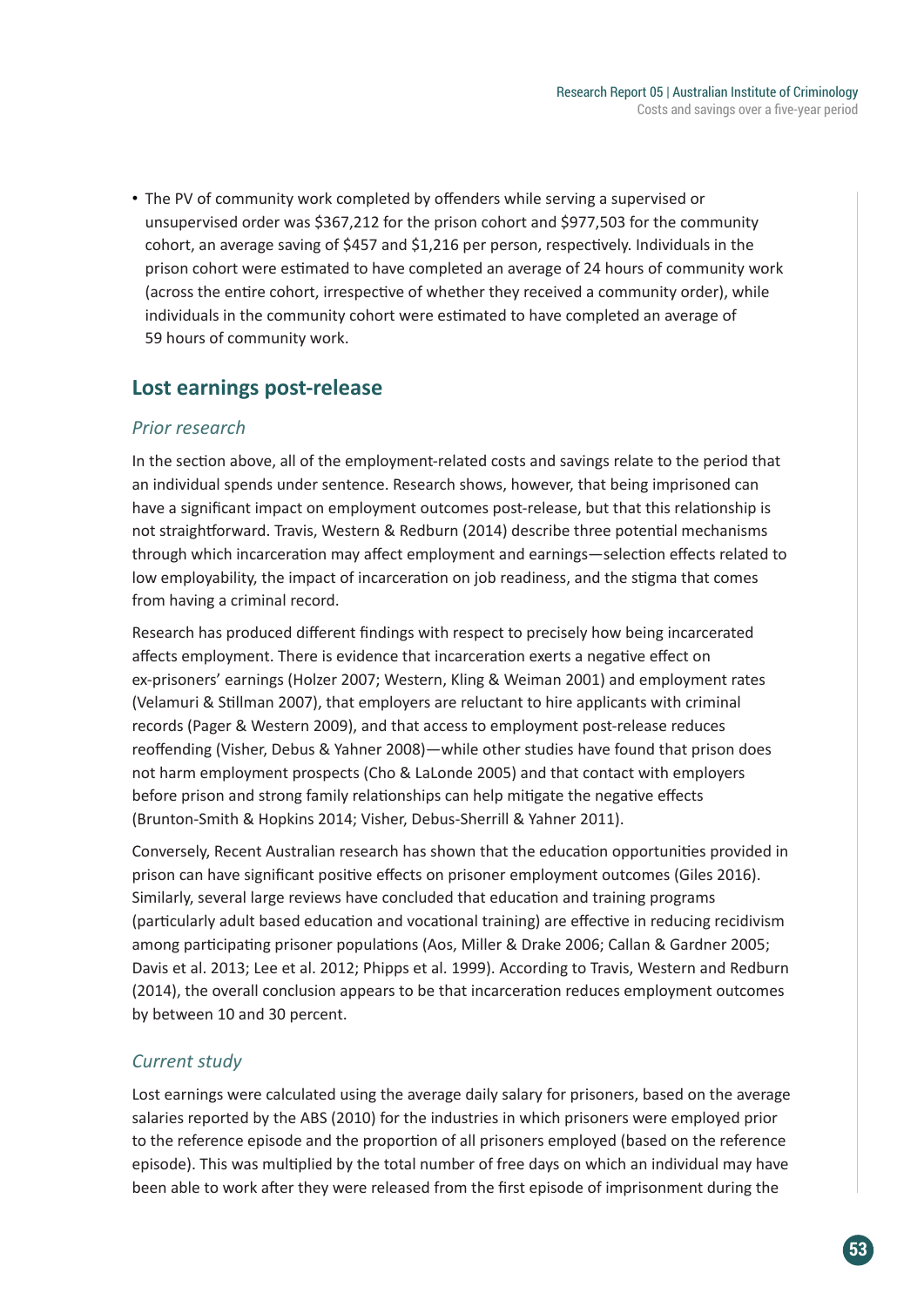- The PV of community work completed by offenders while serving a supervised or unsupervised order was $367,212 for the prison cohort and $977,503 for the community cohort, an average saving of $457 and $1,216 per person, respectively. Individuals in the prison cohort were estimated to have completed an average of 24 hours of community work (across the entire cohort, irrespective of whether they received a community order), while individuals in the community cohort were estimated to have completed an average of 59 hours of community work.

## Lost earnings post-release

### *Prior research*

In the section above, all of the employment-related costs and savings relate to the period that an individual spends under sentence. Research shows, however, that being imprisoned can have a significant impact on employment outcomes post-release, but that this relationship is not straightforward. Travis, Western & Redburn (2014) describe three potential mechanisms through which incarceration may affect employment and earnings—selection effects related to low employability, the impact of incarceration on job readiness, and the stigma that comes from having a criminal record.

Research has produced different findings with respect to precisely how being incarcerated affects employment. There is evidence that incarceration exerts a negative effect on ex-prisoners' earnings (Holzer 2007; Western, Kling & Weiman 2001) and employment rates (Velamuri & Stillman 2007), that employers are reluctant to hire applicants with criminal records (Pager & Western 2009), and that access to employment post-release reduces reoffending (Visher, Debus & Yahner 2008)—while other studies have found that prison does not harm employment prospects (Cho & LaLonde 2005) and that contact with employers before prison and strong family relationships can help mitigate the negative effects (Brunton-Smith & Hopkins 2014; Visher, Debus-Sherrill & Yahner 2011).

Conversely, Recent Australian research has shown that the education opportunities provided in prison can have significant positive effects on prisoner employment outcomes (Giles 2016). Similarly, several large reviews have concluded that education and training programs (particularly adult based education and vocational training) are effective in reducing recidivism among participating prisoner populations (Aos, Miller & Drake 2006; Callan & Gardner 2005; Davis et al. 2013; Lee et al. 2012; Phipps et al. 1999). According to Travis, Western and Redburn (2014), the overall conclusion appears to be that incarceration reduces employment outcomes by between 10 and 30 percent.

### *Current study*

Lost earnings were calculated using the average daily salary for prisoners, based on the average salaries reported by the ABS (2010) for the industries in which prisoners were employed prior to the reference episode and the proportion of all prisoners employed (based on the reference episode). This was multiplied by the total number of free days on which an individual may have been able to work after they were released from the first episode of imprisonment during the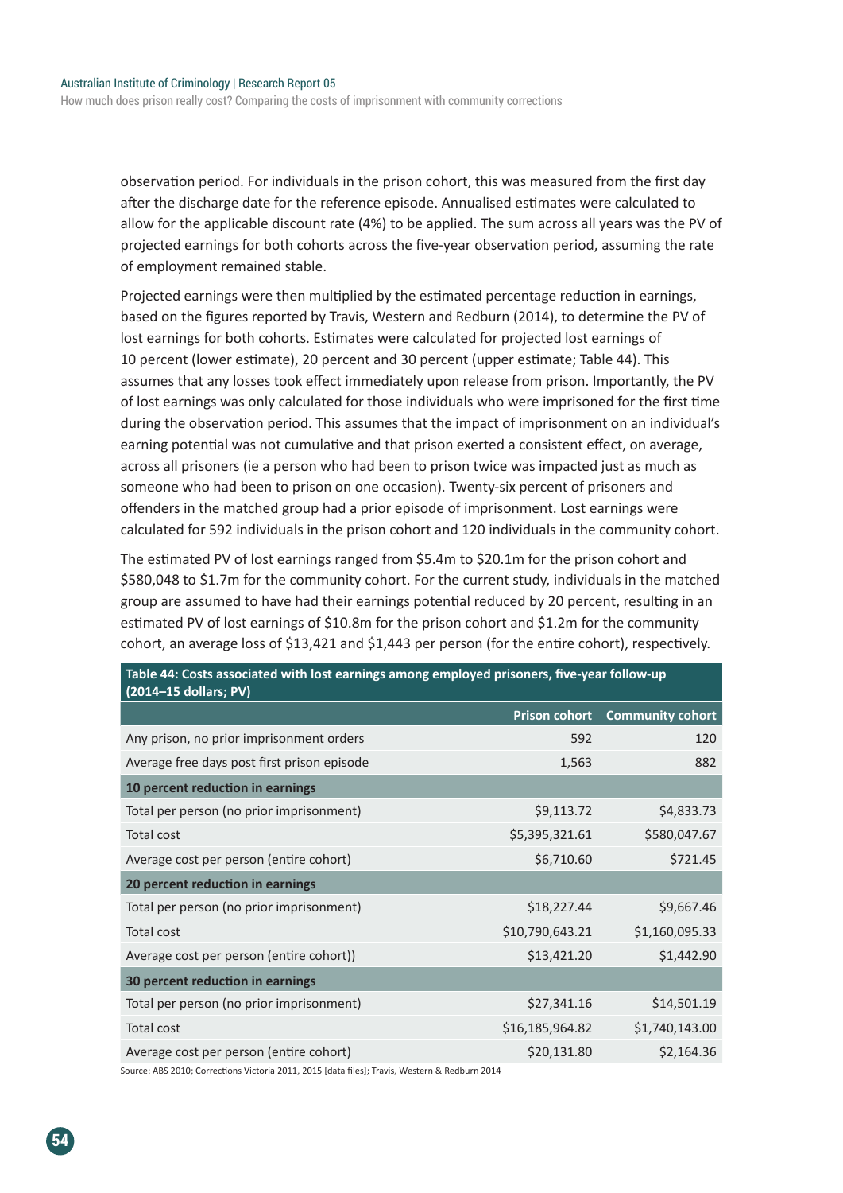observation period. For individuals in the prison cohort, this was measured from the first day after the discharge date for the reference episode. Annualised estimates were calculated to allow for the applicable discount rate (4%) to be applied. The sum across all years was the PV of projected earnings for both cohorts across the five-year observation period, assuming the rate of employment remained stable.

Projected earnings were then multiplied by the estimated percentage reduction in earnings, based on the figures reported by Travis, Western and Redburn (2014), to determine the PV of lost earnings for both cohorts. Estimates were calculated for projected lost earnings of 10 percent (lower estimate), 20 percent and 30 percent (upper estimate; Table 44). This assumes that any losses took effect immediately upon release from prison. Importantly, the PV of lost earnings was only calculated for those individuals who were imprisoned for the first time during the observation period. This assumes that the impact of imprisonment on an individual's earning potential was not cumulative and that prison exerted a consistent effect, on average, across all prisoners (ie a person who had been to prison twice was impacted just as much as someone who had been to prison on one occasion). Twenty-six percent of prisoners and offenders in the matched group had a prior episode of imprisonment. Lost earnings were calculated for 592 individuals in the prison cohort and 120 individuals in the community cohort.

The estimated PV of lost earnings ranged from $5.4m to $20.1m for the prison cohort and $580,048 to $1.7m for the community cohort. For the current study, individuals in the matched group are assumed to have had their earnings potential reduced by 20 percent, resulting in an estimated PV of lost earnings of $10.8m for the prison cohort and $1.2m for the community cohort, an average loss of $13,421 and $1,443 per person (for the entire cohort), respectively.

**Table 44: Costs associated with lost earnings among employed prisoners, five-year follow-up (2014–15 dollars; PV)**

| | Prison cohort | Community cohort |
|---|---|---|
| Any prison, no prior imprisonment orders | 592 | 120 |
| Average free days post first prison episode | 1,563 | 882 |
| **10 percent reduction in earnings** | | |
| Total per person (no prior imprisonment) | $9,113.72 | $4,833.73 |
| Total cost | $5,395,321.61 | $580,047.67 |
| Average cost per person (entire cohort) | $6,710.60 | $721.45 |
| **20 percent reduction in earnings** | | |
| Total per person (no prior imprisonment) | $18,227.44 | $9,667.46 |
| Total cost | $10,790,643.21 | $1,160,095.33 |
| Average cost per person (entire cohort)) | $13,421.20 | $1,442.90 |
| **30 percent reduction in earnings** | | |
| Total per person (no prior imprisonment) | $27,341.16 | $14,501.19 |
| Total cost | $16,185,964.82 | $1,740,143.00 |
| Average cost per person (entire cohort) | $20,131.80 | $2,164.36 |

Source: ABS 2010; Corrections Victoria 2011, 2015 [data files]; Travis, Western & Redburn 2014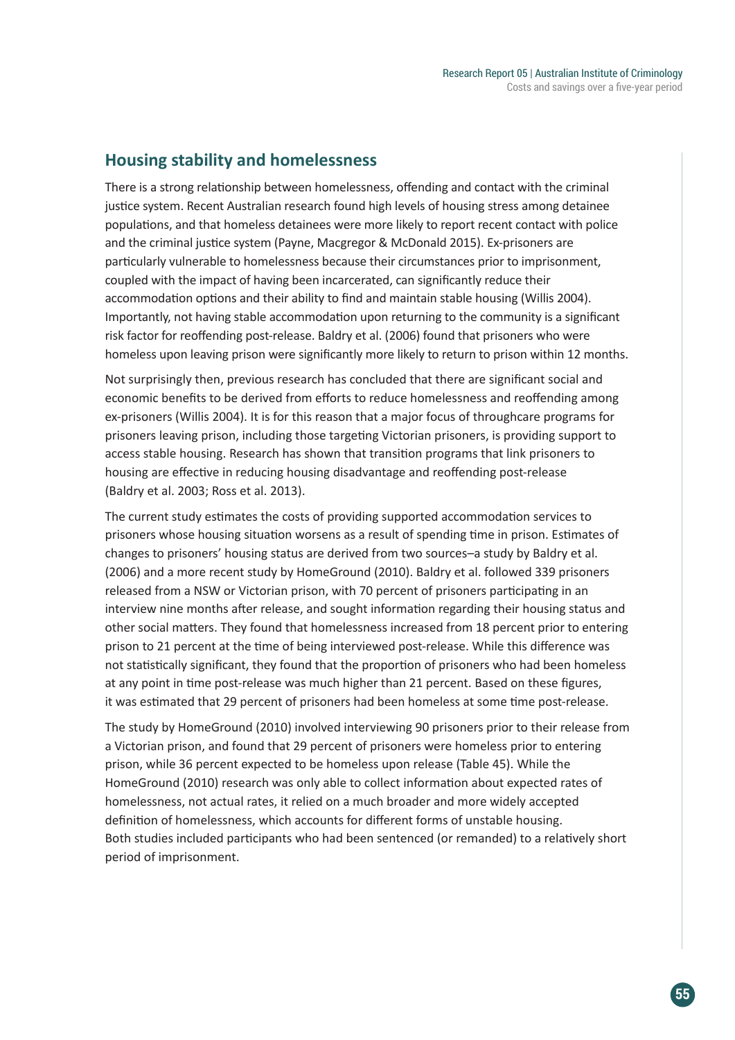## Housing stability and homelessness

There is a strong relationship between homelessness, offending and contact with the criminal justice system. Recent Australian research found high levels of housing stress among detainee populations, and that homeless detainees were more likely to report recent contact with police and the criminal justice system (Payne, Macgregor & McDonald 2015). Ex-prisoners are particularly vulnerable to homelessness because their circumstances prior to imprisonment, coupled with the impact of having been incarcerated, can significantly reduce their accommodation options and their ability to find and maintain stable housing (Willis 2004). Importantly, not having stable accommodation upon returning to the community is a significant risk factor for reoffending post-release. Baldry et al. (2006) found that prisoners who were homeless upon leaving prison were significantly more likely to return to prison within 12 months.

Not surprisingly then, previous research has concluded that there are significant social and economic benefits to be derived from efforts to reduce homelessness and reoffending among ex-prisoners (Willis 2004). It is for this reason that a major focus of throughcare programs for prisoners leaving prison, including those targeting Victorian prisoners, is providing support to access stable housing. Research has shown that transition programs that link prisoners to housing are effective in reducing housing disadvantage and reoffending post-release (Baldry et al. 2003; Ross et al. 2013).

The current study estimates the costs of providing supported accommodation services to prisoners whose housing situation worsens as a result of spending time in prison. Estimates of changes to prisoners' housing status are derived from two sources–a study by Baldry et al. (2006) and a more recent study by HomeGround (2010). Baldry et al. followed 339 prisoners released from a NSW or Victorian prison, with 70 percent of prisoners participating in an interview nine months after release, and sought information regarding their housing status and other social matters. They found that homelessness increased from 18 percent prior to entering prison to 21 percent at the time of being interviewed post-release. While this difference was not statistically significant, they found that the proportion of prisoners who had been homeless at any point in time post-release was much higher than 21 percent. Based on these figures, it was estimated that 29 percent of prisoners had been homeless at some time post-release.

The study by HomeGround (2010) involved interviewing 90 prisoners prior to their release from a Victorian prison, and found that 29 percent of prisoners were homeless prior to entering prison, while 36 percent expected to be homeless upon release (Table 45). While the HomeGround (2010) research was only able to collect information about expected rates of homelessness, not actual rates, it relied on a much broader and more widely accepted definition of homelessness, which accounts for different forms of unstable housing. Both studies included participants who had been sentenced (or remanded) to a relatively short period of imprisonment.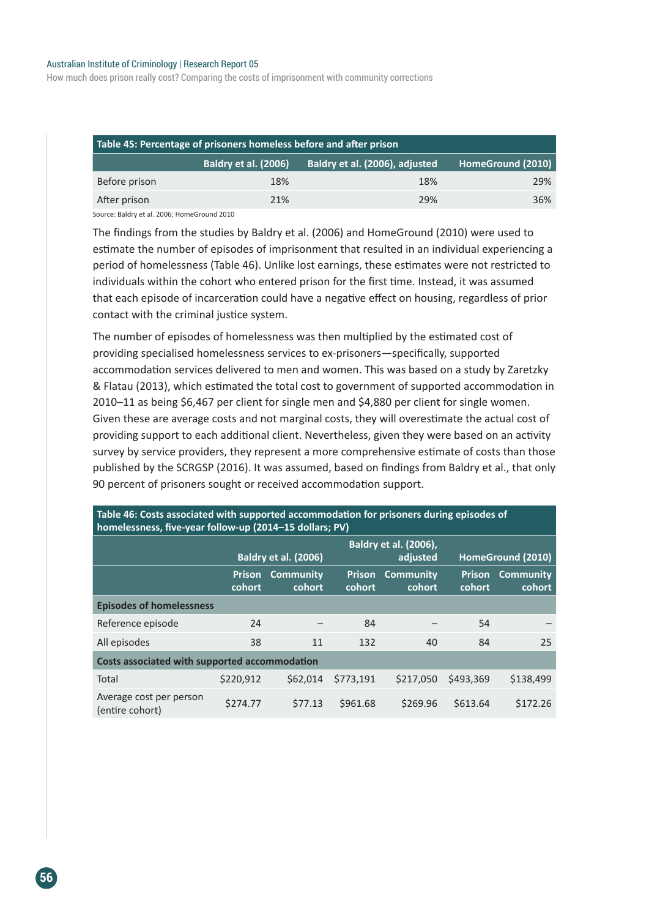**Table 45: Percentage of prisoners homeless before and after prison**

| | Baldry et al. (2006) | Baldry et al. (2006), adjusted | HomeGround (2010) |
|---|---|---|---|
| Before prison | 18% | 18% | 29% |
| After prison | 21% | 29% | 36% |

Source: Baldry et al. 2006; HomeGround 2010

The findings from the studies by Baldry et al. (2006) and HomeGround (2010) were used to estimate the number of episodes of imprisonment that resulted in an individual experiencing a period of homelessness (Table 46). Unlike lost earnings, these estimates were not restricted to individuals within the cohort who entered prison for the first time. Instead, it was assumed that each episode of incarceration could have a negative effect on housing, regardless of prior contact with the criminal justice system.

The number of episodes of homelessness was then multiplied by the estimated cost of providing specialised homelessness services to ex-prisoners—specifically, supported accommodation services delivered to men and women. This was based on a study by Zaretzky & Flatau (2013), which estimated the total cost to government of supported accommodation in 2010–11 as being $6,467 per client for single men and $4,880 per client for single women. Given these are average costs and not marginal costs, they will overestimate the actual cost of providing support to each additional client. Nevertheless, given they were based on an activity survey by service providers, they represent a more comprehensive estimate of costs than those published by the SCRGSP (2016). It was assumed, based on findings from Baldry et al., that only 90 percent of prisoners sought or received accommodation support.

**Table 46: Costs associated with supported accommodation for prisoners during episodes of homelessness, five-year follow-up (2014–15 dollars; PV)**

| | Baldry et al. (2006) | | Baldry et al. (2006), adjusted | | HomeGround (2010) | |
|---|---|---|---|---|---|---|
| | Prison cohort | Community cohort | Prison cohort | Community cohort | Prison cohort | Community cohort |
| **Episodes of homelessness** | | | | | | |
| Reference episode | 24 | – | 84 | – | 54 | – |
| All episodes | 38 | 11 | 132 | 40 | 84 | 25 |
| **Costs associated with supported accommodation** | | | | | | |
| Total | $220,912 | $62,014 | $773,191 | $217,050 | $493,369 | $138,499 |
| Average cost per person (entire cohort) | $274.77 | $77.13 | $961.68 | $269.96 | $613.64 | $172.26 |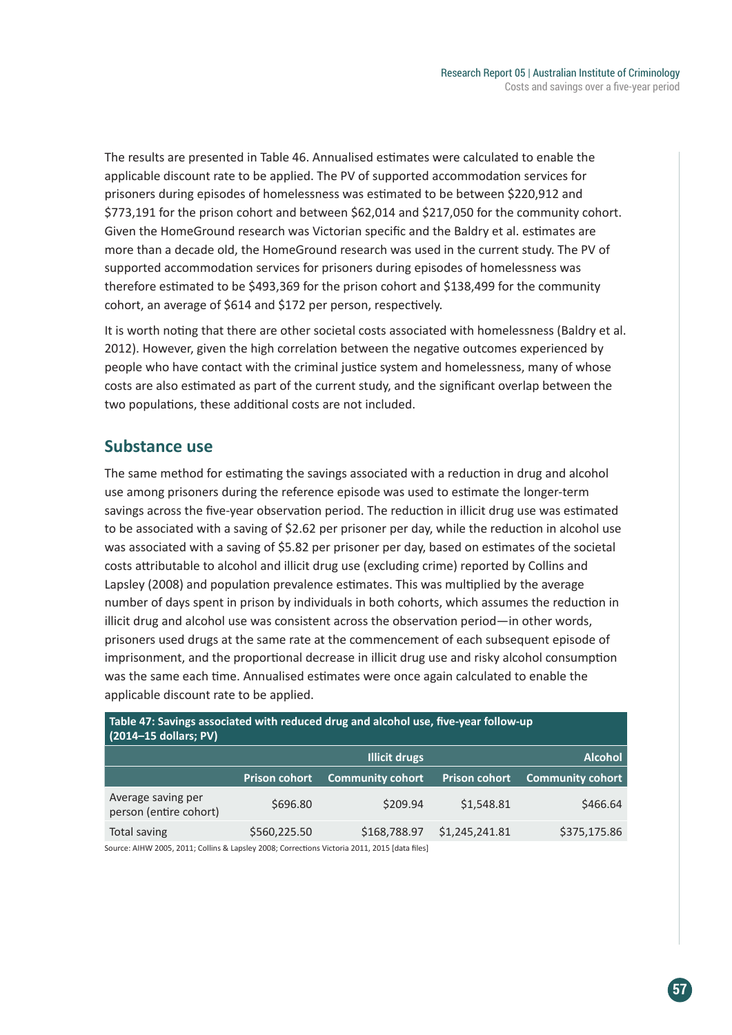The results are presented in Table 46. Annualised estimates were calculated to enable the applicable discount rate to be applied. The PV of supported accommodation services for prisoners during episodes of homelessness was estimated to be between $220,912 and $773,191 for the prison cohort and between $62,014 and $217,050 for the community cohort. Given the HomeGround research was Victorian specific and the Baldry et al. estimates are more than a decade old, the HomeGround research was used in the current study. The PV of supported accommodation services for prisoners during episodes of homelessness was therefore estimated to be $493,369 for the prison cohort and $138,499 for the community cohort, an average of $614 and $172 per person, respectively.

It is worth noting that there are other societal costs associated with homelessness (Baldry et al. 2012). However, given the high correlation between the negative outcomes experienced by people who have contact with the criminal justice system and homelessness, many of whose costs are also estimated as part of the current study, and the significant overlap between the two populations, these additional costs are not included.

## Substance use

The same method for estimating the savings associated with a reduction in drug and alcohol use among prisoners during the reference episode was used to estimate the longer-term savings across the five-year observation period. The reduction in illicit drug use was estimated to be associated with a saving of $2.62 per prisoner per day, while the reduction in alcohol use was associated with a saving of $5.82 per prisoner per day, based on estimates of the societal costs attributable to alcohol and illicit drug use (excluding crime) reported by Collins and Lapsley (2008) and population prevalence estimates. This was multiplied by the average number of days spent in prison by individuals in both cohorts, which assumes the reduction in illicit drug and alcohol use was consistent across the observation period—in other words, prisoners used drugs at the same rate at the commencement of each subsequent episode of imprisonment, and the proportional decrease in illicit drug use and risky alcohol consumption was the same each time. Annualised estimates were once again calculated to enable the applicable discount rate to be applied.

**Table 47: Savings associated with reduced drug and alcohol use, five-year follow-up (2014–15 dollars; PV)**

| | Illicit drugs | | Alcohol | |
|---|---|---|---|---|
| | Prison cohort | Community cohort | Prison cohort | Community cohort |
| Average saving per person (entire cohort) | $696.80 | $209.94 | $1,548.81 | $466.64 |
| Total saving | $560,225.50 | $168,788.97 | $1,245,241.81 | $375,175.86 |

Source: AIHW 2005, 2011; Collins & Lapsley 2008; Corrections Victoria 2011, 2015 [data files]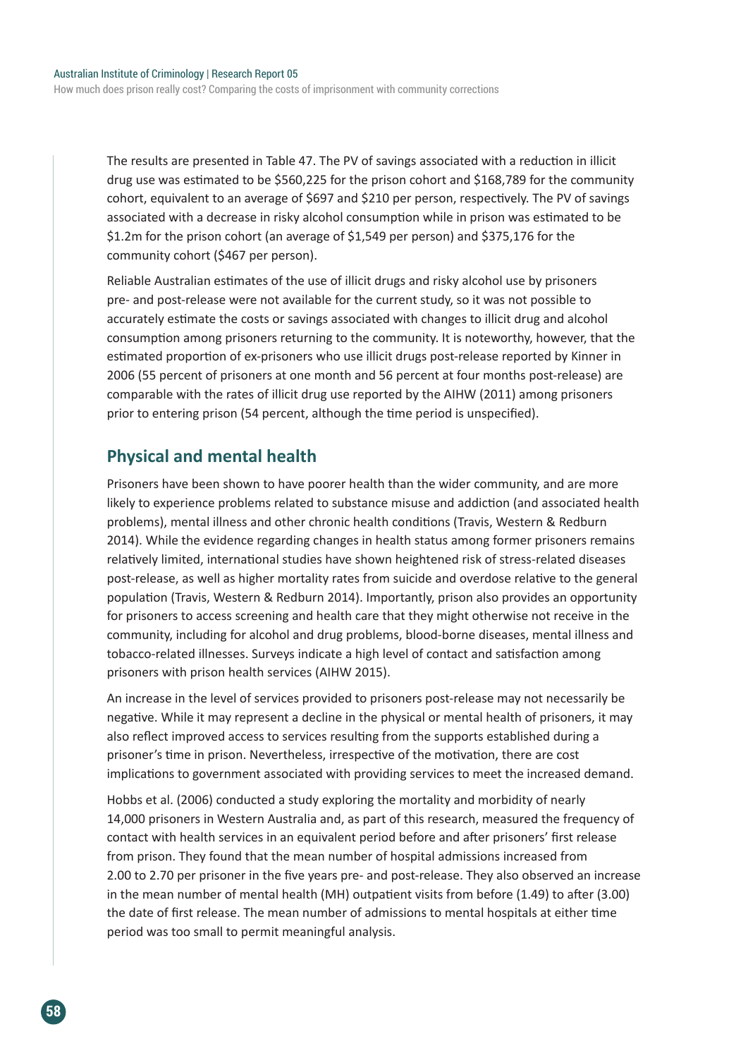The results are presented in Table 47. The PV of savings associated with a reduction in illicit drug use was estimated to be $560,225 for the prison cohort and $168,789 for the community cohort, equivalent to an average of $697 and $210 per person, respectively. The PV of savings associated with a decrease in risky alcohol consumption while in prison was estimated to be $1.2m for the prison cohort (an average of $1,549 per person) and $375,176 for the community cohort ($467 per person).

Reliable Australian estimates of the use of illicit drugs and risky alcohol use by prisoners pre- and post-release were not available for the current study, so it was not possible to accurately estimate the costs or savings associated with changes to illicit drug and alcohol consumption among prisoners returning to the community. It is noteworthy, however, that the estimated proportion of ex-prisoners who use illicit drugs post-release reported by Kinner in 2006 (55 percent of prisoners at one month and 56 percent at four months post-release) are comparable with the rates of illicit drug use reported by the AIHW (2011) among prisoners prior to entering prison (54 percent, although the time period is unspecified).

## Physical and mental health

Prisoners have been shown to have poorer health than the wider community, and are more likely to experience problems related to substance misuse and addiction (and associated health problems), mental illness and other chronic health conditions (Travis, Western & Redburn 2014). While the evidence regarding changes in health status among former prisoners remains relatively limited, international studies have shown heightened risk of stress-related diseases post-release, as well as higher mortality rates from suicide and overdose relative to the general population (Travis, Western & Redburn 2014). Importantly, prison also provides an opportunity for prisoners to access screening and health care that they might otherwise not receive in the community, including for alcohol and drug problems, blood-borne diseases, mental illness and tobacco-related illnesses. Surveys indicate a high level of contact and satisfaction among prisoners with prison health services (AIHW 2015).

An increase in the level of services provided to prisoners post-release may not necessarily be negative. While it may represent a decline in the physical or mental health of prisoners, it may also reflect improved access to services resulting from the supports established during a prisoner's time in prison. Nevertheless, irrespective of the motivation, there are cost implications to government associated with providing services to meet the increased demand.

Hobbs et al. (2006) conducted a study exploring the mortality and morbidity of nearly 14,000 prisoners in Western Australia and, as part of this research, measured the frequency of contact with health services in an equivalent period before and after prisoners' first release from prison. They found that the mean number of hospital admissions increased from 2.00 to 2.70 per prisoner in the five years pre- and post-release. They also observed an increase in the mean number of mental health (MH) outpatient visits from before (1.49) to after (3.00) the date of first release. The mean number of admissions to mental hospitals at either time period was too small to permit meaningful analysis.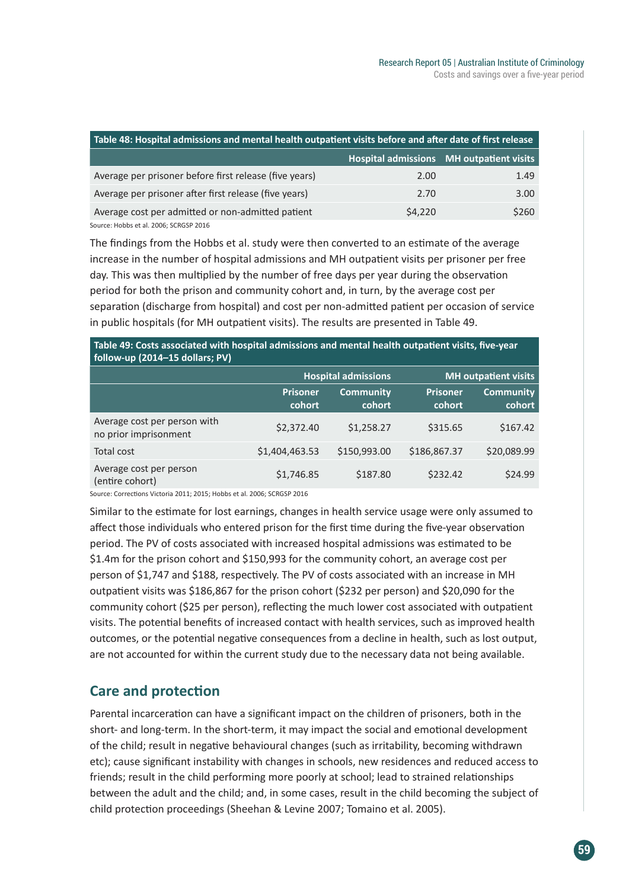**Table 48: Hospital admissions and mental health outpatient visits before and after date of first release**

| | Hospital admissions | MH outpatient visits |
|---|---|---|
| Average per prisoner before first release (five years) | 2.00 | 1.49 |
| Average per prisoner after first release (five years) | 2.70 | 3.00 |
| Average cost per admitted or non-admitted patient | $4,220 | $260 |

Source: Hobbs et al. 2006; SCRGSP 2016

The findings from the Hobbs et al. study were then converted to an estimate of the average increase in the number of hospital admissions and MH outpatient visits per prisoner per free day. This was then multiplied by the number of free days per year during the observation period for both the prison and community cohort and, in turn, by the average cost per separation (discharge from hospital) and cost per non-admitted patient per occasion of service in public hospitals (for MH outpatient visits). The results are presented in Table 49.

**Table 49: Costs associated with hospital admissions and mental health outpatient visits, five-year follow-up (2014–15 dollars; PV)**

| | Hospital admissions | | MH outpatient visits | |
|---|---|---|---|---|
| | Prisoner cohort | Community cohort | Prisoner cohort | Community cohort |
| Average cost per person with no prior imprisonment | $2,372.40 | $1,258.27 | $315.65 | $167.42 |
| Total cost | $1,404,463.53 | $150,993.00 | $186,867.37 | $20,089.99 |
| Average cost per person (entire cohort) | $1,746.85 | $187.80 | $232.42 | $24.99 |

Source: Corrections Victoria 2011; 2015; Hobbs et al. 2006; SCRGSP 2016

Similar to the estimate for lost earnings, changes in health service usage were only assumed to affect those individuals who entered prison for the first time during the five-year observation period. The PV of costs associated with increased hospital admissions was estimated to be $1.4m for the prison cohort and $150,993 for the community cohort, an average cost per person of $1,747 and $188, respectively. The PV of costs associated with an increase in MH outpatient visits was $186,867 for the prison cohort ($232 per person) and $20,090 for the community cohort ($25 per person), reflecting the much lower cost associated with outpatient visits. The potential benefits of increased contact with health services, such as improved health outcomes, or the potential negative consequences from a decline in health, such as lost output, are not accounted for within the current study due to the necessary data not being available.

## Care and protection

Parental incarceration can have a significant impact on the children of prisoners, both in the short- and long-term. In the short-term, it may impact the social and emotional development of the child; result in negative behavioural changes (such as irritability, becoming withdrawn etc); cause significant instability with changes in schools, new residences and reduced access to friends; result in the child performing more poorly at school; lead to strained relationships between the adult and the child; and, in some cases, result in the child becoming the subject of child protection proceedings (Sheehan & Levine 2007; Tomaino et al. 2005).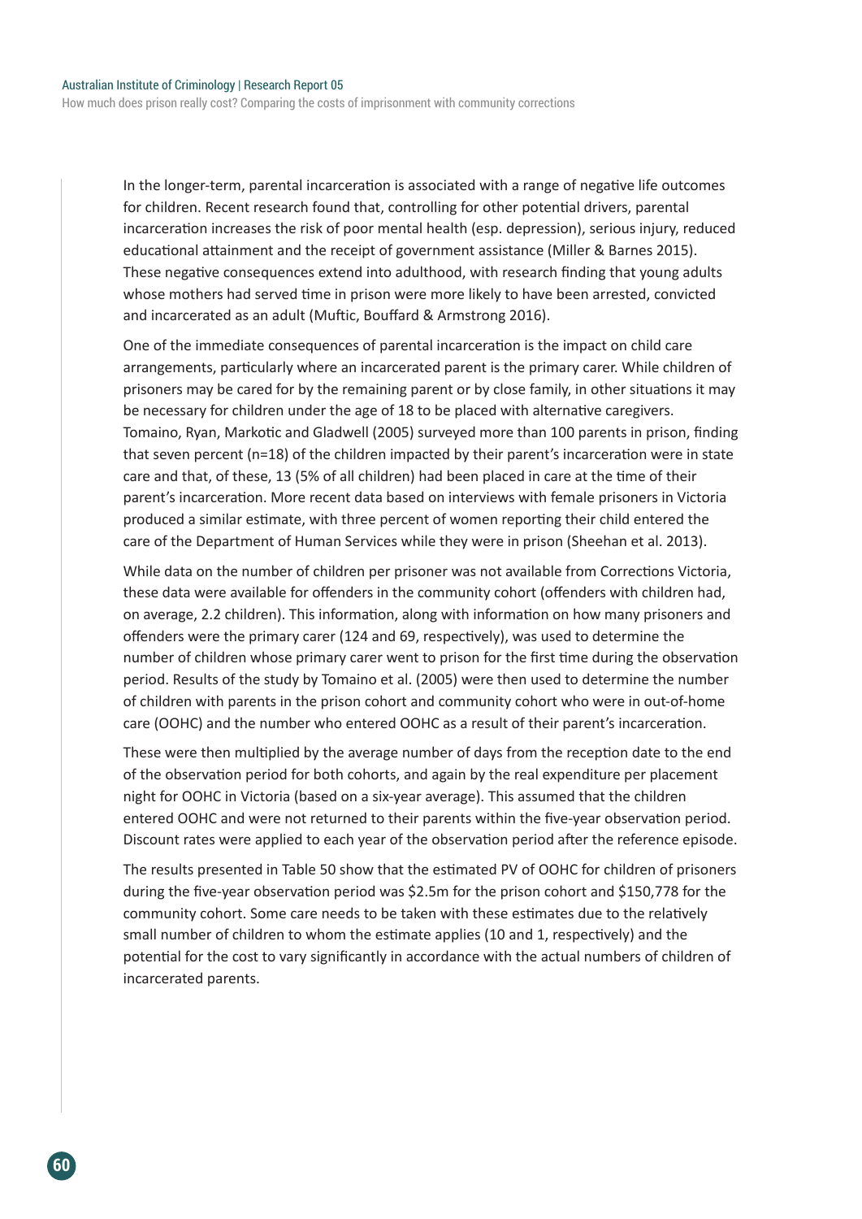In the longer-term, parental incarceration is associated with a range of negative life outcomes for children. Recent research found that, controlling for other potential drivers, parental incarceration increases the risk of poor mental health (esp. depression), serious injury, reduced educational attainment and the receipt of government assistance (Miller & Barnes 2015). These negative consequences extend into adulthood, with research finding that young adults whose mothers had served time in prison were more likely to have been arrested, convicted and incarcerated as an adult (Muftic, Bouffard & Armstrong 2016).

One of the immediate consequences of parental incarceration is the impact on child care arrangements, particularly where an incarcerated parent is the primary carer. While children of prisoners may be cared for by the remaining parent or by close family, in other situations it may be necessary for children under the age of 18 to be placed with alternative caregivers. Tomaino, Ryan, Markotic and Gladwell (2005) surveyed more than 100 parents in prison, finding that seven percent (n=18) of the children impacted by their parent's incarceration were in state care and that, of these, 13 (5% of all children) had been placed in care at the time of their parent's incarceration. More recent data based on interviews with female prisoners in Victoria produced a similar estimate, with three percent of women reporting their child entered the care of the Department of Human Services while they were in prison (Sheehan et al. 2013).

While data on the number of children per prisoner was not available from Corrections Victoria, these data were available for offenders in the community cohort (offenders with children had, on average, 2.2 children). This information, along with information on how many prisoners and offenders were the primary carer (124 and 69, respectively), was used to determine the number of children whose primary carer went to prison for the first time during the observation period. Results of the study by Tomaino et al. (2005) were then used to determine the number of children with parents in the prison cohort and community cohort who were in out-of-home care (OOHC) and the number who entered OOHC as a result of their parent's incarceration.

These were then multiplied by the average number of days from the reception date to the end of the observation period for both cohorts, and again by the real expenditure per placement night for OOHC in Victoria (based on a six-year average). This assumed that the children entered OOHC and were not returned to their parents within the five-year observation period. Discount rates were applied to each year of the observation period after the reference episode.

The results presented in Table 50 show that the estimated PV of OOHC for children of prisoners during the five-year observation period was $2.5m for the prison cohort and $150,778 for the community cohort. Some care needs to be taken with these estimates due to the relatively small number of children to whom the estimate applies (10 and 1, respectively) and the potential for the cost to vary significantly in accordance with the actual numbers of children of incarcerated parents.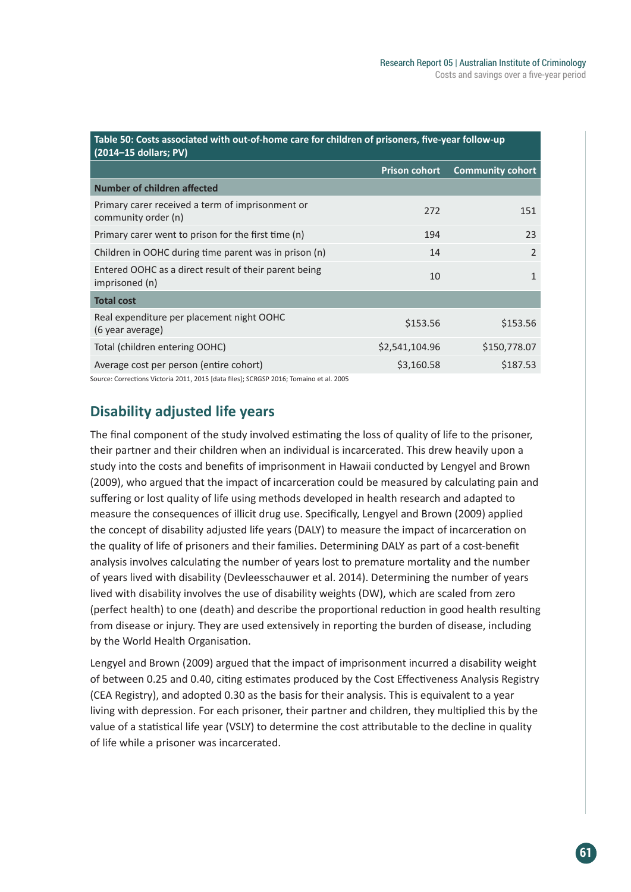Table 50: Costs associated with out-of-home care for children of prisoners, five-year follow-up (2014–15 dollars; PV)

| | Prison cohort | Community cohort |
|---|---|---|
| **Number of children affected** | | |
| Primary carer received a term of imprisonment or community order (n) | 272 | 151 |
| Primary carer went to prison for the first time (n) | 194 | 23 |
| Children in OOHC during time parent was in prison (n) | 14 | 2 |
| Entered OOHC as a direct result of their parent being imprisoned (n) | 10 | 1 |
| **Total cost** | | |
| Real expenditure per placement night OOHC (6 year average) | $153.56 | $153.56 |
| Total (children entering OOHC) | $2,541,104.96 | $150,778.07 |
| Average cost per person (entire cohort) | $3,160.58 | $187.53 |

Source: Corrections Victoria 2011, 2015 [data files]; SCRGSP 2016; Tomaino et al. 2005

## Disability adjusted life years

The final component of the study involved estimating the loss of quality of life to the prisoner, their partner and their children when an individual is incarcerated. This drew heavily upon a study into the costs and benefits of imprisonment in Hawaii conducted by Lengyel and Brown (2009), who argued that the impact of incarceration could be measured by calculating pain and suffering or lost quality of life using methods developed in health research and adapted to measure the consequences of illicit drug use. Specifically, Lengyel and Brown (2009) applied the concept of disability adjusted life years (DALY) to measure the impact of incarceration on the quality of life of prisoners and their families. Determining DALY as part of a cost-benefit analysis involves calculating the number of years lost to premature mortality and the number of years lived with disability (Devleesschauwer et al. 2014). Determining the number of years lived with disability involves the use of disability weights (DW), which are scaled from zero (perfect health) to one (death) and describe the proportional reduction in good health resulting from disease or injury. They are used extensively in reporting the burden of disease, including by the World Health Organisation.

Lengyel and Brown (2009) argued that the impact of imprisonment incurred a disability weight of between 0.25 and 0.40, citing estimates produced by the Cost Effectiveness Analysis Registry (CEA Registry), and adopted 0.30 as the basis for their analysis. This is equivalent to a year living with depression. For each prisoner, their partner and children, they multiplied this by the value of a statistical life year (VSLY) to determine the cost attributable to the decline in quality of life while a prisoner was incarcerated.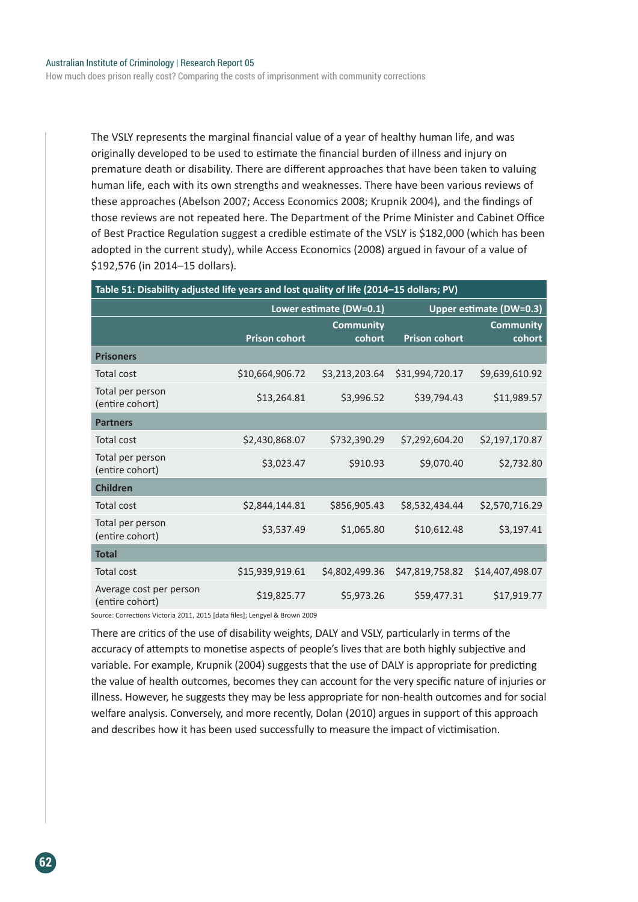The VSLY represents the marginal financial value of a year of healthy human life, and was originally developed to be used to estimate the financial burden of illness and injury on premature death or disability. There are different approaches that have been taken to valuing human life, each with its own strengths and weaknesses. There have been various reviews of these approaches (Abelson 2007; Access Economics 2008; Krupnik 2004), and the findings of those reviews are not repeated here. The Department of the Prime Minister and Cabinet Office of Best Practice Regulation suggest a credible estimate of the VSLY is $182,000 (which has been adopted in the current study), while Access Economics (2008) argued in favour of a value of $192,576 (in 2014–15 dollars).

**Table 51: Disability adjusted life years and lost quality of life (2014–15 dollars; PV)**

| | Lower estimate (DW=0.1) | | Upper estimate (DW=0.3) | |
|---|---|---|---|---|
| | Prison cohort | Community cohort | Prison cohort | Community cohort |
| **Prisoners** | | | | |
| Total cost | $10,664,906.72 | $3,213,203.64 | $31,994,720.17 | $9,639,610.92 |
| Total per person (entire cohort) | $13,264.81 | $3,996.52 | $39,794.43 | $11,989.57 |
| **Partners** | | | | |
| Total cost | $2,430,868.07 | $732,390.29 | $7,292,604.20 | $2,197,170.87 |
| Total per person (entire cohort) | $3,023.47 | $910.93 | $9,070.40 | $2,732.80 |
| **Children** | | | | |
| Total cost | $2,844,144.81 | $856,905.43 | $8,532,434.44 | $2,570,716.29 |
| Total per person (entire cohort) | $3,537.49 | $1,065.80 | $10,612.48 | $3,197.41 |
| **Total** | | | | |
| Total cost | $15,939,919.61 | $4,802,499.36 | $47,819,758.82 | $14,407,498.07 |
| Average cost per person (entire cohort) | $19,825.77 | $5,973.26 | $59,477.31 | $17,919.77 |

Source: Corrections Victoria 2011, 2015 [data files]; Lengyel & Brown 2009

There are critics of the use of disability weights, DALY and VSLY, particularly in terms of the accuracy of attempts to monetise aspects of people's lives that are both highly subjective and variable. For example, Krupnik (2004) suggests that the use of DALY is appropriate for predicting the value of health outcomes, becomes they can account for the very specific nature of injuries or illness. However, he suggests they may be less appropriate for non-health outcomes and for social welfare analysis. Conversely, and more recently, Dolan (2010) argues in support of this approach and describes how it has been used successfully to measure the impact of victimisation.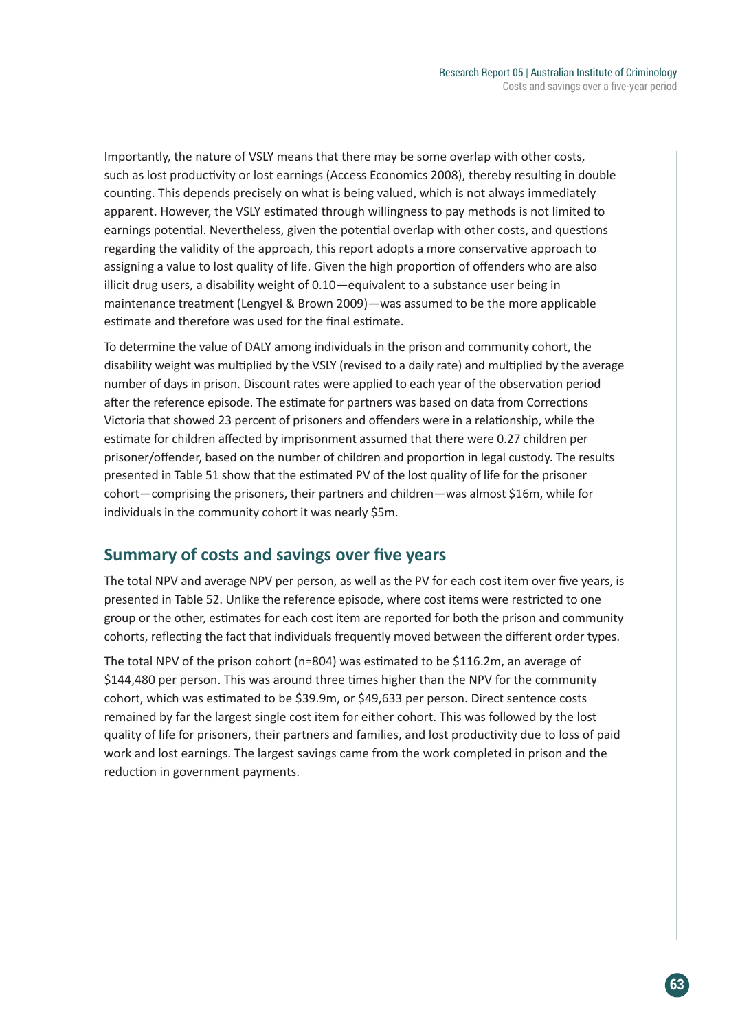Importantly, the nature of VSLY means that there may be some overlap with other costs, such as lost productivity or lost earnings (Access Economics 2008), thereby resulting in double counting. This depends precisely on what is being valued, which is not always immediately apparent. However, the VSLY estimated through willingness to pay methods is not limited to earnings potential. Nevertheless, given the potential overlap with other costs, and questions regarding the validity of the approach, this report adopts a more conservative approach to assigning a value to lost quality of life. Given the high proportion of offenders who are also illicit drug users, a disability weight of 0.10—equivalent to a substance user being in maintenance treatment (Lengyel & Brown 2009)—was assumed to be the more applicable estimate and therefore was used for the final estimate.

To determine the value of DALY among individuals in the prison and community cohort, the disability weight was multiplied by the VSLY (revised to a daily rate) and multiplied by the average number of days in prison. Discount rates were applied to each year of the observation period after the reference episode. The estimate for partners was based on data from Corrections Victoria that showed 23 percent of prisoners and offenders were in a relationship, while the estimate for children affected by imprisonment assumed that there were 0.27 children per prisoner/offender, based on the number of children and proportion in legal custody. The results presented in Table 51 show that the estimated PV of the lost quality of life for the prisoner cohort—comprising the prisoners, their partners and children—was almost $16m, while for individuals in the community cohort it was nearly $5m.

## Summary of costs and savings over five years

The total NPV and average NPV per person, as well as the PV for each cost item over five years, is presented in Table 52. Unlike the reference episode, where cost items were restricted to one group or the other, estimates for each cost item are reported for both the prison and community cohorts, reflecting the fact that individuals frequently moved between the different order types.

The total NPV of the prison cohort (n=804) was estimated to be $116.2m, an average of $144,480 per person. This was around three times higher than the NPV for the community cohort, which was estimated to be $39.9m, or $49,633 per person. Direct sentence costs remained by far the largest single cost item for either cohort. This was followed by the lost quality of life for prisoners, their partners and families, and lost productivity due to loss of paid work and lost earnings. The largest savings came from the work completed in prison and the reduction in government payments.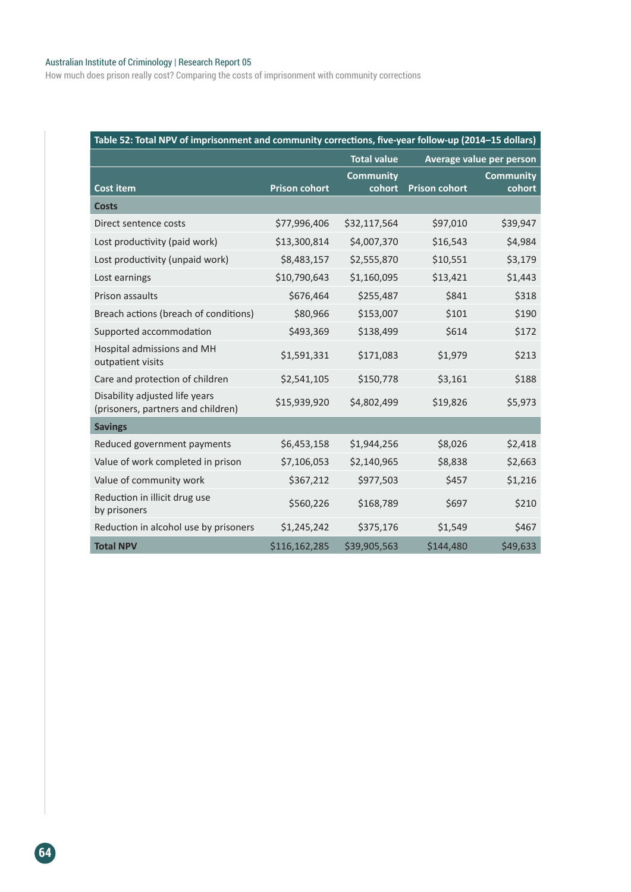| Table 52: Total NPV of imprisonment and community corrections, five-year follow-up (2014–15 dollars) | | | | |
|---|---|---|---|---|
| | Total value | | Average value per person | |
| **Cost item** | **Prison cohort** | **Community cohort** | **Prison cohort** | **Community cohort** |
| **Costs** | | | | |
| Direct sentence costs | $77,996,406 | $32,117,564 | $97,010 | $39,947 |
| Lost productivity (paid work) | $13,300,814 | $4,007,370 | $16,543 | $4,984 |
| Lost productivity (unpaid work) | $8,483,157 | $2,555,870 | $10,551 | $3,179 |
| Lost earnings | $10,790,643 | $1,160,095 | $13,421 | $1,443 |
| Prison assaults | $676,464 | $255,487 | $841 | $318 |
| Breach actions (breach of conditions) | $80,966 | $153,007 | $101 | $190 |
| Supported accommodation | $493,369 | $138,499 | $614 | $172 |
| Hospital admissions and MH outpatient visits | $1,591,331 | $171,083 | $1,979 | $213 |
| Care and protection of children | $2,541,105 | $150,778 | $3,161 | $188 |
| Disability adjusted life years (prisoners, partners and children) | $15,939,920 | $4,802,499 | $19,826 | $5,973 |
| **Savings** | | | | |
| Reduced government payments | $6,453,158 | $1,944,256 | $8,026 | $2,418 |
| Value of work completed in prison | $7,106,053 | $2,140,965 | $8,838 | $2,663 |
| Value of community work | $367,212 | $977,503 | $457 | $1,216 |
| Reduction in illicit drug use by prisoners | $560,226 | $168,789 | $697 | $210 |
| Reduction in alcohol use by prisoners | $1,245,242 | $375,176 | $1,549 | $467 |
| **Total NPV** | $116,162,285 | $39,905,563 | $144,480 | $49,633 |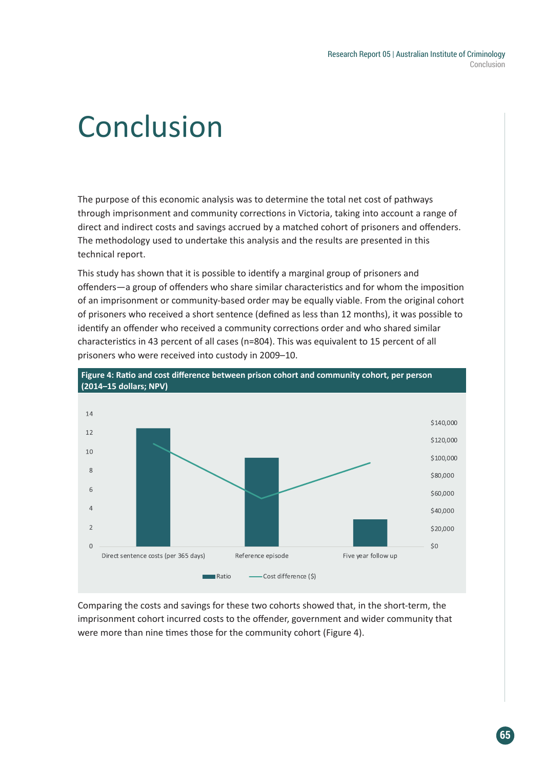# Conclusion

The purpose of this economic analysis was to determine the total net cost of pathways through imprisonment and community corrections in Victoria, taking into account a range of direct and indirect costs and savings accrued by a matched cohort of prisoners and offenders. The methodology used to undertake this analysis and the results are presented in this technical report.

This study has shown that it is possible to identify a marginal group of prisoners and offenders—a group of offenders who share similar characteristics and for whom the imposition of an imprisonment or community-based order may be equally viable. From the original cohort of prisoners who received a short sentence (defined as less than 12 months), it was possible to identify an offender who received a community corrections order and who shared similar characteristics in 43 percent of all cases (n=804). This was equivalent to 15 percent of all prisoners who were received into custody in 2009–10.

**Figure 4: Ratio and cost difference between prison cohort and community cohort, per person (2014–15 dollars; NPV)**

Comparing the costs and savings for these two cohorts showed that, in the short-term, the imprisonment cohort incurred costs to the offender, government and wider community that were more than nine times those for the community cohort (Figure 4).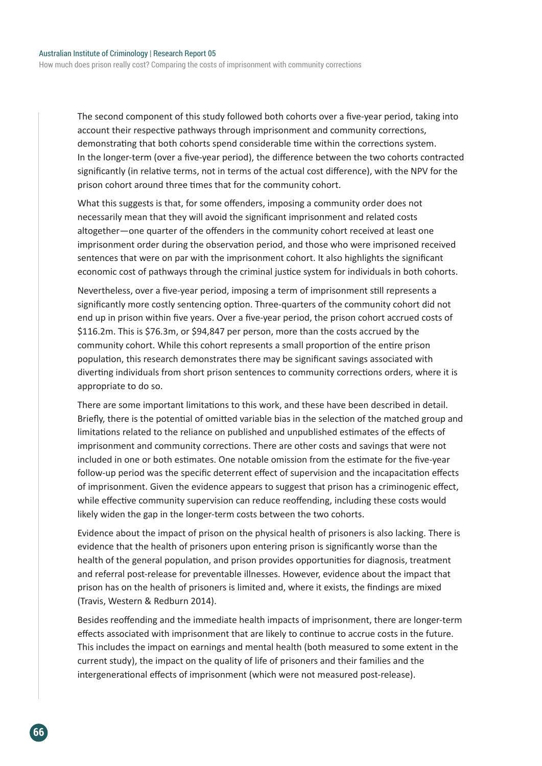The second component of this study followed both cohorts over a five-year period, taking into account their respective pathways through imprisonment and community corrections, demonstrating that both cohorts spend considerable time within the corrections system. In the longer-term (over a five-year period), the difference between the two cohorts contracted significantly (in relative terms, not in terms of the actual cost difference), with the NPV for the prison cohort around three times that for the community cohort.

What this suggests is that, for some offenders, imposing a community order does not necessarily mean that they will avoid the significant imprisonment and related costs altogether—one quarter of the offenders in the community cohort received at least one imprisonment order during the observation period, and those who were imprisoned received sentences that were on par with the imprisonment cohort. It also highlights the significant economic cost of pathways through the criminal justice system for individuals in both cohorts.

Nevertheless, over a five-year period, imposing a term of imprisonment still represents a significantly more costly sentencing option. Three-quarters of the community cohort did not end up in prison within five years. Over a five-year period, the prison cohort accrued costs of $116.2m. This is $76.3m, or $94,847 per person, more than the costs accrued by the community cohort. While this cohort represents a small proportion of the entire prison population, this research demonstrates there may be significant savings associated with diverting individuals from short prison sentences to community corrections orders, where it is appropriate to do so.

There are some important limitations to this work, and these have been described in detail. Briefly, there is the potential of omitted variable bias in the selection of the matched group and limitations related to the reliance on published and unpublished estimates of the effects of imprisonment and community corrections. There are other costs and savings that were not included in one or both estimates. One notable omission from the estimate for the five-year follow-up period was the specific deterrent effect of supervision and the incapacitation effects of imprisonment. Given the evidence appears to suggest that prison has a criminogenic effect, while effective community supervision can reduce reoffending, including these costs would likely widen the gap in the longer-term costs between the two cohorts.

Evidence about the impact of prison on the physical health of prisoners is also lacking. There is evidence that the health of prisoners upon entering prison is significantly worse than the health of the general population, and prison provides opportunities for diagnosis, treatment and referral post-release for preventable illnesses. However, evidence about the impact that prison has on the health of prisoners is limited and, where it exists, the findings are mixed (Travis, Western & Redburn 2014).

Besides reoffending and the immediate health impacts of imprisonment, there are longer-term effects associated with imprisonment that are likely to continue to accrue costs in the future. This includes the impact on earnings and mental health (both measured to some extent in the current study), the impact on the quality of life of prisoners and their families and the intergenerational effects of imprisonment (which were not measured post-release).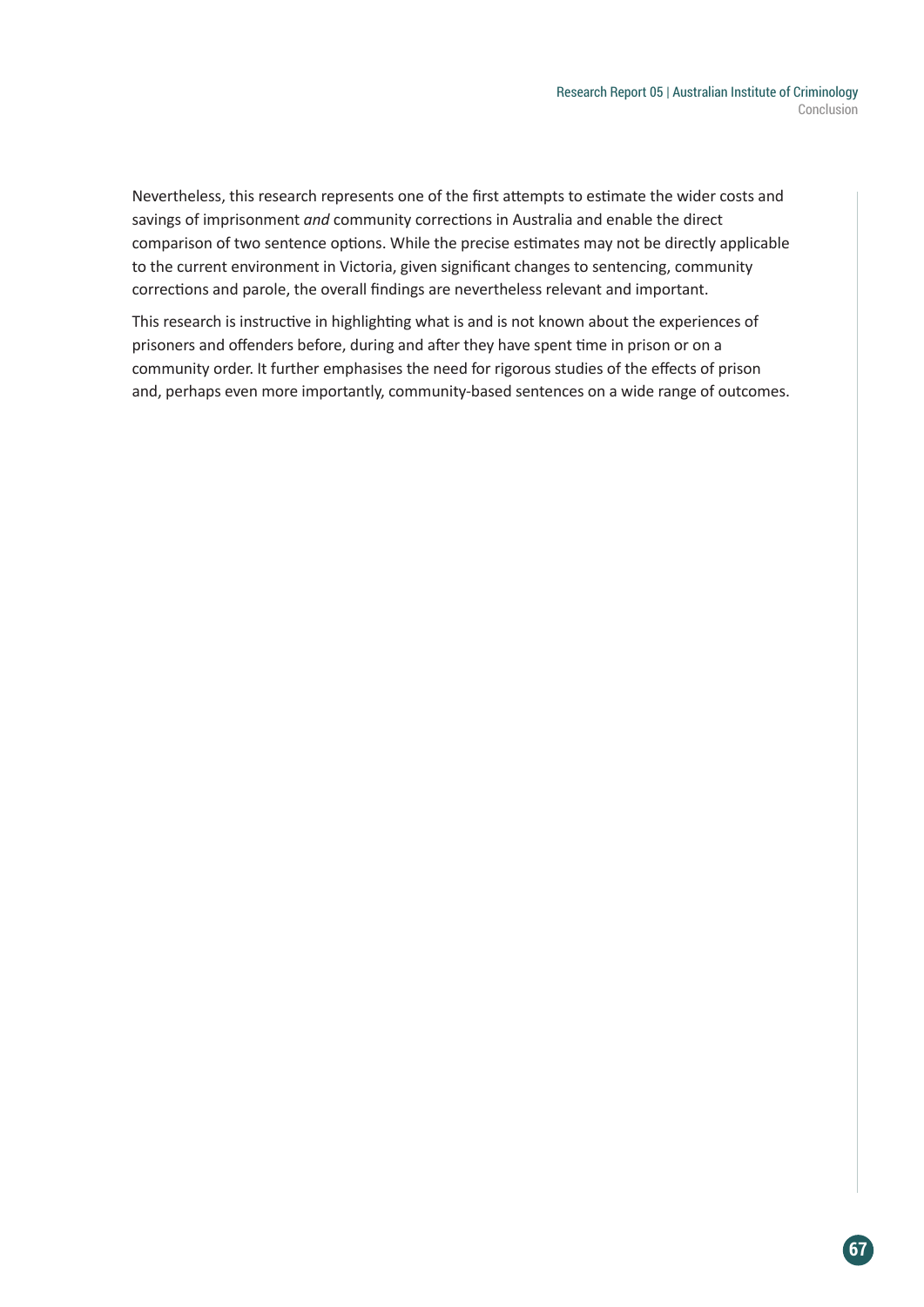Nevertheless, this research represents one of the first attempts to estimate the wider costs and savings of imprisonment *and* community corrections in Australia and enable the direct comparison of two sentence options. While the precise estimates may not be directly applicable to the current environment in Victoria, given significant changes to sentencing, community corrections and parole, the overall findings are nevertheless relevant and important.

This research is instructive in highlighting what is and is not known about the experiences of prisoners and offenders before, during and after they have spent time in prison or on a community order. It further emphasises the need for rigorous studies of the effects of prison and, perhaps even more importantly, community-based sentences on a wide range of outcomes.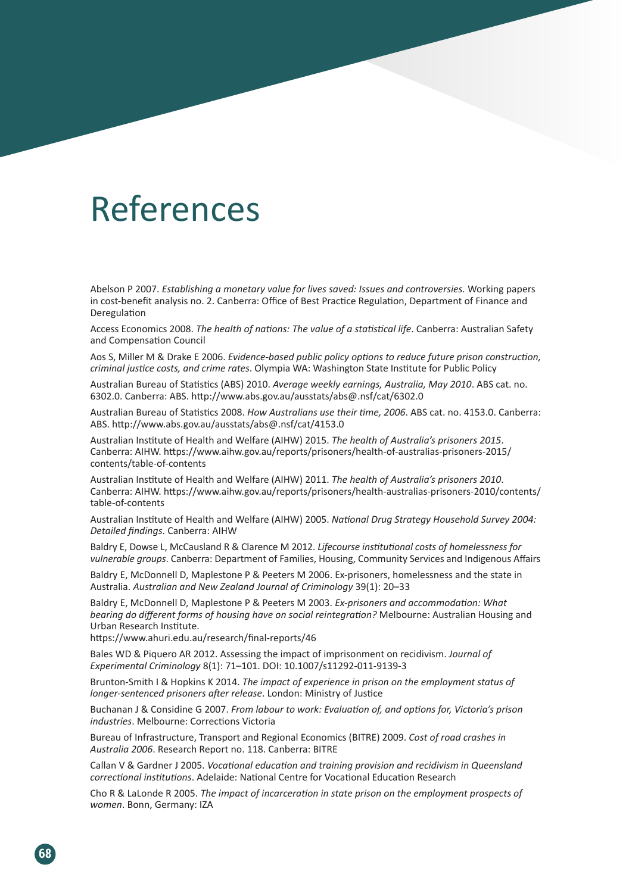# References

Abelson P 2007. *Establishing a monetary value for lives saved: Issues and controversies.* Working papers in cost-benefit analysis no. 2. Canberra: Office of Best Practice Regulation, Department of Finance and Deregulation

Access Economics 2008. *The health of nations: The value of a statistical life*. Canberra: Australian Safety and Compensation Council

Aos S, Miller M & Drake E 2006. *Evidence-based public policy options to reduce future prison construction, criminal justice costs, and crime rates*. Olympia WA: Washington State Institute for Public Policy

Australian Bureau of Statistics (ABS) 2010. *Average weekly earnings, Australia, May 2010*. ABS cat. no. 6302.0. Canberra: ABS. http://www.abs.gov.au/ausstats/abs@.nsf/cat/6302.0

Australian Bureau of Statistics 2008. *How Australians use their time, 2006*. ABS cat. no. 4153.0. Canberra: ABS. http://www.abs.gov.au/ausstats/abs@.nsf/cat/4153.0

Australian Institute of Health and Welfare (AIHW) 2015. *The health of Australia's prisoners 2015*. Canberra: AIHW. https://www.aihw.gov.au/reports/prisoners/health-of-australias-prisoners-2015/contents/table-of-contents

Australian Institute of Health and Welfare (AIHW) 2011. *The health of Australia's prisoners 2010*. Canberra: AIHW. https://www.aihw.gov.au/reports/prisoners/health-australias-prisoners-2010/contents/table-of-contents

Australian Institute of Health and Welfare (AIHW) 2005. *National Drug Strategy Household Survey 2004: Detailed findings*. Canberra: AIHW

Baldry E, Dowse L, McCausland R & Clarence M 2012. *Lifecourse institutional costs of homelessness for vulnerable groups*. Canberra: Department of Families, Housing, Community Services and Indigenous Affairs

Baldry E, McDonnell D, Maplestone P & Peeters M 2006. Ex-prisoners, homelessness and the state in Australia. *Australian and New Zealand Journal of Criminology* 39(1): 20–33

Baldry E, McDonnell D, Maplestone P & Peeters M 2003. *Ex-prisoners and accommodation: What bearing do different forms of housing have on social reintegration?* Melbourne: Australian Housing and Urban Research Institute.
https://www.ahuri.edu.au/research/final-reports/46

Bales WD & Piquero AR 2012. Assessing the impact of imprisonment on recidivism. *Journal of Experimental Criminology* 8(1): 71–101. DOI: 10.1007/s11292-011-9139-3

Brunton-Smith I & Hopkins K 2014. *The impact of experience in prison on the employment status of longer-sentenced prisoners after release*. London: Ministry of Justice

Buchanan J & Considine G 2007. *From labour to work: Evaluation of, and options for, Victoria's prison industries*. Melbourne: Corrections Victoria

Bureau of Infrastructure, Transport and Regional Economics (BITRE) 2009. *Cost of road crashes in Australia 2006*. Research Report no. 118. Canberra: BITRE

Callan V & Gardner J 2005. *Vocational education and training provision and recidivism in Queensland correctional institutions*. Adelaide: National Centre for Vocational Education Research

Cho R & LaLonde R 2005. *The impact of incarceration in state prison on the employment prospects of women*. Bonn, Germany: IZA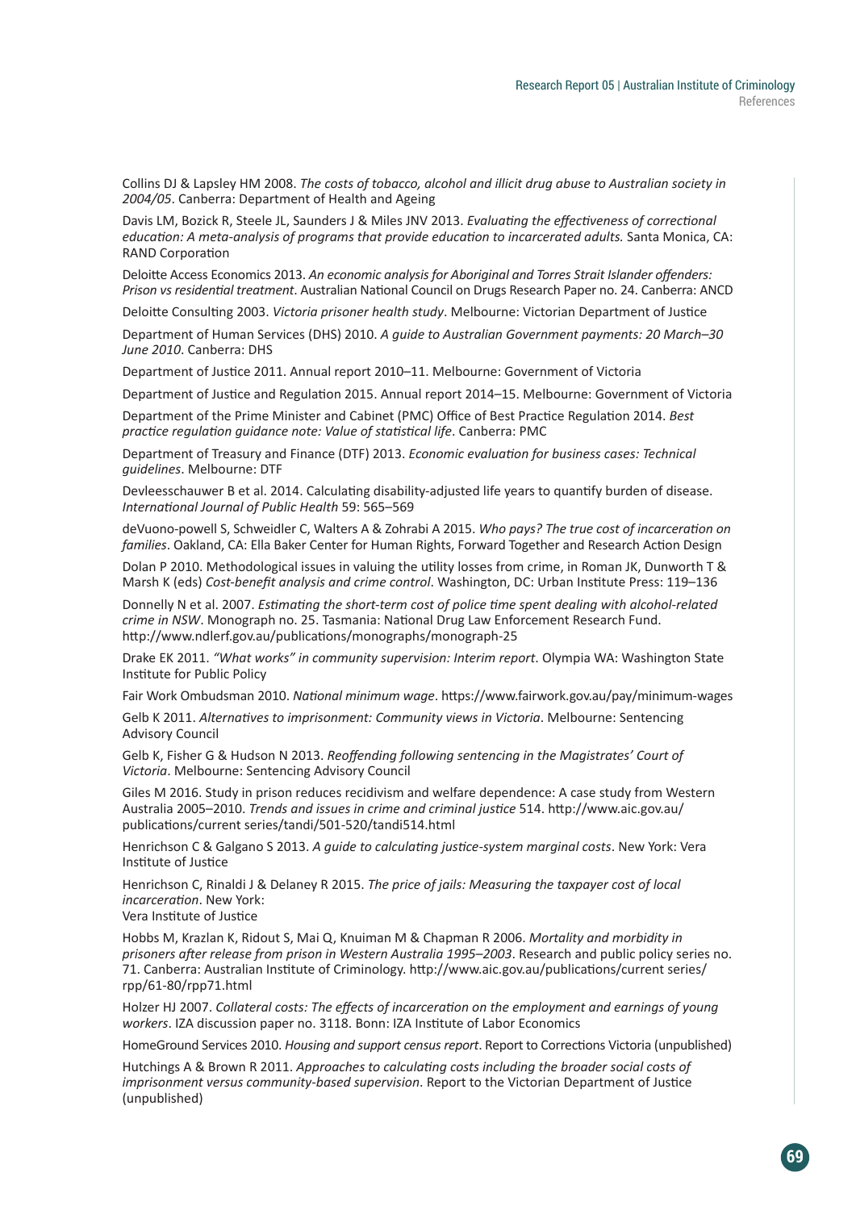Collins DJ & Lapsley HM 2008. *The costs of tobacco, alcohol and illicit drug abuse to Australian society in 2004/05*. Canberra: Department of Health and Ageing

Davis LM, Bozick R, Steele JL, Saunders J & Miles JNV 2013. *Evaluating the effectiveness of correctional education: A meta-analysis of programs that provide education to incarcerated adults.* Santa Monica, CA: RAND Corporation

Deloitte Access Economics 2013. *An economic analysis for Aboriginal and Torres Strait Islander offenders: Prison vs residential treatment*. Australian National Council on Drugs Research Paper no. 24. Canberra: ANCD

Deloitte Consulting 2003. *Victoria prisoner health study*. Melbourne: Victorian Department of Justice

Department of Human Services (DHS) 2010. *A guide to Australian Government payments: 20 March–30 June 2010*. Canberra: DHS

Department of Justice 2011. Annual report 2010–11. Melbourne: Government of Victoria

Department of Justice and Regulation 2015. Annual report 2014–15. Melbourne: Government of Victoria

Department of the Prime Minister and Cabinet (PMC) Office of Best Practice Regulation 2014. *Best practice regulation guidance note: Value of statistical life*. Canberra: PMC

Department of Treasury and Finance (DTF) 2013. *Economic evaluation for business cases: Technical guidelines*. Melbourne: DTF

Devleesschauwer B et al. 2014. Calculating disability-adjusted life years to quantify burden of disease. *International Journal of Public Health* 59: 565–569

deVuono-powell S, Schweidler C, Walters A & Zohrabi A 2015. *Who pays? The true cost of incarceration on families*. Oakland, CA: Ella Baker Center for Human Rights, Forward Together and Research Action Design

Dolan P 2010. Methodological issues in valuing the utility losses from crime, in Roman JK, Dunworth T & Marsh K (eds) *Cost-benefit analysis and crime control*. Washington, DC: Urban Institute Press: 119–136

Donnelly N et al. 2007. *Estimating the short-term cost of police time spent dealing with alcohol-related crime in NSW*. Monograph no. 25. Tasmania: National Drug Law Enforcement Research Fund. http://www.ndlerf.gov.au/publications/monographs/monograph-25

Drake EK 2011. *"What works" in community supervision: Interim report*. Olympia WA: Washington State Institute for Public Policy

Fair Work Ombudsman 2010. *National minimum wage*. https://www.fairwork.gov.au/pay/minimum-wages

Gelb K 2011. *Alternatives to imprisonment: Community views in Victoria*. Melbourne: Sentencing Advisory Council

Gelb K, Fisher G & Hudson N 2013. *Reoffending following sentencing in the Magistrates' Court of Victoria*. Melbourne: Sentencing Advisory Council

Giles M 2016. Study in prison reduces recidivism and welfare dependence: A case study from Western Australia 2005–2010. *Trends and issues in crime and criminal justice* 514. http://www.aic.gov.au/publications/current series/tandi/501-520/tandi514.html

Henrichson C & Galgano S 2013. *A guide to calculating justice-system marginal costs*. New York: Vera Institute of Justice

Henrichson C, Rinaldi J & Delaney R 2015. *The price of jails: Measuring the taxpayer cost of local incarceration*. New York: Vera Institute of Justice

Hobbs M, Krazlan K, Ridout S, Mai Q, Knuiman M & Chapman R 2006. *Mortality and morbidity in prisoners after release from prison in Western Australia 1995–2003*. Research and public policy series no. 71. Canberra: Australian Institute of Criminology. http://www.aic.gov.au/publications/current series/rpp/61-80/rpp71.html

Holzer HJ 2007. *Collateral costs: The effects of incarceration on the employment and earnings of young workers*. IZA discussion paper no. 3118. Bonn: IZA Institute of Labor Economics

HomeGround Services 2010. *Housing and support census report*. Report to Corrections Victoria (unpublished)

Hutchings A & Brown R 2011. *Approaches to calculating costs including the broader social costs of imprisonment versus community-based supervision*. Report to the Victorian Department of Justice (unpublished)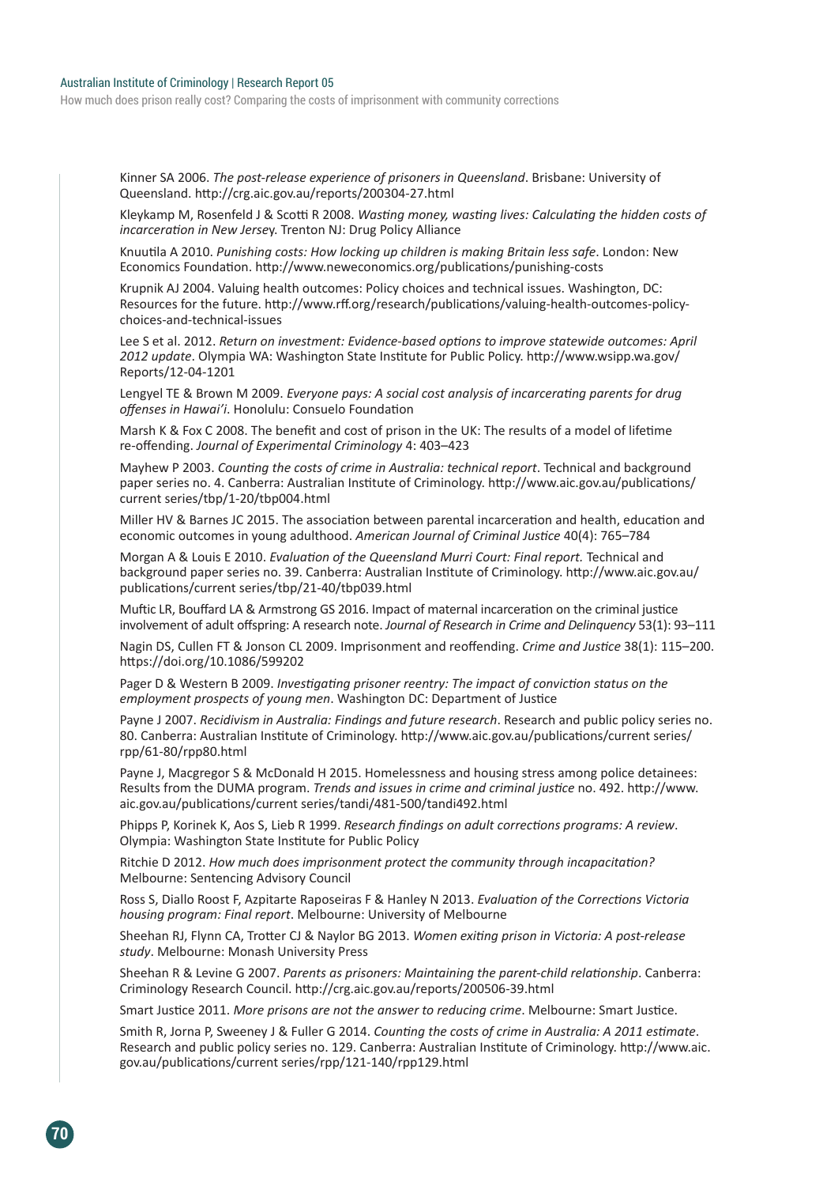Kinner SA 2006. *The post-release experience of prisoners in Queensland*. Brisbane: University of Queensland. http://crg.aic.gov.au/reports/200304-27.html

Kleykamp M, Rosenfeld J & Scotti R 2008. *Wasting money, wasting lives: Calculating the hidden costs of incarceration in New Jersey*. Trenton NJ: Drug Policy Alliance

Knuutila A 2010. *Punishing costs: How locking up children is making Britain less safe*. London: New Economics Foundation. http://www.neweconomics.org/publications/punishing-costs

Krupnik AJ 2004. Valuing health outcomes: Policy choices and technical issues. Washington, DC: Resources for the future. http://www.rff.org/research/publications/valuing-health-outcomes-policy-choices-and-technical-issues

Lee S et al. 2012. *Return on investment: Evidence-based options to improve statewide outcomes: April 2012 update*. Olympia WA: Washington State Institute for Public Policy. http://www.wsipp.wa.gov/Reports/12-04-1201

Lengyel TE & Brown M 2009. *Everyone pays: A social cost analysis of incarcerating parents for drug offenses in Hawai'i*. Honolulu: Consuelo Foundation

Marsh K & Fox C 2008. The benefit and cost of prison in the UK: The results of a model of lifetime re-offending. *Journal of Experimental Criminology* 4: 403–423

Mayhew P 2003. *Counting the costs of crime in Australia: technical report*. Technical and background paper series no. 4. Canberra: Australian Institute of Criminology. http://www.aic.gov.au/publications/current series/tbp/1-20/tbp004.html

Miller HV & Barnes JC 2015. The association between parental incarceration and health, education and economic outcomes in young adulthood. *American Journal of Criminal Justice* 40(4): 765–784

Morgan A & Louis E 2010. *Evaluation of the Queensland Murri Court: Final report.* Technical and background paper series no. 39. Canberra: Australian Institute of Criminology. http://www.aic.gov.au/publications/current series/tbp/21-40/tbp039.html

Muftic LR, Bouffard LA & Armstrong GS 2016. Impact of maternal incarceration on the criminal justice involvement of adult offspring: A research note. *Journal of Research in Crime and Delinquency* 53(1): 93–111

Nagin DS, Cullen FT & Jonson CL 2009. Imprisonment and reoffending. *Crime and Justice* 38(1): 115–200. https://doi.org/10.1086/599202

Pager D & Western B 2009. *Investigating prisoner reentry: The impact of conviction status on the employment prospects of young men*. Washington DC: Department of Justice

Payne J 2007. *Recidivism in Australia: Findings and future research*. Research and public policy series no. 80. Canberra: Australian Institute of Criminology. http://www.aic.gov.au/publications/current series/rpp/61-80/rpp80.html

Payne J, Macgregor S & McDonald H 2015. Homelessness and housing stress among police detainees: Results from the DUMA program. *Trends and issues in crime and criminal justice* no. 492. http://www.aic.gov.au/publications/current series/tandi/481-500/tandi492.html

Phipps P, Korinek K, Aos S, Lieb R 1999. *Research findings on adult corrections programs: A review*. Olympia: Washington State Institute for Public Policy

Ritchie D 2012. *How much does imprisonment protect the community through incapacitation?* Melbourne: Sentencing Advisory Council

Ross S, Diallo Roost F, Azpitarte Raposeiras F & Hanley N 2013. *Evaluation of the Corrections Victoria housing program: Final report*. Melbourne: University of Melbourne

Sheehan RJ, Flynn CA, Trotter CJ & Naylor BG 2013. *Women exiting prison in Victoria: A post-release study*. Melbourne: Monash University Press

Sheehan R & Levine G 2007. *Parents as prisoners: Maintaining the parent-child relationship*. Canberra: Criminology Research Council. http://crg.aic.gov.au/reports/200506-39.html

Smart Justice 2011. *More prisons are not the answer to reducing crime*. Melbourne: Smart Justice.

Smith R, Jorna P, Sweeney J & Fuller G 2014. *Counting the costs of crime in Australia: A 2011 estimate*. Research and public policy series no. 129. Canberra: Australian Institute of Criminology. http://www.aic.gov.au/publications/current series/rpp/121-140/rpp129.html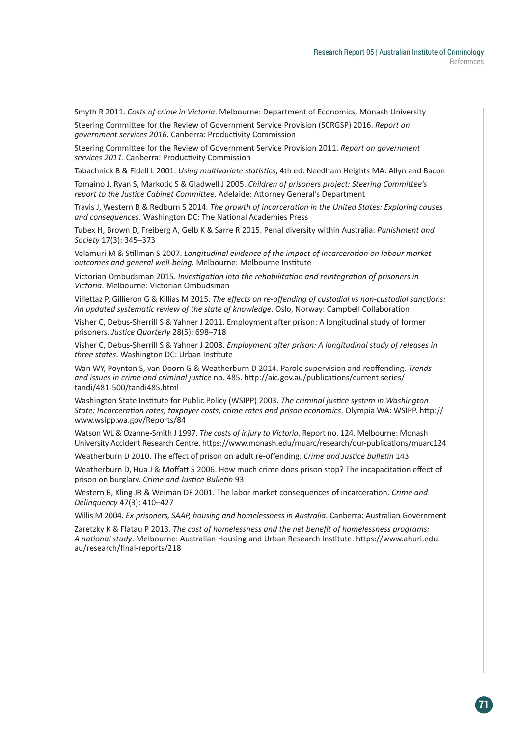Smyth R 2011. *Costs of crime in Victoria*. Melbourne: Department of Economics, Monash University

Steering Committee for the Review of Government Service Provision (SCRGSP) 2016. *Report on government services 2016*. Canberra: Productivity Commission

Steering Committee for the Review of Government Service Provision 2011. *Report on government services 2011*. Canberra: Productivity Commission

Tabachnick B & Fidell L 2001. *Using multivariate statistics*, 4th ed. Needham Heights MA: Allyn and Bacon

Tomaino J, Ryan S, Markotic S & Gladwell J 2005. *Children of prisoners project: Steering Committee's report to the Justice Cabinet Committee*. Adelaide: Attorney General's Department

Travis J, Western B & Redburn S 2014. *The growth of incarceration in the United States: Exploring causes and consequences*. Washington DC: The National Academies Press

Tubex H, Brown D, Freiberg A, Gelb K & Sarre R 2015. Penal diversity within Australia. *Punishment and Society* 17(3): 345–373

Velamuri M & Stillman S 2007. *Longitudinal evidence of the impact of incarceration on labour market outcomes and general well-being*. Melbourne: Melbourne Institute

Victorian Ombudsman 2015. *Investigation into the rehabilitation and reintegration of prisoners in Victoria*. Melbourne: Victorian Ombudsman

Villettaz P, Gillieron G & Killias M 2015. *The effects on re-offending of custodial vs non-custodial sanctions: An updated systematic review of the state of knowledge*. Oslo, Norway: Campbell Collaboration

Visher C, Debus-Sherrill S & Yahner J 2011. Employment after prison: A longitudinal study of former prisoners. *Justice Quarterly* 28(5): 698–718

Visher C, Debus-Sherrill S & Yahner J 2008. *Employment after prison: A longitudinal study of releases in three states*. Washington DC: Urban Institute

Wan WY, Poynton S, van Doorn G & Weatherburn D 2014. Parole supervision and reoffending. *Trends and issues in crime and criminal justice* no. 485. http://aic.gov.au/publications/current series/tandi/481-500/tandi485.html

Washington State Institute for Public Policy (WSIPP) 2003. *The criminal justice system in Washington State: Incarceration rates, taxpayer costs, crime rates and prison economics*. Olympia WA: WSIPP. http://www.wsipp.wa.gov/Reports/84

Watson WL & Ozanne-Smith J 1997. *The costs of injury to Victoria*. Report no. 124. Melbourne: Monash University Accident Research Centre. https://www.monash.edu/muarc/research/our-publications/muarc124

Weatherburn D 2010. The effect of prison on adult re-offending. *Crime and Justice Bulletin* 143

Weatherburn D, Hua J & Moffatt S 2006. How much crime does prison stop? The incapacitation effect of prison on burglary. *Crime and Justice Bulletin* 93

Western B, Kling JR & Weiman DF 2001. The labor market consequences of incarceration. *Crime and Delinquency* 47(3): 410–427

Willis M 2004. *Ex-prisoners, SAAP, housing and homelessness in Australia*. Canberra: Australian Government

Zaretzky K & Flatau P 2013. *The cost of homelessness and the net benefit of homelessness programs: A national study*. Melbourne: Australian Housing and Urban Research Institute. https://www.ahuri.edu.au/research/final-reports/218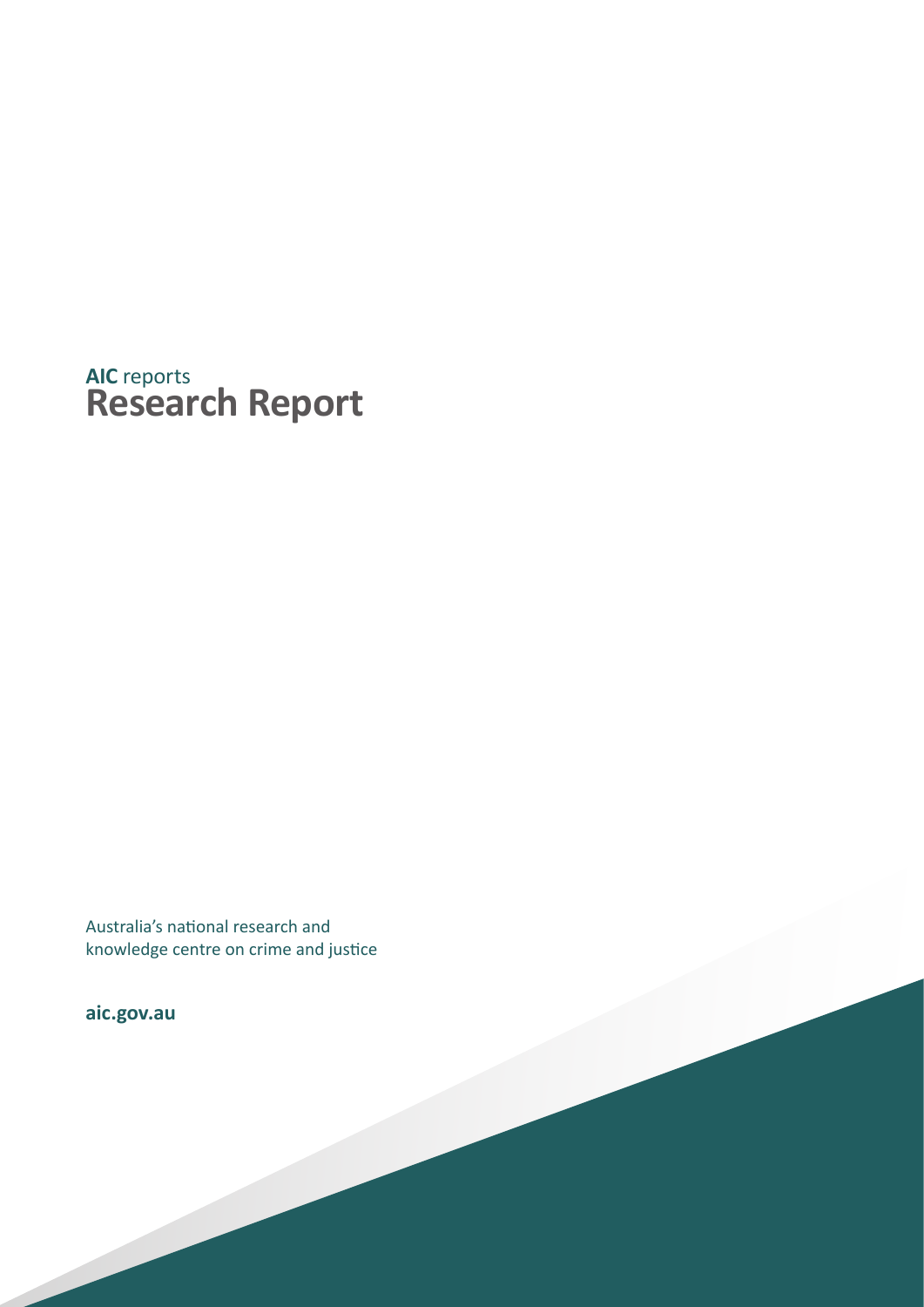**AIC** reports
# Research Report

Australia's national research and knowledge centre on crime and justice

**aic.gov.au**